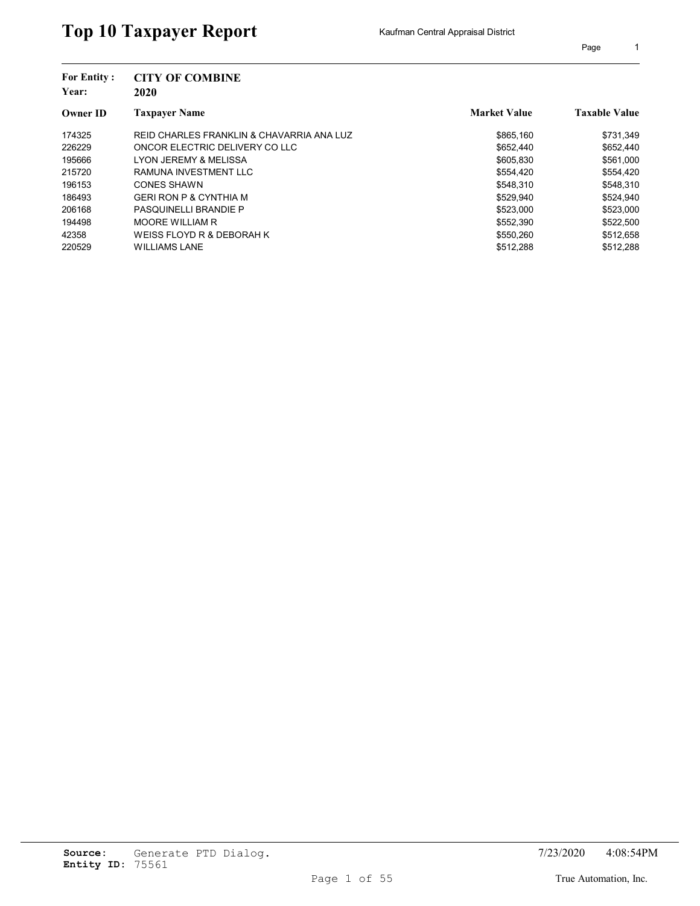# Top 10 Taxpayer Report

Kaufman Central Appraisal District

**For Entity :** **CITY OF COMBINE**
**Year:** **2020**

| Owner ID | Taxpayer Name | Market Value | Taxable Value |
|---|---|---|---|
| 174325 | REID CHARLES FRANKLIN & CHAVARRIA ANA LUZ | $865,160 | $731,349 |
| 226229 | ONCOR ELECTRIC DELIVERY CO LLC | $652,440 | $652,440 |
| 195666 | LYON JEREMY & MELISSA | $605,830 | $561,000 |
| 215720 | RAMUNA INVESTMENT LLC | $554,420 | $554,420 |
| 196153 | CONES SHAWN | $548,310 | $548,310 |
| 186493 | GERI RON P & CYNTHIA M | $529,940 | $524,940 |
| 206168 | PASQUINELLI BRANDIE P | $523,000 | $523,000 |
| 194498 | MOORE WILLIAM R | $552,390 | $522,500 |
| 42358 | WEISS FLOYD R & DEBORAH K | $550,260 | $512,658 |
| 220529 | WILLIAMS LANE | $512,288 | $512,288 |

**Source:** Generate PTD Dialog.
**Entity ID:** 75561

7/23/2020 4:08:54PM

True Automation, Inc.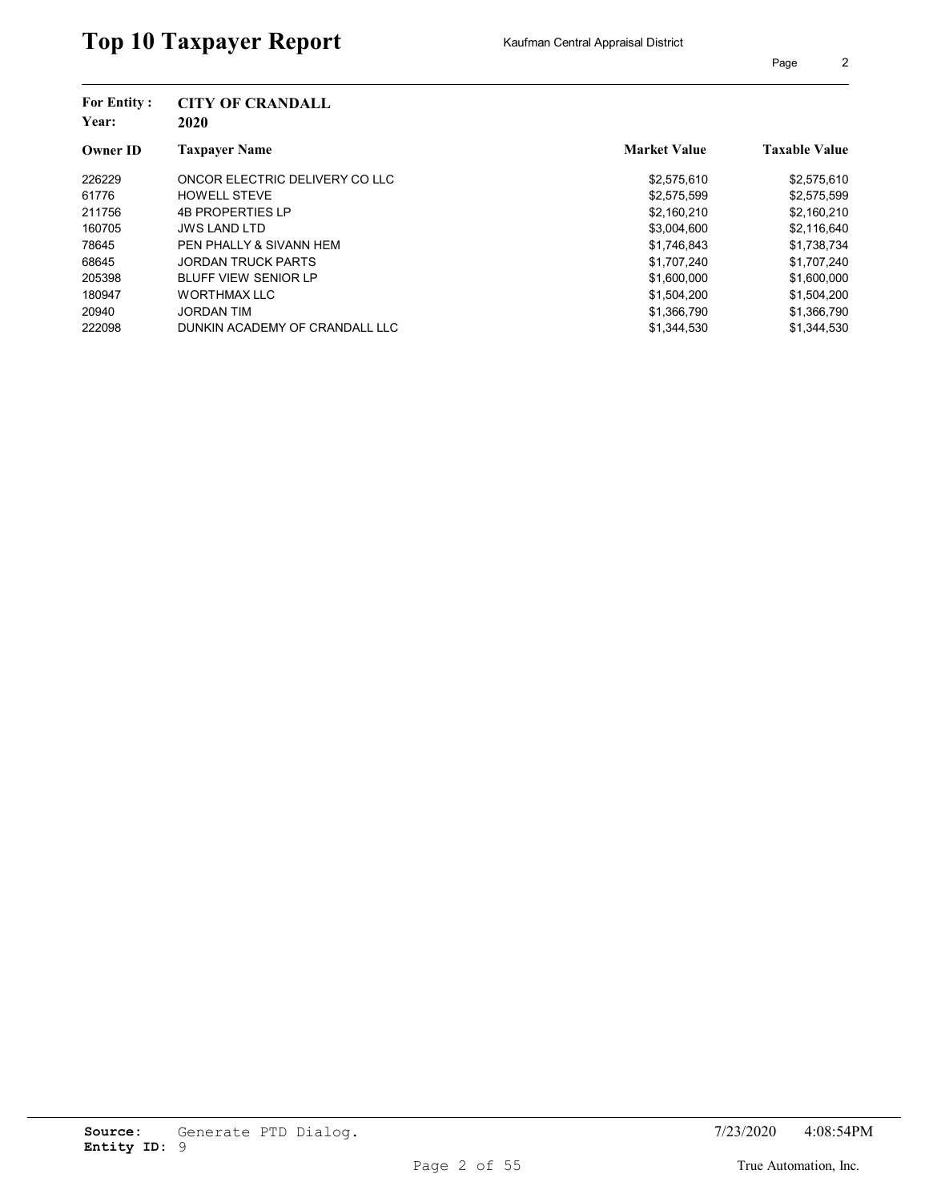# Top 10 Taxpayer Report

Kaufman Central Appraisal District

**For Entity :** CITY OF CRANDALL
**Year:** 2020

| Owner ID | Taxpayer Name | Market Value | Taxable Value |
|---|---|---|---|
| 226229 | ONCOR ELECTRIC DELIVERY CO LLC | $2,575,610 | $2,575,610 |
| 61776 | HOWELL STEVE | $2,575,599 | $2,575,599 |
| 211756 | 4B PROPERTIES LP | $2,160,210 | $2,160,210 |
| 160705 | JWS LAND LTD | $3,004,600 | $2,116,640 |
| 78645 | PEN PHALLY & SIVANN HEM | $1,746,843 | $1,738,734 |
| 68645 | JORDAN TRUCK PARTS | $1,707,240 | $1,707,240 |
| 205398 | BLUFF VIEW SENIOR LP | $1,600,000 | $1,600,000 |
| 180947 | WORTHMAX LLC | $1,504,200 | $1,504,200 |
| 20940 | JORDAN TIM | $1,366,790 | $1,366,790 |
| 222098 | DUNKIN ACADEMY OF CRANDALL LLC | $1,344,530 | $1,344,530 |

**Source:** Generate PTD Dialog.
**Entity ID:** 9

7/23/2020 4:08:54PM

True Automation, Inc.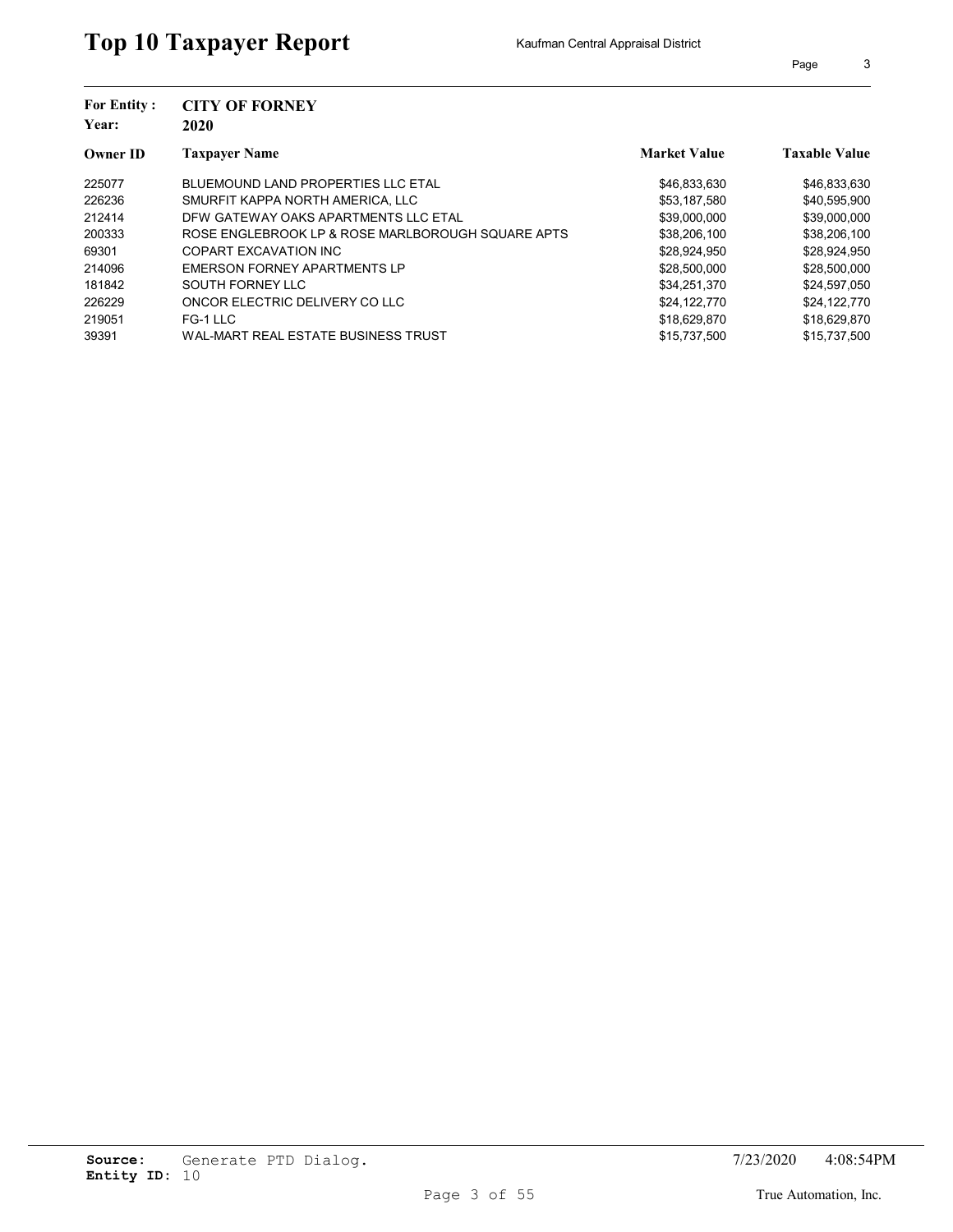# Top 10 Taxpayer Report

Kaufman Central Appraisal District

**For Entity :** CITY OF FORNEY
**Year:** 2020

| Owner ID | Taxpayer Name | Market Value | Taxable Value |
|---|---|---|---|
| 225077 | BLUEMOUND LAND PROPERTIES LLC ETAL | $46,833,630 | $46,833,630 |
| 226236 | SMURFIT KAPPA NORTH AMERICA, LLC | $53,187,580 | $40,595,900 |
| 212414 | DFW GATEWAY OAKS APARTMENTS LLC ETAL | $39,000,000 | $39,000,000 |
| 200333 | ROSE ENGLEBROOK LP & ROSE MARLBOROUGH SQUARE APTS | $38,206,100 | $38,206,100 |
| 69301 | COPART EXCAVATION INC | $28,924,950 | $28,924,950 |
| 214096 | EMERSON FORNEY APARTMENTS LP | $28,500,000 | $28,500,000 |
| 181842 | SOUTH FORNEY LLC | $34,251,370 | $24,597,050 |
| 226229 | ONCOR ELECTRIC DELIVERY CO LLC | $24,122,770 | $24,122,770 |
| 219051 | FG-1 LLC | $18,629,870 | $18,629,870 |
| 39391 | WAL-MART REAL ESTATE BUSINESS TRUST | $15,737,500 | $15,737,500 |

**Source:** Generate PTD Dialog.
**Entity ID:** 10

7/23/2020 4:08:54PM

True Automation, Inc.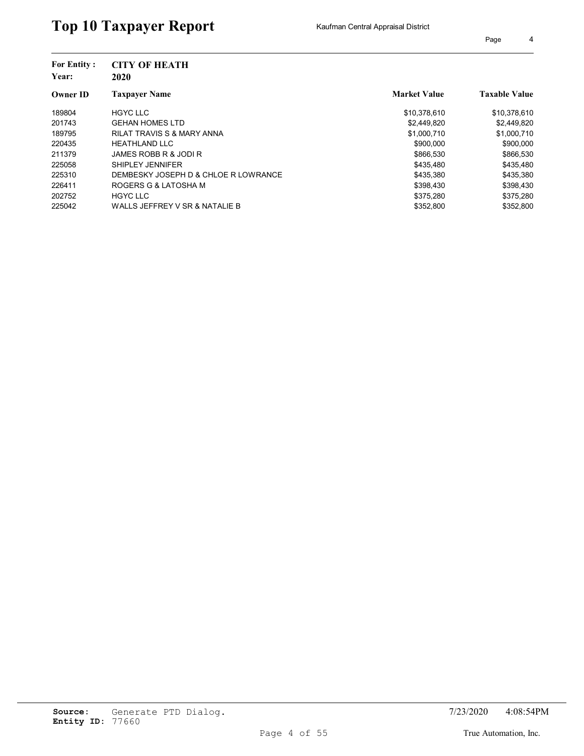# Top 10 Taxpayer Report

Kaufman Central Appraisal District

**For Entity :** CITY OF HEATH
**Year:** 2020

| Owner ID | Taxpayer Name | Market Value | Taxable Value |
|---|---|---|---|
| 189804 | HGYC LLC | $10,378,610 | $10,378,610 |
| 201743 | GEHAN HOMES LTD | $2,449,820 | $2,449,820 |
| 189795 | RILAT TRAVIS S & MARY ANNA | $1,000,710 | $1,000,710 |
| 220435 | HEATHLAND LLC | $900,000 | $900,000 |
| 211379 | JAMES ROBB R & JODI R | $866,530 | $866,530 |
| 225058 | SHIPLEY JENNIFER | $435,480 | $435,480 |
| 225310 | DEMBESKY JOSEPH D & CHLOE R LOWRANCE | $435,380 | $435,380 |
| 226411 | ROGERS G & LATOSHA M | $398,430 | $398,430 |
| 202752 | HGYC LLC | $375,280 | $375,280 |
| 225042 | WALLS JEFFREY V SR & NATALIE B | $352,800 | $352,800 |

**Source:** Generate PTD Dialog.
**Entity ID:** 77660

7/23/2020 4:08:54PM

True Automation, Inc.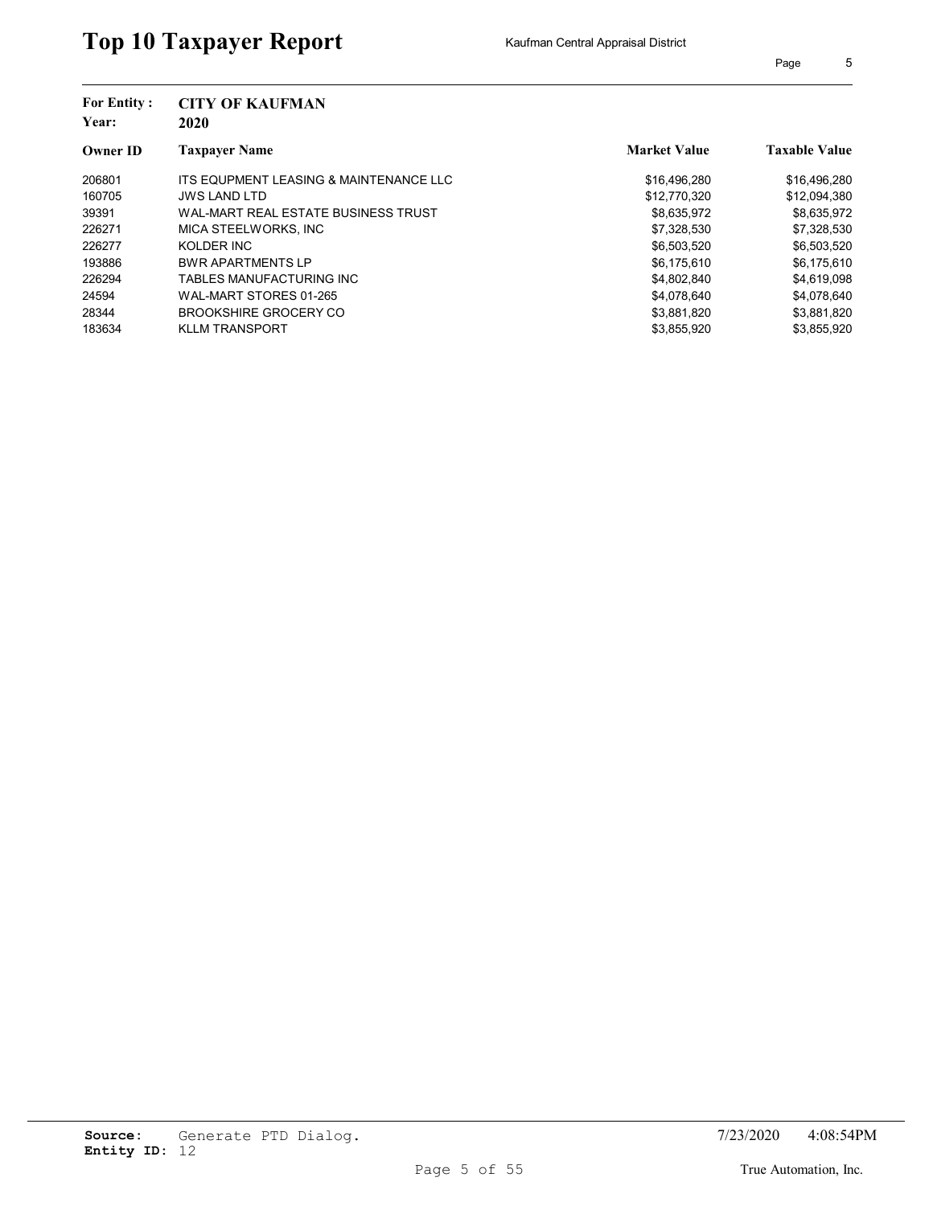# Top 10 Taxpayer Report

Kaufman Central Appraisal District

**For Entity :** CITY OF KAUFMAN
**Year:** 2020

| Owner ID | Taxpayer Name | Market Value | Taxable Value |
|---|---|---|---|
| 206801 | ITS EQUPMENT LEASING & MAINTENANCE LLC | $16,496,280 | $16,496,280 |
| 160705 | JWS LAND LTD | $12,770,320 | $12,094,380 |
| 39391 | WAL-MART REAL ESTATE BUSINESS TRUST | $8,635,972 | $8,635,972 |
| 226271 | MICA STEELWORKS, INC | $7,328,530 | $7,328,530 |
| 226277 | KOLDER INC | $6,503,520 | $6,503,520 |
| 193886 | BWR APARTMENTS LP | $6,175,610 | $6,175,610 |
| 226294 | TABLES MANUFACTURING INC | $4,802,840 | $4,619,098 |
| 24594 | WAL-MART STORES 01-265 | $4,078,640 | $4,078,640 |
| 28344 | BROOKSHIRE GROCERY CO | $3,881,820 | $3,881,820 |
| 183634 | KLLM TRANSPORT | $3,855,920 | $3,855,920 |

**Source:** Generate PTD Dialog.
**Entity ID:** 12

7/23/2020 4:08:54PM

True Automation, Inc.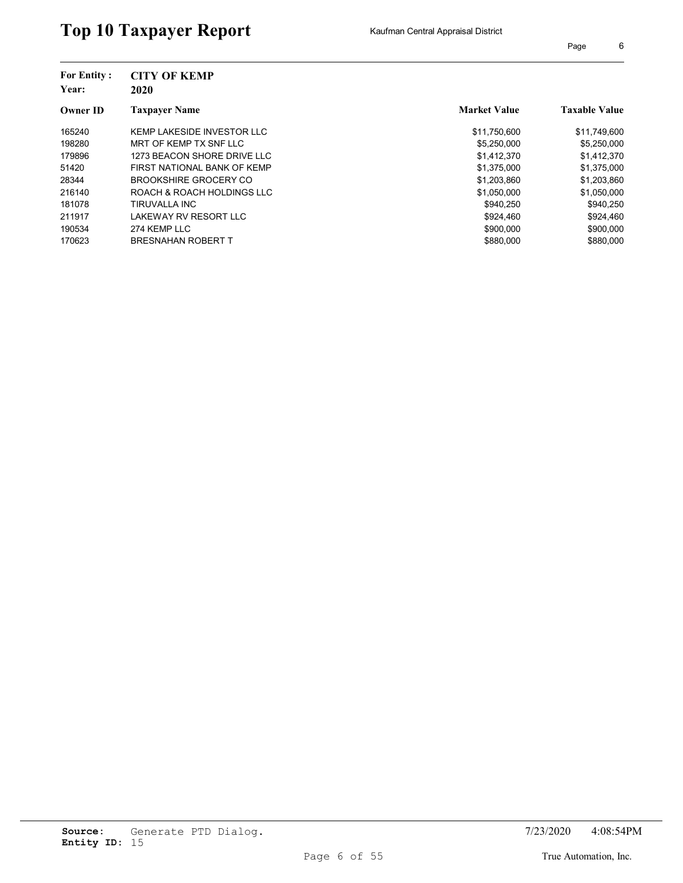# Top 10 Taxpayer Report

Kaufman Central Appraisal District

**For Entity :** CITY OF KEMP
**Year:** 2020

| Owner ID | Taxpayer Name | Market Value | Taxable Value |
|---|---|---|---|
| 165240 | KEMP LAKESIDE INVESTOR LLC | $11,750,600 | $11,749,600 |
| 198280 | MRT OF KEMP TX SNF LLC | $5,250,000 | $5,250,000 |
| 179896 | 1273 BEACON SHORE DRIVE LLC | $1,412,370 | $1,412,370 |
| 51420 | FIRST NATIONAL BANK OF KEMP | $1,375,000 | $1,375,000 |
| 28344 | BROOKSHIRE GROCERY CO | $1,203,860 | $1,203,860 |
| 216140 | ROACH & ROACH HOLDINGS LLC | $1,050,000 | $1,050,000 |
| 181078 | TIRUVALLA INC | $940,250 | $940,250 |
| 211917 | LAKEWAY RV RESORT LLC | $924,460 | $924,460 |
| 190534 | 274 KEMP LLC | $900,000 | $900,000 |
| 170623 | BRESNAHAN ROBERT T | $880,000 | $880,000 |

**Source:** Generate PTD Dialog.
**Entity ID:** 15

7/23/2020 4:08:54PM

True Automation, Inc.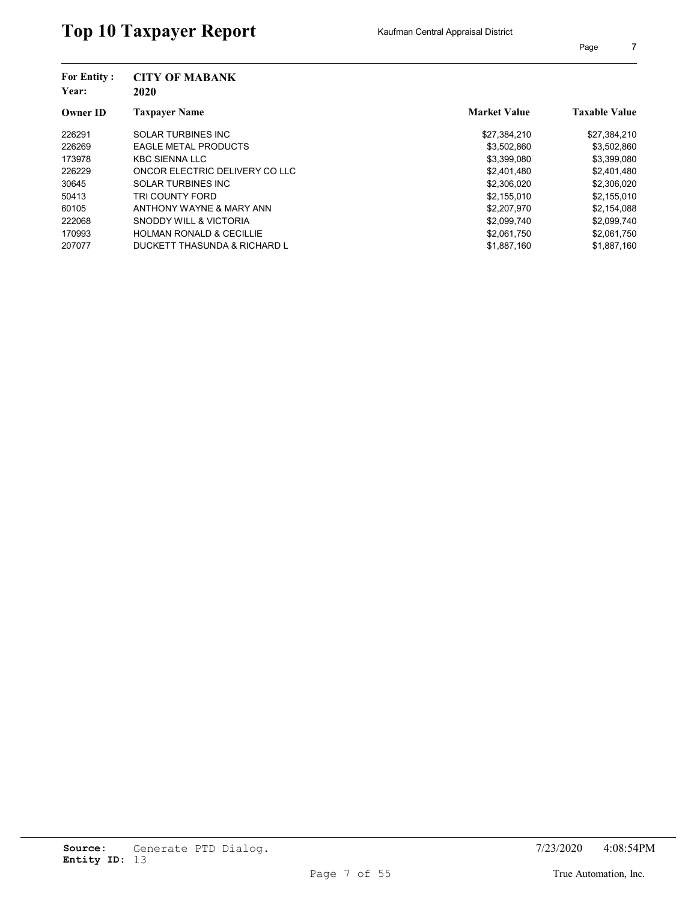# Top 10 Taxpayer Report

Kaufman Central Appraisal District

**For Entity :** **CITY OF MABANK**
**Year:** **2020**

| Owner ID | Taxpayer Name | Market Value | Taxable Value |
|---|---|---|---|
| 226291 | SOLAR TURBINES INC | $27,384,210 | $27,384,210 |
| 226269 | EAGLE METAL PRODUCTS | $3,502,860 | $3,502,860 |
| 173978 | KBC SIENNA LLC | $3,399,080 | $3,399,080 |
| 226229 | ONCOR ELECTRIC DELIVERY CO LLC | $2,401,480 | $2,401,480 |
| 30645 | SOLAR TURBINES INC | $2,306,020 | $2,306,020 |
| 50413 | TRI COUNTY FORD | $2,155,010 | $2,155,010 |
| 60105 | ANTHONY WAYNE & MARY ANN | $2,207,970 | $2,154,088 |
| 222068 | SNODDY WILL & VICTORIA | $2,099,740 | $2,099,740 |
| 170993 | HOLMAN RONALD & CECILLIE | $2,061,750 | $2,061,750 |
| 207077 | DUCKETT THASUNDA & RICHARD L | $1,887,160 | $1,887,160 |

**Source:** Generate PTD Dialog.
**Entity ID:** 13

7/23/2020 4:08:54PM

True Automation, Inc.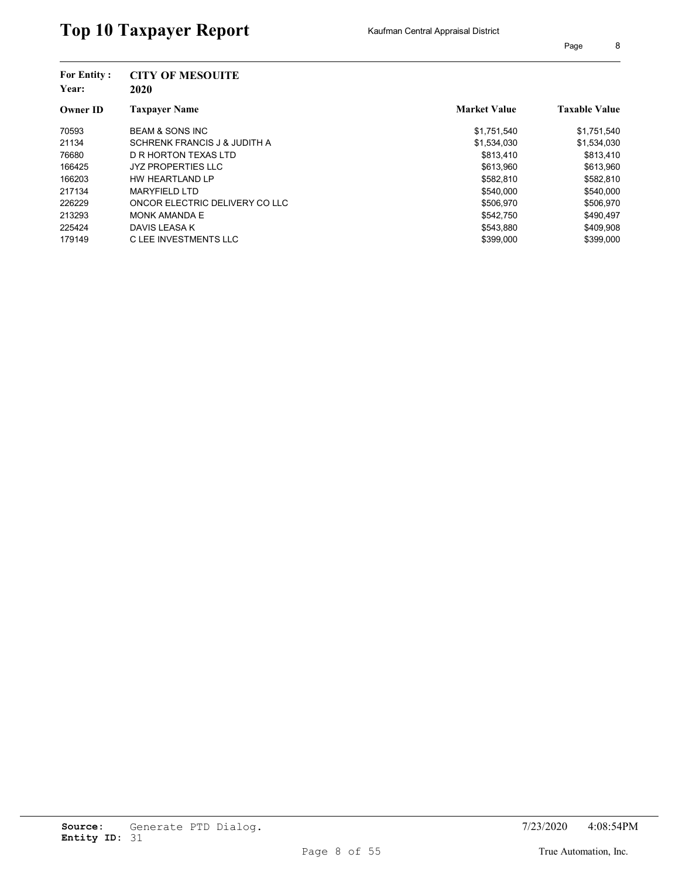# Top 10 Taxpayer Report

Kaufman Central Appraisal District

**For Entity :** **CITY OF MESQUITE**
**Year:** **2020**

| Owner ID | Taxpayer Name | Market Value | Taxable Value |
|---|---|---|---|
| 70593 | BEAM & SONS INC | $1,751,540 | $1,751,540 |
| 21134 | SCHRENK FRANCIS J & JUDITH A | $1,534,030 | $1,534,030 |
| 76680 | D R HORTON TEXAS LTD | $813,410 | $813,410 |
| 166425 | JYZ PROPERTIES LLC | $613,960 | $613,960 |
| 166203 | HW HEARTLAND LP | $582,810 | $582,810 |
| 217134 | MARYFIELD LTD | $540,000 | $540,000 |
| 226229 | ONCOR ELECTRIC DELIVERY CO LLC | $506,970 | $506,970 |
| 213293 | MONK AMANDA E | $542,750 | $490,497 |
| 225424 | DAVIS LEASA K | $543,880 | $409,908 |
| 179149 | C LEE INVESTMENTS LLC | $399,000 | $399,000 |

**Source:** Generate PTD Dialog.
**Entity ID:** 31

7/23/2020 4:08:54PM

True Automation, Inc.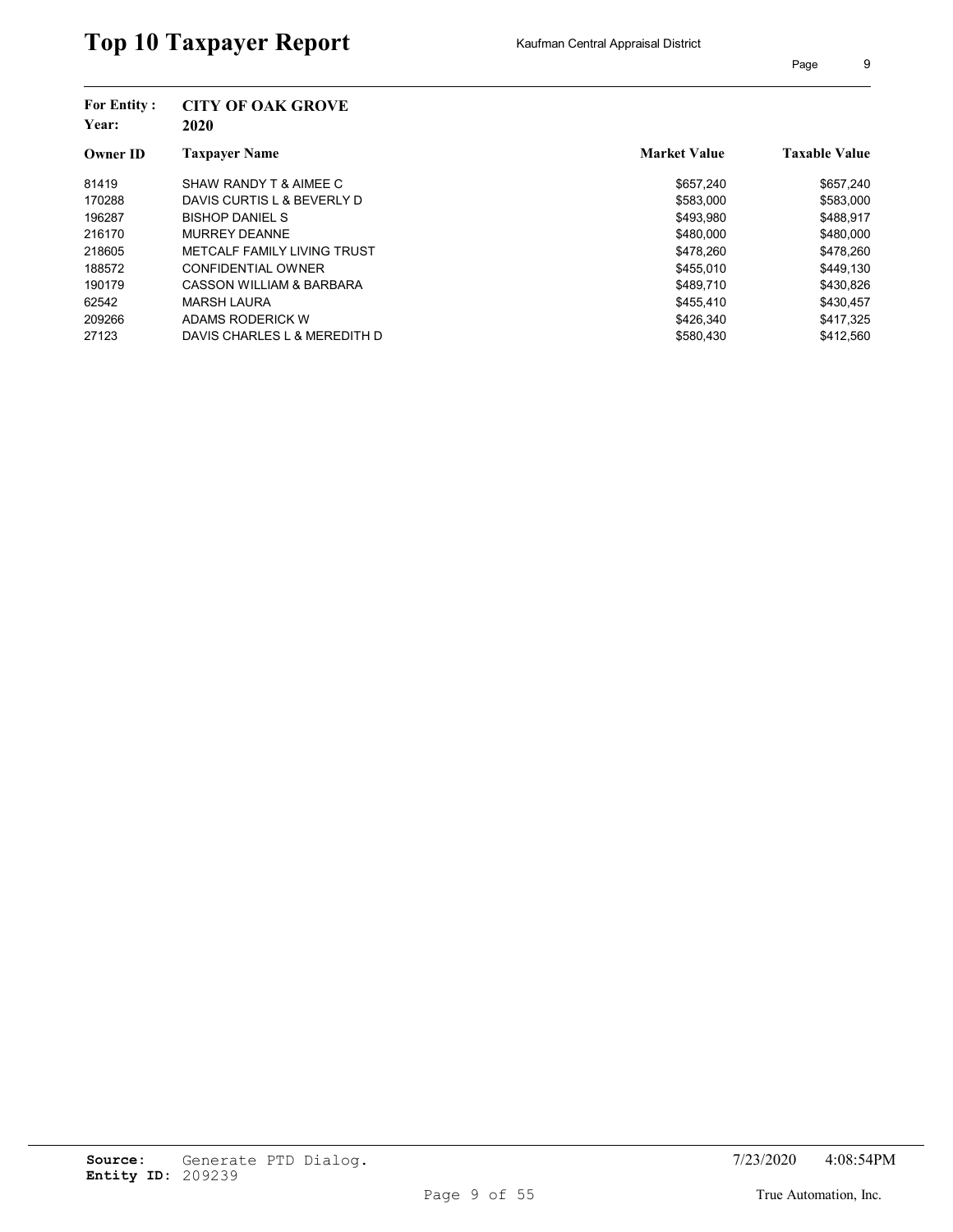# Top 10 Taxpayer Report

Kaufman Central Appraisal District

**For Entity :** **CITY OF OAK GROVE**
**Year:** **2020**

| Owner ID | Taxpayer Name | Market Value | Taxable Value |
|---|---|---|---|
| 81419 | SHAW RANDY T & AIMEE C | $657,240 | $657,240 |
| 170288 | DAVIS CURTIS L & BEVERLY D | $583,000 | $583,000 |
| 196287 | BISHOP DANIEL S | $493,980 | $488,917 |
| 216170 | MURREY DEANNE | $480,000 | $480,000 |
| 218605 | METCALF FAMILY LIVING TRUST | $478,260 | $478,260 |
| 188572 | CONFIDENTIAL OWNER | $455,010 | $449,130 |
| 190179 | CASSON WILLIAM & BARBARA | $489,710 | $430,826 |
| 62542 | MARSH LAURA | $455,410 | $430,457 |
| 209266 | ADAMS RODERICK W | $426,340 | $417,325 |
| 27123 | DAVIS CHARLES L & MEREDITH D | $580,430 | $412,560 |

**Source:** Generate PTD Dialog.
**Entity ID:** 209239

7/23/2020 4:08:54PM

True Automation, Inc.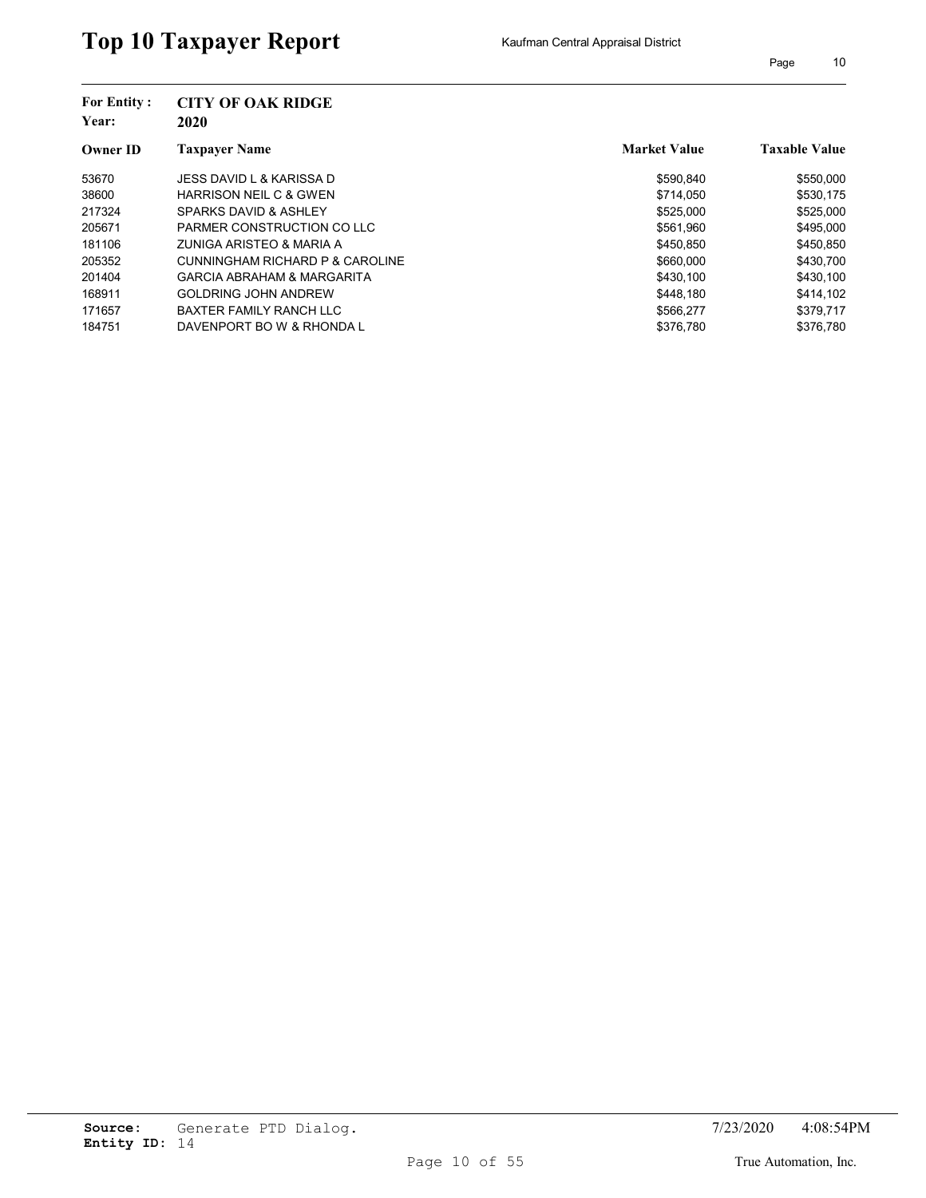# Top 10 Taxpayer Report

Kaufman Central Appraisal District

**For Entity :** **CITY OF OAK RIDGE**
**Year:** **2020**

| Owner ID | Taxpayer Name | Market Value | Taxable Value |
|---|---|---|---|
| 53670 | JESS DAVID L & KARISSA D | $590,840 | $550,000 |
| 38600 | HARRISON NEIL C & GWEN | $714,050 | $530,175 |
| 217324 | SPARKS DAVID & ASHLEY | $525,000 | $525,000 |
| 205671 | PARMER CONSTRUCTION CO LLC | $561,960 | $495,000 |
| 181106 | ZUNIGA ARISTEO & MARIA A | $450,850 | $450,850 |
| 205352 | CUNNINGHAM RICHARD P & CAROLINE | $660,000 | $430,700 |
| 201404 | GARCIA ABRAHAM & MARGARITA | $430,100 | $430,100 |
| 168911 | GOLDRING JOHN ANDREW | $448,180 | $414,102 |
| 171657 | BAXTER FAMILY RANCH LLC | $566,277 | $379,717 |
| 184751 | DAVENPORT BO W & RHONDA L | $376,780 | $376,780 |

**Source:** Generate PTD Dialog.
**Entity ID:** 14

7/23/2020 4:08:54PM

True Automation, Inc.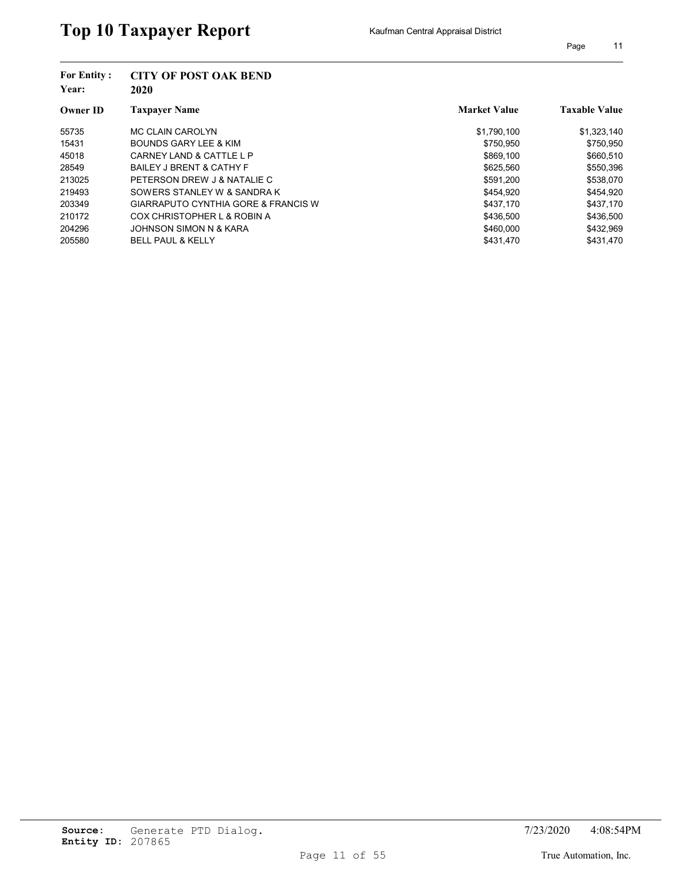# Top 10 Taxpayer Report

Kaufman Central Appraisal District

**For Entity :** **CITY OF POST OAK BEND**
**Year:** **2020**

| Owner ID | Taxpayer Name | Market Value | Taxable Value |
|---|---|---|---|
| 55735 | MC CLAIN CAROLYN | $1,790,100 | $1,323,140 |
| 15431 | BOUNDS GARY LEE & KIM | $750,950 | $750,950 |
| 45018 | CARNEY LAND & CATTLE L P | $869,100 | $660,510 |
| 28549 | BAILEY J BRENT & CATHY F | $625,560 | $550,396 |
| 213025 | PETERSON DREW J & NATALIE C | $591,200 | $538,070 |
| 219493 | SOWERS STANLEY W & SANDRA K | $454,920 | $454,920 |
| 203349 | GIARRAPUTO CYNTHIA GORE & FRANCIS W | $437,170 | $437,170 |
| 210172 | COX CHRISTOPHER L & ROBIN A | $436,500 | $436,500 |
| 204296 | JOHNSON SIMON N & KARA | $460,000 | $432,969 |
| 205580 | BELL PAUL & KELLY | $431,470 | $431,470 |

**Source:** Generate PTD Dialog.
**Entity ID:** 207865

7/23/2020 4:08:54PM

True Automation, Inc.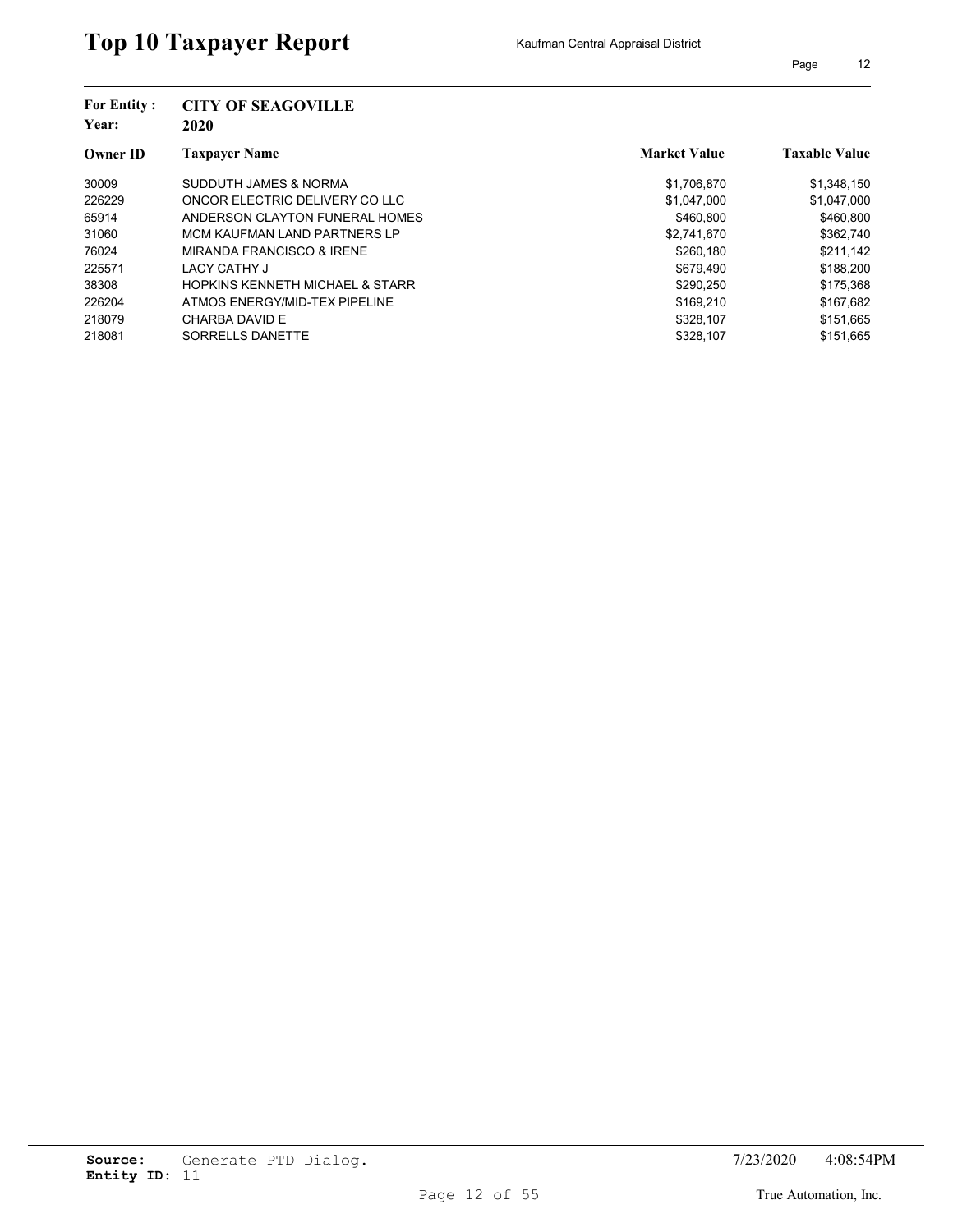# Top 10 Taxpayer Report

Kaufman Central Appraisal District

**For Entity :** **CITY OF SEAGOVILLE**
**Year:** **2020**

| Owner ID | Taxpayer Name | Market Value | Taxable Value |
|---|---|---|---|
| 30009 | SUDDUTH JAMES & NORMA | $1,706,870 | $1,348,150 |
| 226229 | ONCOR ELECTRIC DELIVERY CO LLC | $1,047,000 | $1,047,000 |
| 65914 | ANDERSON CLAYTON FUNERAL HOMES | $460,800 | $460,800 |
| 31060 | MCM KAUFMAN LAND PARTNERS LP | $2,741,670 | $362,740 |
| 76024 | MIRANDA FRANCISCO & IRENE | $260,180 | $211,142 |
| 225571 | LACY CATHY J | $679,490 | $188,200 |
| 38308 | HOPKINS KENNETH MICHAEL & STARR | $290,250 | $175,368 |
| 226204 | ATMOS ENERGY/MID-TEX PIPELINE | $169,210 | $167,682 |
| 218079 | CHARBA DAVID E | $328,107 | $151,665 |
| 218081 | SORRELLS DANETTE | $328,107 | $151,665 |

**Source:** Generate PTD Dialog.
**Entity ID:** 11

7/23/2020 4:08:54PM

True Automation, Inc.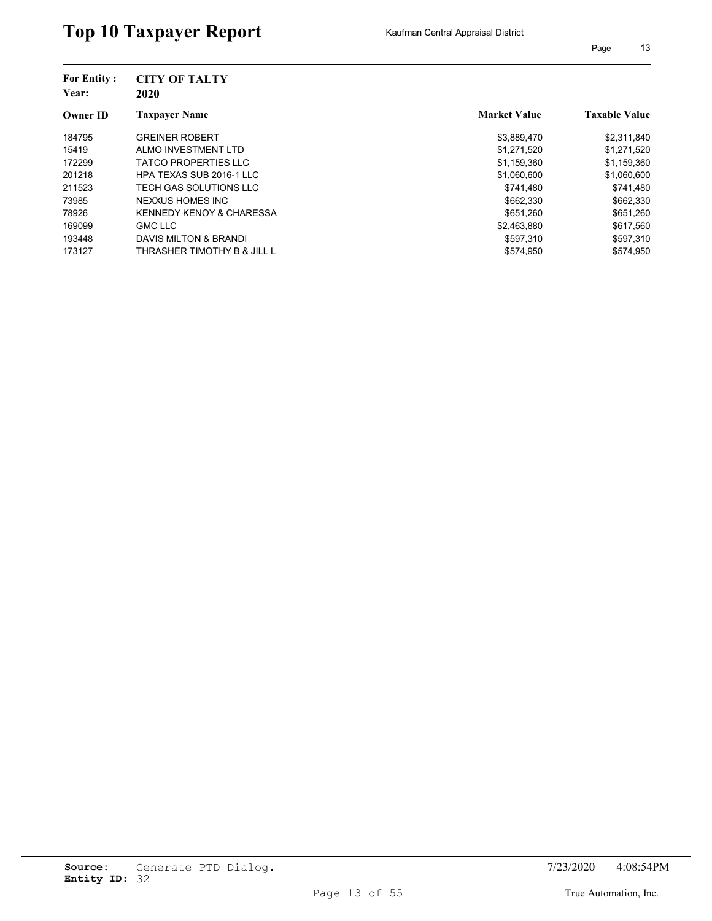# Top 10 Taxpayer Report

Kaufman Central Appraisal District

**For Entity :** CITY OF TALTY
**Year:** 2020

| Owner ID | Taxpayer Name | Market Value | Taxable Value |
|---|---|---|---|
| 184795 | GREINER ROBERT | $3,889,470 | $2,311,840 |
| 15419 | ALMO INVESTMENT LTD | $1,271,520 | $1,271,520 |
| 172299 | TATCO PROPERTIES LLC | $1,159,360 | $1,159,360 |
| 201218 | HPA TEXAS SUB 2016-1 LLC | $1,060,600 | $1,060,600 |
| 211523 | TECH GAS SOLUTIONS LLC | $741,480 | $741,480 |
| 73985 | NEXXUS HOMES INC | $662,330 | $662,330 |
| 78926 | KENNEDY KENOY & CHARESSA | $651,260 | $651,260 |
| 169099 | GMC LLC | $2,463,880 | $617,560 |
| 193448 | DAVIS MILTON & BRANDI | $597,310 | $597,310 |
| 173127 | THRASHER TIMOTHY B & JILL L | $574,950 | $574,950 |

**Source:** Generate PTD Dialog.
**Entity ID:** 32

7/23/2020 4:08:54PM

True Automation, Inc.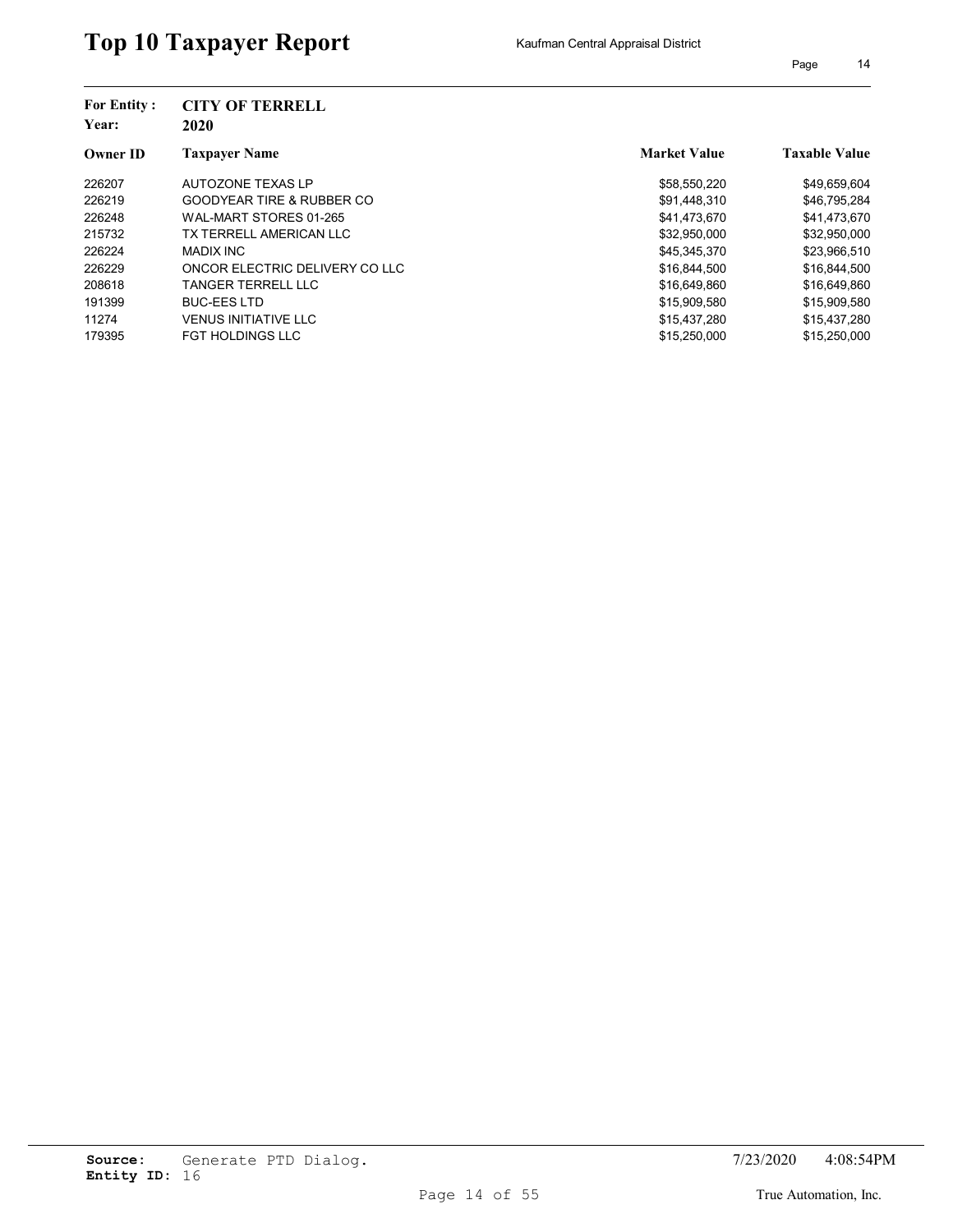# Top 10 Taxpayer Report

Kaufman Central Appraisal District

**For Entity :** **CITY OF TERRELL**
**Year:** **2020**

| Owner ID | Taxpayer Name | Market Value | Taxable Value |
|---|---|---|---|
| 226207 | AUTOZONE TEXAS LP | $58,550,220 | $49,659,604 |
| 226219 | GOODYEAR TIRE & RUBBER CO | $91,448,310 | $46,795,284 |
| 226248 | WAL-MART STORES 01-265 | $41,473,670 | $41,473,670 |
| 215732 | TX TERRELL AMERICAN LLC | $32,950,000 | $32,950,000 |
| 226224 | MADIX INC | $45,345,370 | $23,966,510 |
| 226229 | ONCOR ELECTRIC DELIVERY CO LLC | $16,844,500 | $16,844,500 |
| 208618 | TANGER TERRELL LLC | $16,649,860 | $16,649,860 |
| 191399 | BUC-EES LTD | $15,909,580 | $15,909,580 |
| 11274 | VENUS INITIATIVE LLC | $15,437,280 | $15,437,280 |
| 179395 | FGT HOLDINGS LLC | $15,250,000 | $15,250,000 |

**Source:** Generate PTD Dialog.
**Entity ID:** 16

7/23/2020 4:08:54PM

True Automation, Inc.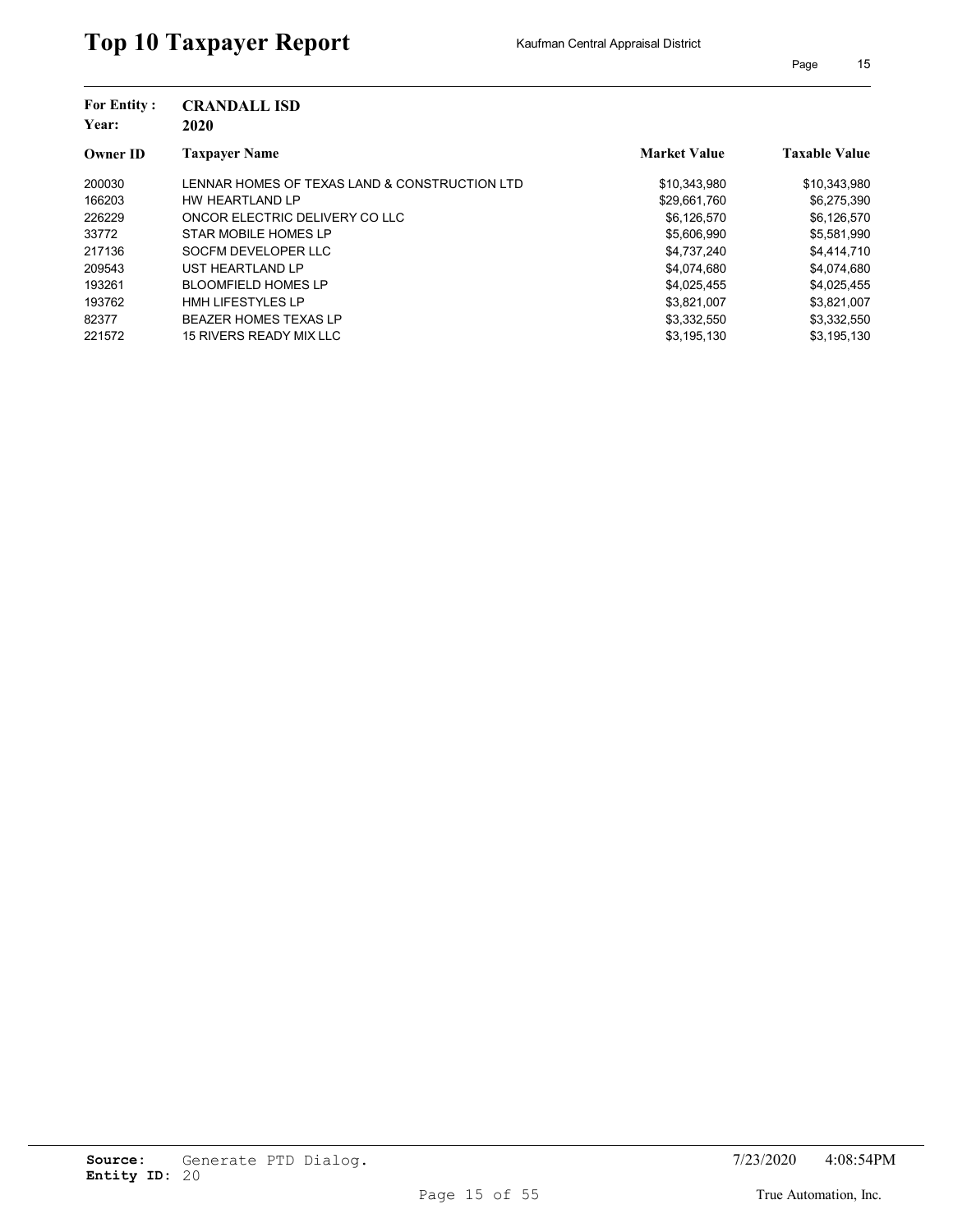# Top 10 Taxpayer Report

Kaufman Central Appraisal District

**For Entity :** CRANDALL ISD
**Year:** 2020

| Owner ID | Taxpayer Name | Market Value | Taxable Value |
| --- | --- | --- | --- |
| 200030 | LENNAR HOMES OF TEXAS LAND & CONSTRUCTION LTD | $10,343,980 | $10,343,980 |
| 166203 | HW HEARTLAND LP | $29,661,760 | $6,275,390 |
| 226229 | ONCOR ELECTRIC DELIVERY CO LLC | $6,126,570 | $6,126,570 |
| 33772 | STAR MOBILE HOMES LP | $5,606,990 | $5,581,990 |
| 217136 | SOCFM DEVELOPER LLC | $4,737,240 | $4,414,710 |
| 209543 | UST HEARTLAND LP | $4,074,680 | $4,074,680 |
| 193261 | BLOOMFIELD HOMES LP | $4,025,455 | $4,025,455 |
| 193762 | HMH LIFESTYLES LP | $3,821,007 | $3,821,007 |
| 82377 | BEAZER HOMES TEXAS LP | $3,332,550 | $3,332,550 |
| 221572 | 15 RIVERS READY MIX LLC | $3,195,130 | $3,195,130 |

**Source:** Generate PTD Dialog.
**Entity ID:** 20

7/23/2020 4:08:54PM

True Automation, Inc.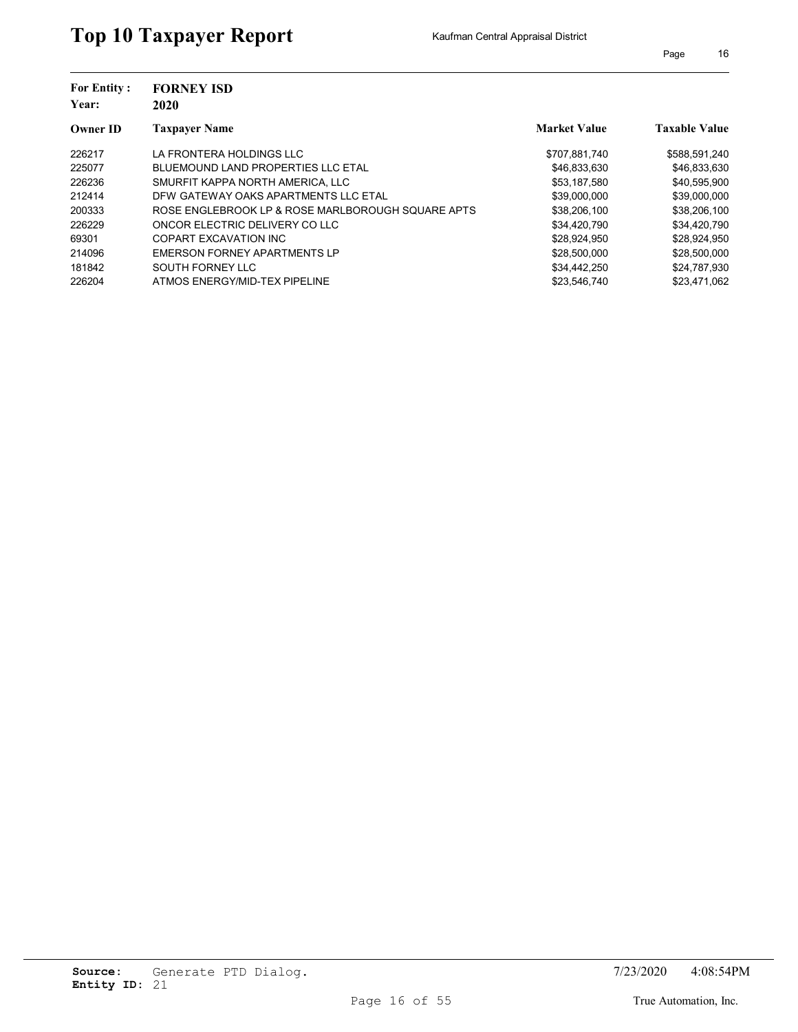# Top 10 Taxpayer Report

Kaufman Central Appraisal District

**For Entity :** **FORNEY ISD**
**Year:** **2020**

| Owner ID | Taxpayer Name | Market Value | Taxable Value |
|---|---|---|---|
| 226217 | LA FRONTERA HOLDINGS LLC | $707,881,740 | $588,591,240 |
| 225077 | BLUEMOUND LAND PROPERTIES LLC ETAL | $46,833,630 | $46,833,630 |
| 226236 | SMURFIT KAPPA NORTH AMERICA, LLC | $53,187,580 | $40,595,900 |
| 212414 | DFW GATEWAY OAKS APARTMENTS LLC ETAL | $39,000,000 | $39,000,000 |
| 200333 | ROSE ENGLEBROOK LP & ROSE MARLBOROUGH SQUARE APTS | $38,206,100 | $38,206,100 |
| 226229 | ONCOR ELECTRIC DELIVERY CO LLC | $34,420,790 | $34,420,790 |
| 69301 | COPART EXCAVATION INC | $28,924,950 | $28,924,950 |
| 214096 | EMERSON FORNEY APARTMENTS LP | $28,500,000 | $28,500,000 |
| 181842 | SOUTH FORNEY LLC | $34,442,250 | $24,787,930 |
| 226204 | ATMOS ENERGY/MID-TEX PIPELINE | $23,546,740 | $23,471,062 |

**Source:** Generate PTD Dialog.
**Entity ID:** 21

7/23/2020 4:08:54PM

True Automation, Inc.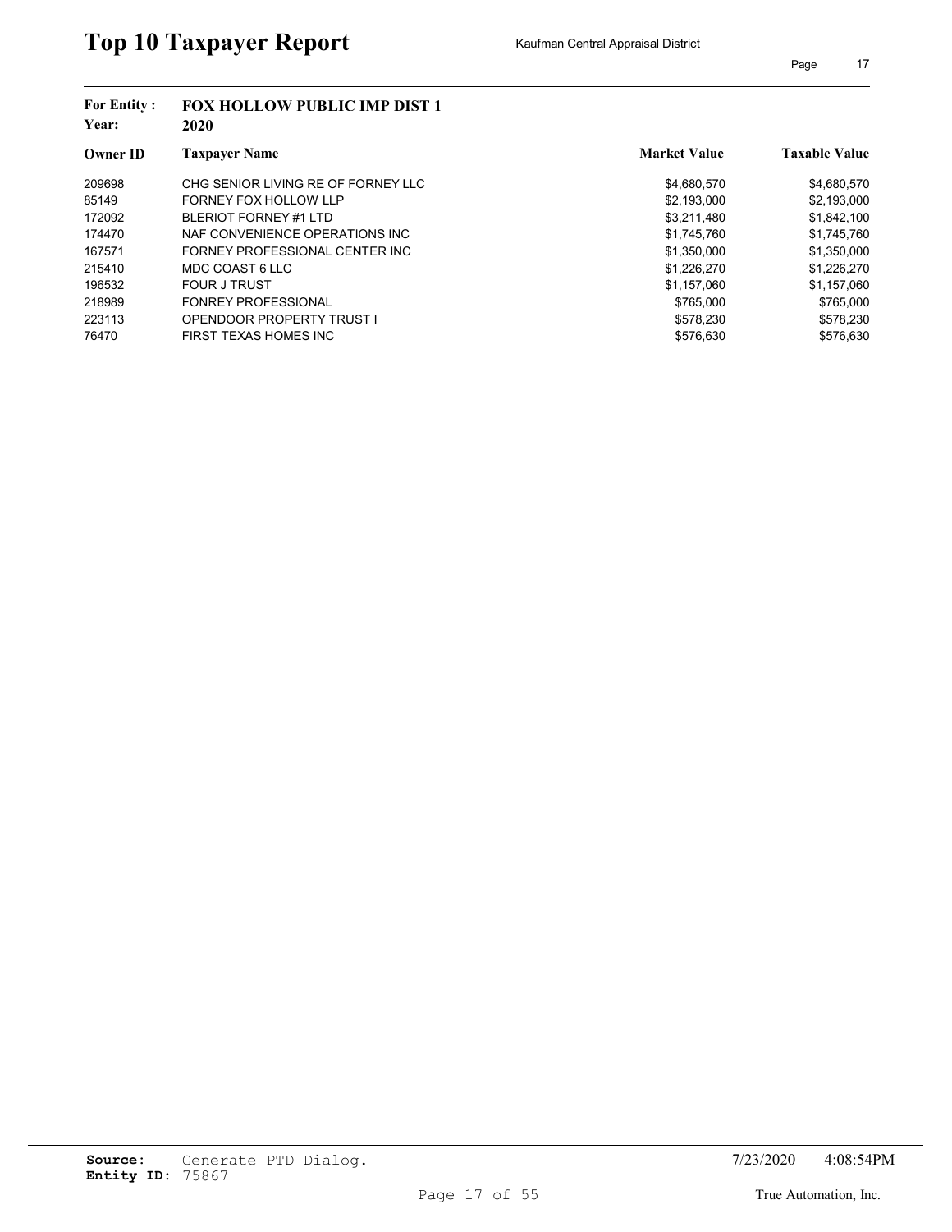# Top 10 Taxpayer Report

Kaufman Central Appraisal District

**For Entity :** FOX HOLLOW PUBLIC IMP DIST 1
**Year:** 2020

| Owner ID | Taxpayer Name | Market Value | Taxable Value |
|---|---|---|---|
| 209698 | CHG SENIOR LIVING RE OF FORNEY LLC | $4,680,570 | $4,680,570 |
| 85149 | FORNEY FOX HOLLOW LLP | $2,193,000 | $2,193,000 |
| 172092 | BLERIOT FORNEY #1 LTD | $3,211,480 | $1,842,100 |
| 174470 | NAF CONVENIENCE OPERATIONS INC | $1,745,760 | $1,745,760 |
| 167571 | FORNEY PROFESSIONAL CENTER INC | $1,350,000 | $1,350,000 |
| 215410 | MDC COAST 6 LLC | $1,226,270 | $1,226,270 |
| 196532 | FOUR J TRUST | $1,157,060 | $1,157,060 |
| 218989 | FONREY PROFESSIONAL | $765,000 | $765,000 |
| 223113 | OPENDOOR PROPERTY TRUST I | $578,230 | $578,230 |
| 76470 | FIRST TEXAS HOMES INC | $576,630 | $576,630 |

**Source:** Generate PTD Dialog.
**Entity ID:** 75867

7/23/2020 4:08:54PM

True Automation, Inc.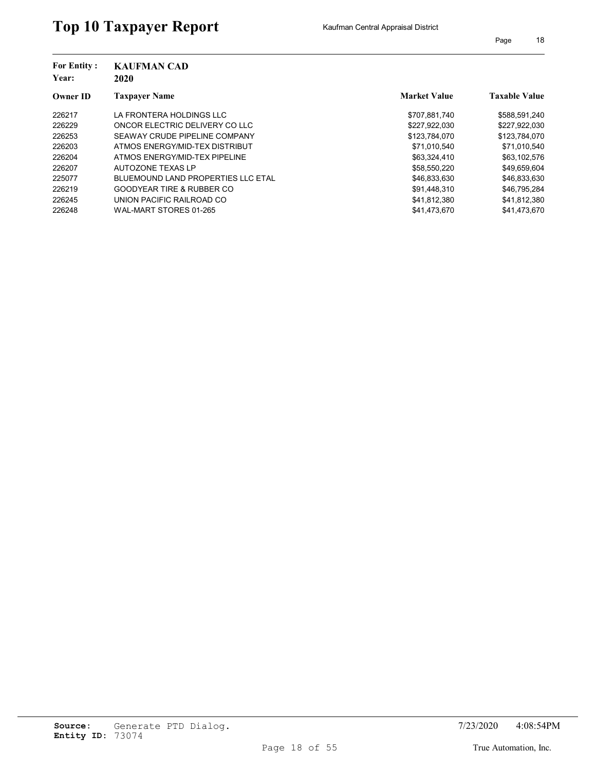# Top 10 Taxpayer Report

Kaufman Central Appraisal District

**For Entity :** **KAUFMAN CAD**
**Year:** **2020**

| Owner ID | Taxpayer Name | Market Value | Taxable Value |
|---|---|---|---|
| 226217 | LA FRONTERA HOLDINGS LLC | $707,881,740 | $588,591,240 |
| 226229 | ONCOR ELECTRIC DELIVERY CO LLC | $227,922,030 | $227,922,030 |
| 226253 | SEAWAY CRUDE PIPELINE COMPANY | $123,784,070 | $123,784,070 |
| 226203 | ATMOS ENERGY/MID-TEX DISTRIBUT | $71,010,540 | $71,010,540 |
| 226204 | ATMOS ENERGY/MID-TEX PIPELINE | $63,324,410 | $63,102,576 |
| 226207 | AUTOZONE TEXAS LP | $58,550,220 | $49,659,604 |
| 225077 | BLUEMOUND LAND PROPERTIES LLC ETAL | $46,833,630 | $46,833,630 |
| 226219 | GOODYEAR TIRE & RUBBER CO | $91,448,310 | $46,795,284 |
| 226245 | UNION PACIFIC RAILROAD CO | $41,812,380 | $41,812,380 |
| 226248 | WAL-MART STORES 01-265 | $41,473,670 | $41,473,670 |

**Source:** Generate PTD Dialog.
**Entity ID:** 73074

7/23/2020 4:08:54PM

True Automation, Inc.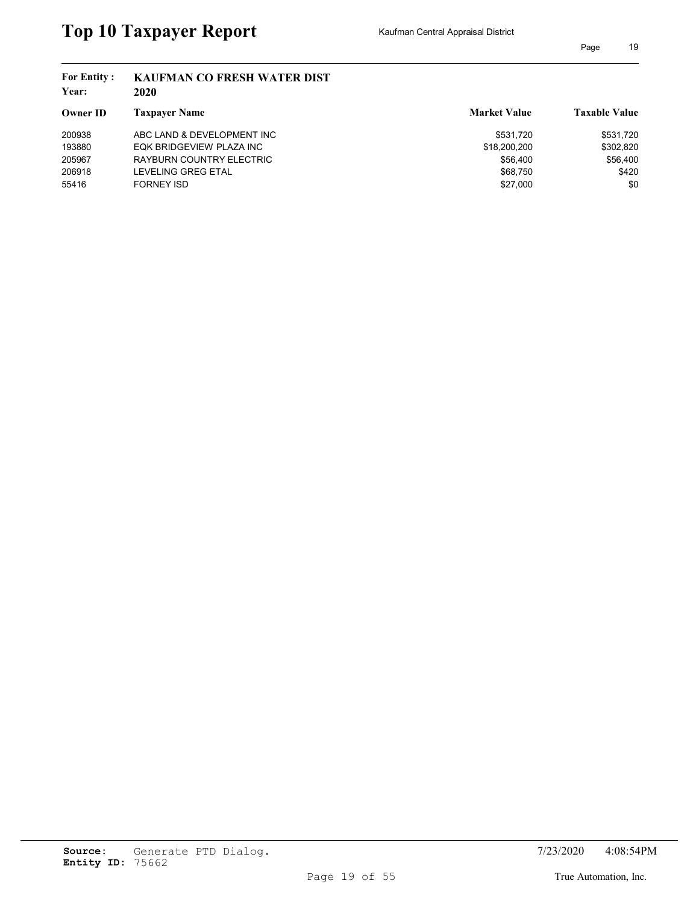# Top 10 Taxpayer Report

Kaufman Central Appraisal District

**For Entity :** **KAUFMAN CO FRESH WATER DIST**
**Year:** **2020**

| Owner ID | Taxpayer Name | Market Value | Taxable Value |
|---|---|---|---|
| 200938 | ABC LAND & DEVELOPMENT INC | $531,720 | $531,720 |
| 193880 | EQK BRIDGEVIEW PLAZA INC | $18,200,200 | $302,820 |
| 205967 | RAYBURN COUNTRY ELECTRIC | $56,400 | $56,400 |
| 206918 | LEVELING GREG ETAL | $68,750 | $420 |
| 55416 | FORNEY ISD | $27,000 | $0 |

**Source:** Generate PTD Dialog.
**Entity ID:** 75662

7/23/2020 4:08:54PM

True Automation, Inc.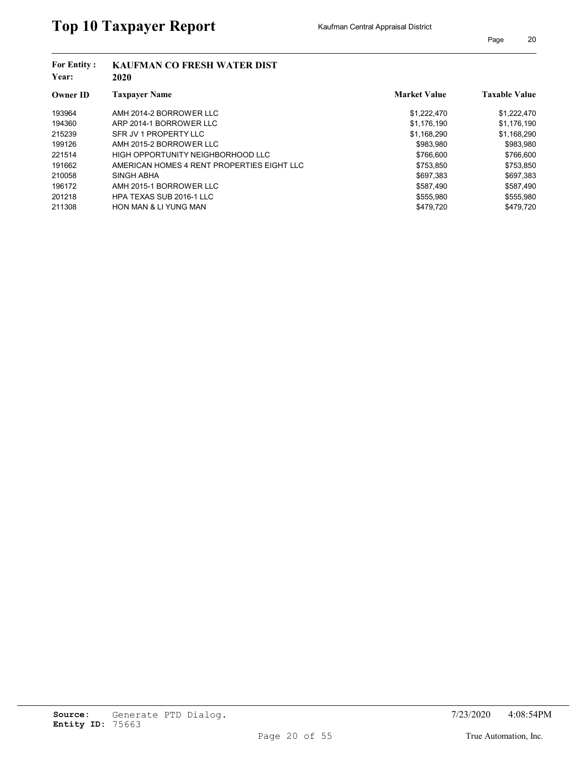# Top 10 Taxpayer Report

Kaufman Central Appraisal District

**For Entity :** KAUFMAN CO FRESH WATER DIST
**Year:** 2020

| Owner ID | Taxpayer Name | Market Value | Taxable Value |
|---|---|---|---|
| 193964 | AMH 2014-2 BORROWER LLC | $1,222,470 | $1,222,470 |
| 194360 | ARP 2014-1 BORROWER LLC | $1,176,190 | $1,176,190 |
| 215239 | SFR JV 1 PROPERTY LLC | $1,168,290 | $1,168,290 |
| 199126 | AMH 2015-2 BORROWER LLC | $983,980 | $983,980 |
| 221514 | HIGH OPPORTUNITY NEIGHBORHOOD LLC | $766,600 | $766,600 |
| 191662 | AMERICAN HOMES 4 RENT PROPERTIES EIGHT LLC | $753,850 | $753,850 |
| 210058 | SINGH ABHA | $697,383 | $697,383 |
| 196172 | AMH 2015-1 BORROWER LLC | $587,490 | $587,490 |
| 201218 | HPA TEXAS SUB 2016-1 LLC | $555,980 | $555,980 |
| 211308 | HON MAN & LI YUNG MAN | $479,720 | $479,720 |

**Source:** Generate PTD Dialog.
**Entity ID:** 75663

7/23/2020 4:08:54PM

True Automation, Inc.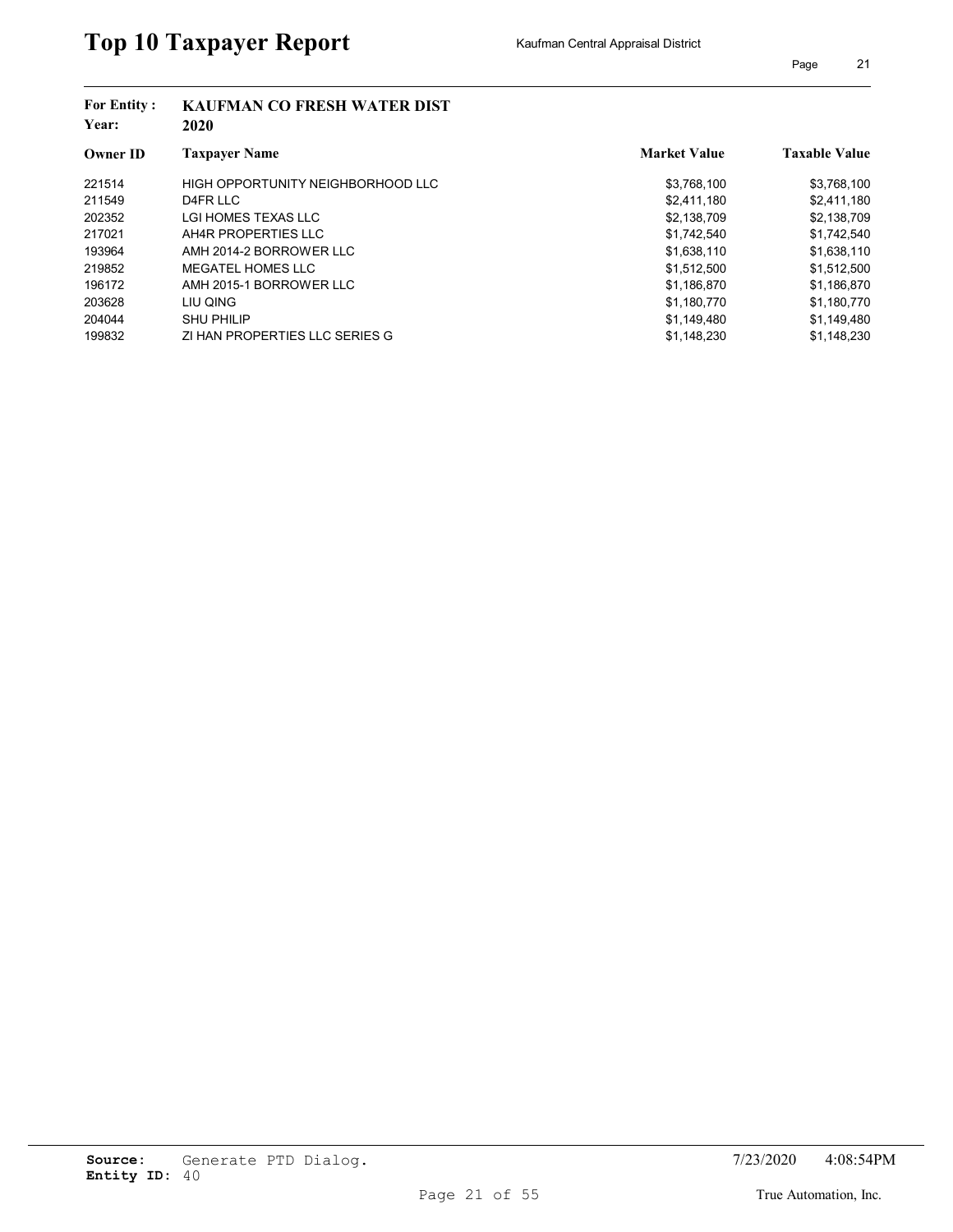# Top 10 Taxpayer Report

Kaufman Central Appraisal District

**For Entity :** KAUFMAN CO FRESH WATER DIST
**Year:** 2020

| Owner ID | Taxpayer Name | Market Value | Taxable Value |
|---|---|---|---|
| 221514 | HIGH OPPORTUNITY NEIGHBORHOOD LLC | $3,768,100 | $3,768,100 |
| 211549 | D4FR LLC | $2,411,180 | $2,411,180 |
| 202352 | LGI HOMES TEXAS LLC | $2,138,709 | $2,138,709 |
| 217021 | AH4R PROPERTIES LLC | $1,742,540 | $1,742,540 |
| 193964 | AMH 2014-2 BORROWER LLC | $1,638,110 | $1,638,110 |
| 219852 | MEGATEL HOMES LLC | $1,512,500 | $1,512,500 |
| 196172 | AMH 2015-1 BORROWER LLC | $1,186,870 | $1,186,870 |
| 203628 | LIU QING | $1,180,770 | $1,180,770 |
| 204044 | SHU PHILIP | $1,149,480 | $1,149,480 |
| 199832 | ZI HAN PROPERTIES LLC SERIES G | $1,148,230 | $1,148,230 |

**Source:** Generate PTD Dialog.
**Entity ID:** 40

7/23/2020 4:08:54PM

True Automation, Inc.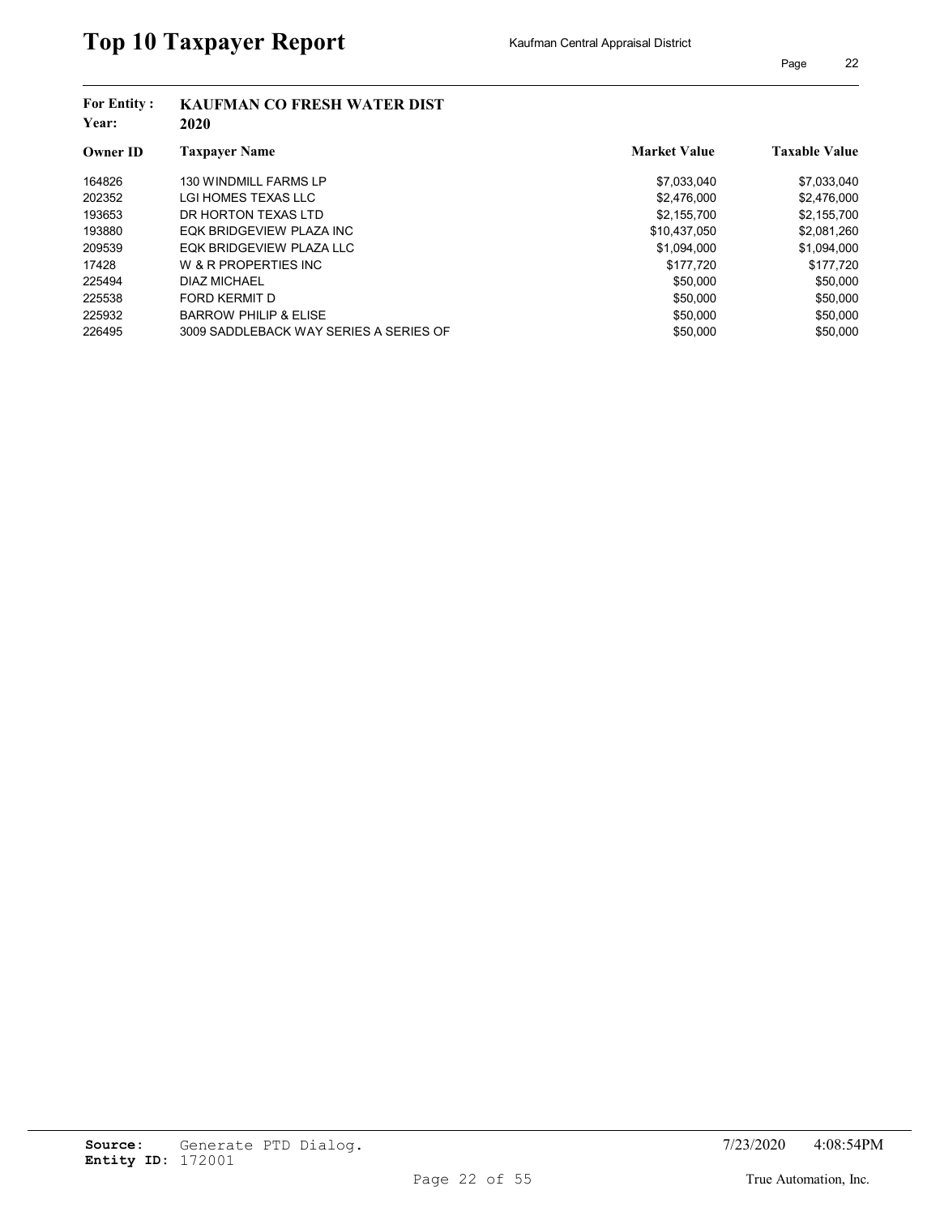# Top 10 Taxpayer Report

Kaufman Central Appraisal District

**For Entity :** KAUFMAN CO FRESH WATER DIST
**Year:** 2020

| Owner ID | Taxpayer Name | Market Value | Taxable Value |
|---|---|---|---|
| 164826 | 130 WINDMILL FARMS LP | $7,033,040 | $7,033,040 |
| 202352 | LGI HOMES TEXAS LLC | $2,476,000 | $2,476,000 |
| 193653 | DR HORTON TEXAS LTD | $2,155,700 | $2,155,700 |
| 193880 | EQK BRIDGEVIEW PLAZA INC | $10,437,050 | $2,081,260 |
| 209539 | EQK BRIDGEVIEW PLAZA LLC | $1,094,000 | $1,094,000 |
| 17428 | W & R PROPERTIES INC | $177,720 | $177,720 |
| 225494 | DIAZ MICHAEL | $50,000 | $50,000 |
| 225538 | FORD KERMIT D | $50,000 | $50,000 |
| 225932 | BARROW PHILIP & ELISE | $50,000 | $50,000 |
| 226495 | 3009 SADDLEBACK WAY SERIES A SERIES OF | $50,000 | $50,000 |

**Source:** Generate PTD Dialog. 7/23/2020 4:08:54PM
**Entity ID:** 172001

True Automation, Inc.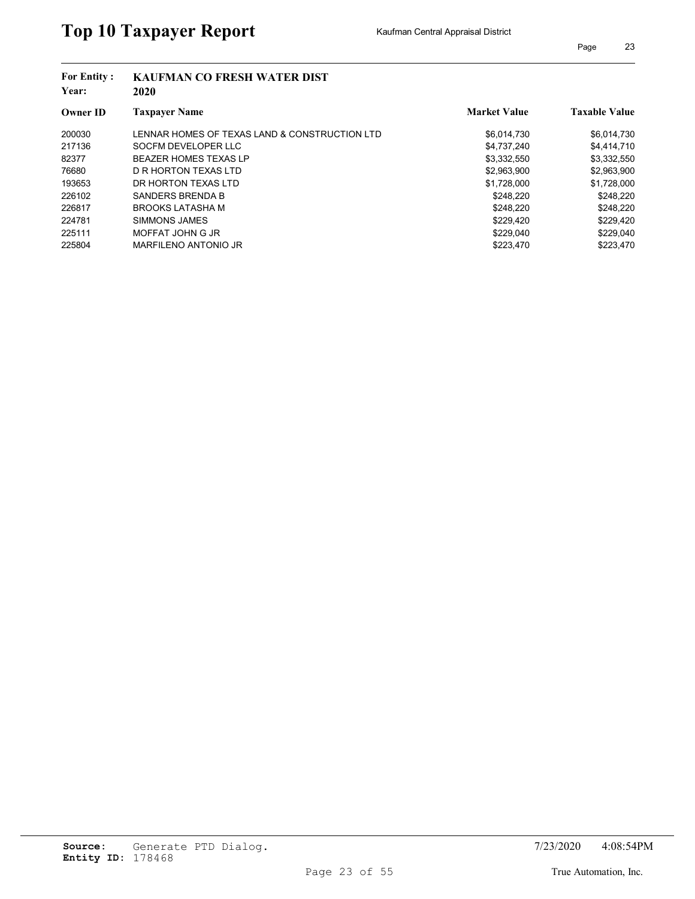# Top 10 Taxpayer Report

Kaufman Central Appraisal District

**For Entity :** KAUFMAN CO FRESH WATER DIST
**Year:** 2020

| Owner ID | Taxpayer Name | Market Value | Taxable Value |
|---|---|---|---|
| 200030 | LENNAR HOMES OF TEXAS LAND & CONSTRUCTION LTD | $6,014,730 | $6,014,730 |
| 217136 | SOCFM DEVELOPER LLC | $4,737,240 | $4,414,710 |
| 82377 | BEAZER HOMES TEXAS LP | $3,332,550 | $3,332,550 |
| 76680 | D R HORTON TEXAS LTD | $2,963,900 | $2,963,900 |
| 193653 | DR HORTON TEXAS LTD | $1,728,000 | $1,728,000 |
| 226102 | SANDERS BRENDA B | $248,220 | $248,220 |
| 226817 | BROOKS LATASHA M | $248,220 | $248,220 |
| 224781 | SIMMONS JAMES | $229,420 | $229,420 |
| 225111 | MOFFAT JOHN G JR | $229,040 | $229,040 |
| 225804 | MARFILENO ANTONIO JR | $223,470 | $223,470 |

**Source:** Generate PTD Dialog.
**Entity ID:** 178468

7/23/2020 4:08:54PM

True Automation, Inc.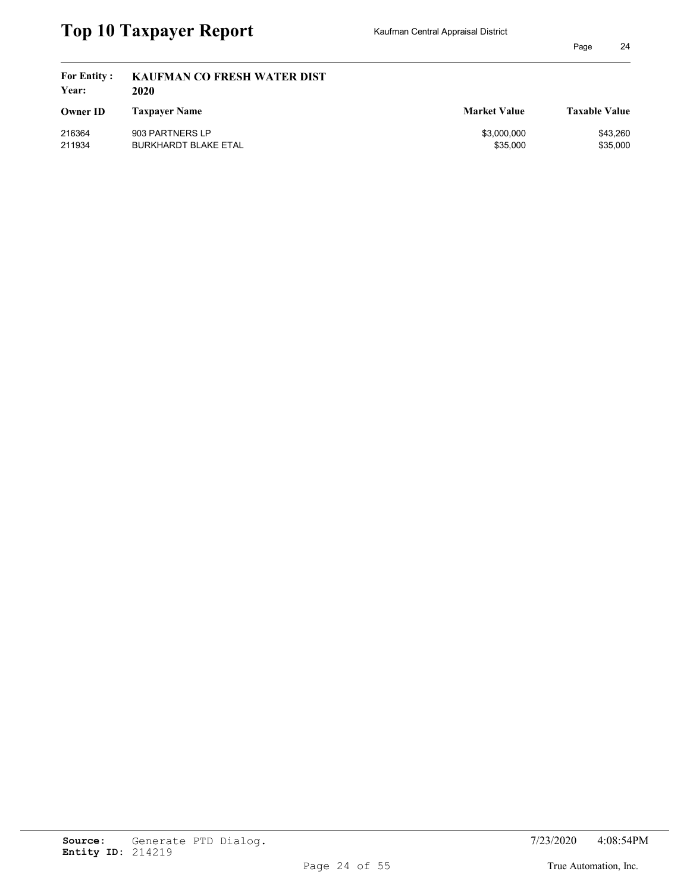# Top 10 Taxpayer Report

Kaufman Central Appraisal District

**For Entity :** **KAUFMAN CO FRESH WATER DIST**
**Year:** **2020**

| Owner ID | Taxpayer Name | Market Value | Taxable Value |
|---|---|---|---|
| 216364 | 903 PARTNERS LP | $3,000,000 | $43,260 |
| 211934 | BURKHARDT BLAKE ETAL | $35,000 | $35,000 |

**Source:** Generate PTD Dialog.
**Entity ID:** 214219

7/23/2020 4:08:54PM

True Automation, Inc.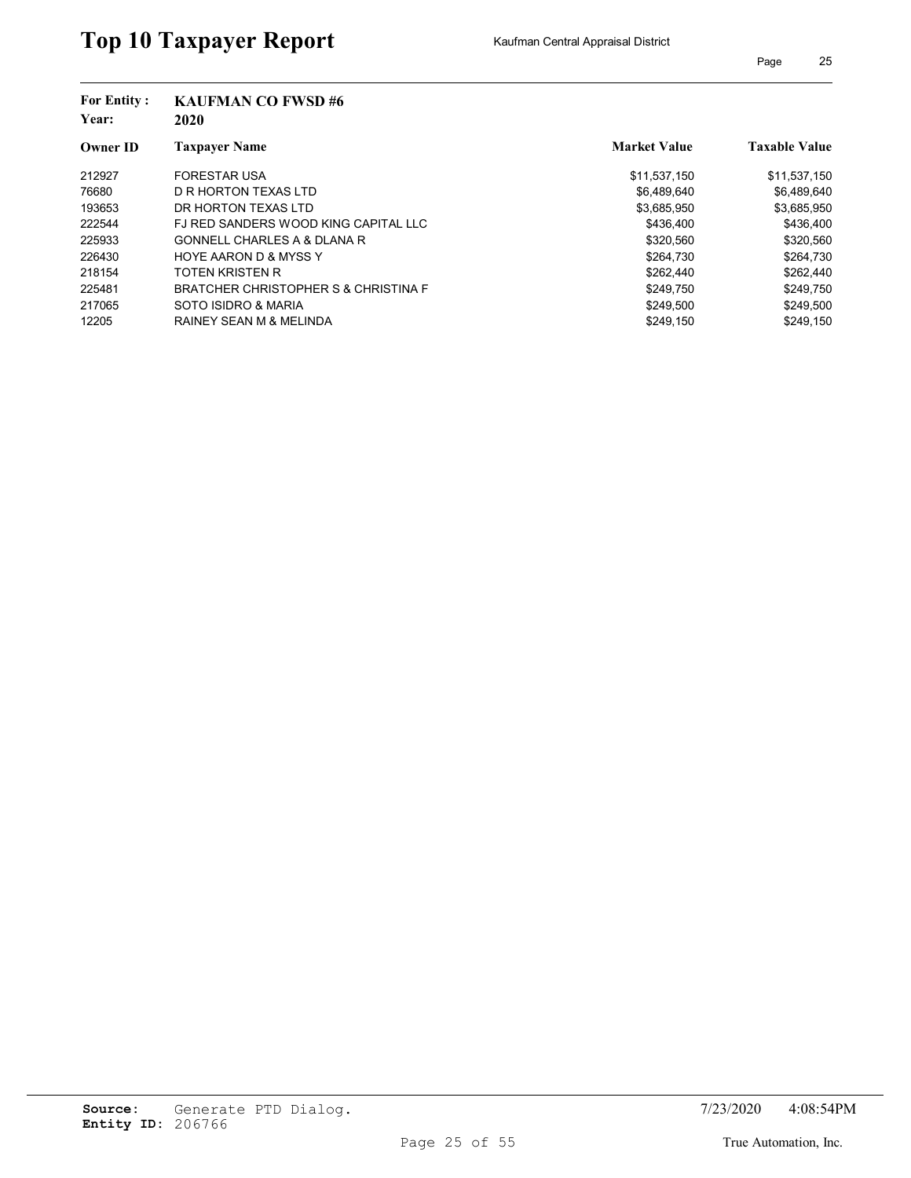# Top 10 Taxpayer Report

Kaufman Central Appraisal District

**For Entity :** **KAUFMAN CO FWSD #6**
**Year:** **2020**

| Owner ID | Taxpayer Name | Market Value | Taxable Value |
|---|---|---|---|
| 212927 | FORESTAR USA | $11,537,150 | $11,537,150 |
| 76680 | D R HORTON TEXAS LTD | $6,489,640 | $6,489,640 |
| 193653 | DR HORTON TEXAS LTD | $3,685,950 | $3,685,950 |
| 222544 | FJ RED SANDERS WOOD KING CAPITAL LLC | $436,400 | $436,400 |
| 225933 | GONNELL CHARLES A & DLANA R | $320,560 | $320,560 |
| 226430 | HOYE AARON D & MYSS Y | $264,730 | $264,730 |
| 218154 | TOTEN KRISTEN R | $262,440 | $262,440 |
| 225481 | BRATCHER CHRISTOPHER S & CHRISTINA F | $249,750 | $249,750 |
| 217065 | SOTO ISIDRO & MARIA | $249,500 | $249,500 |
| 12205 | RAINEY SEAN M & MELINDA | $249,150 | $249,150 |

**Source:** Generate PTD Dialog.
**Entity ID:** 206766

7/23/2020 4:08:54PM

True Automation, Inc.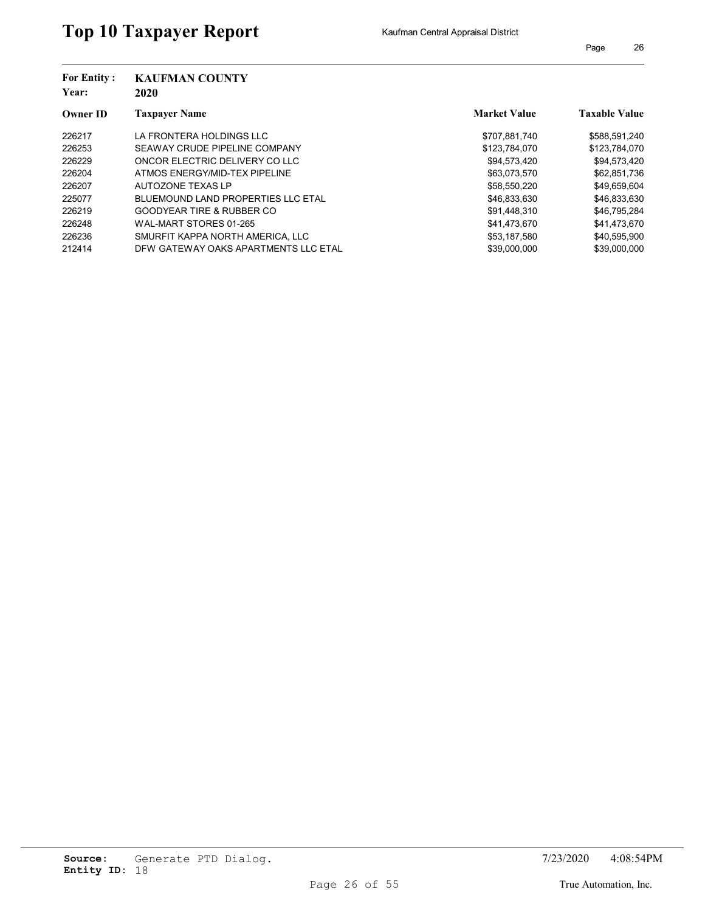# Top 10 Taxpayer Report

Kaufman Central Appraisal District

**For Entity :** KAUFMAN COUNTY
**Year:** 2020

| Owner ID | Taxpayer Name | Market Value | Taxable Value |
|---|---|---|---|
| 226217 | LA FRONTERA HOLDINGS LLC | $707,881,740 | $588,591,240 |
| 226253 | SEAWAY CRUDE PIPELINE COMPANY | $123,784,070 | $123,784,070 |
| 226229 | ONCOR ELECTRIC DELIVERY CO LLC | $94,573,420 | $94,573,420 |
| 226204 | ATMOS ENERGY/MID-TEX PIPELINE | $63,073,570 | $62,851,736 |
| 226207 | AUTOZONE TEXAS LP | $58,550,220 | $49,659,604 |
| 225077 | BLUEMOUND LAND PROPERTIES LLC ETAL | $46,833,630 | $46,833,630 |
| 226219 | GOODYEAR TIRE & RUBBER CO | $91,448,310 | $46,795,284 |
| 226248 | WAL-MART STORES 01-265 | $41,473,670 | $41,473,670 |
| 226236 | SMURFIT KAPPA NORTH AMERICA, LLC | $53,187,580 | $40,595,900 |
| 212414 | DFW GATEWAY OAKS APARTMENTS LLC ETAL | $39,000,000 | $39,000,000 |

**Source:** Generate PTD Dialog.
**Entity ID:** 18

7/23/2020 4:08:54PM

True Automation, Inc.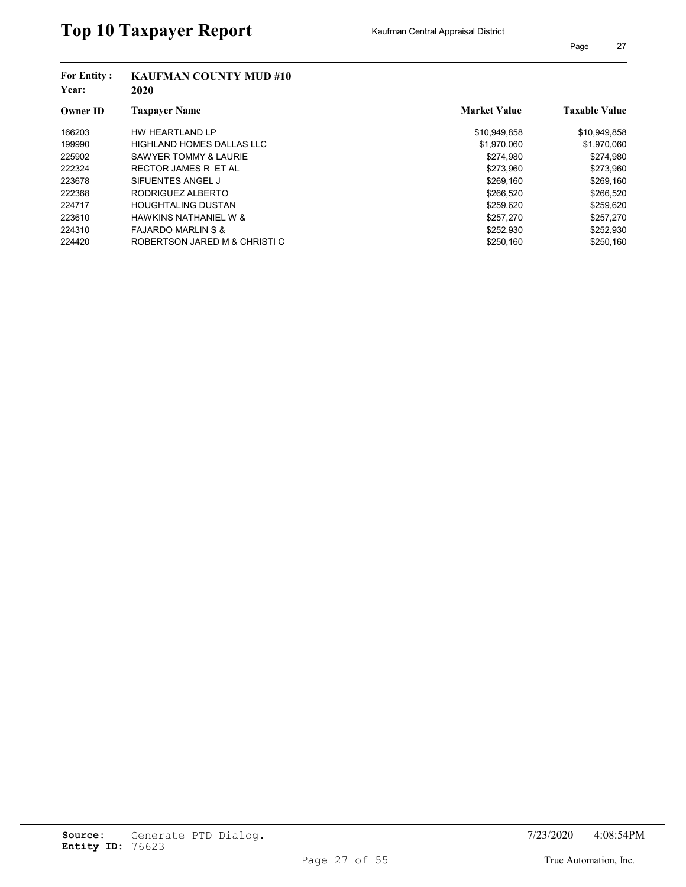# Top 10 Taxpayer Report

Kaufman Central Appraisal District

**For Entity :** **KAUFMAN COUNTY MUD #10**
**Year:** **2020**

| Owner ID | Taxpayer Name | Market Value | Taxable Value |
|---|---|---|---|
| 166203 | HW HEARTLAND LP | $10,949,858 | $10,949,858 |
| 199990 | HIGHLAND HOMES DALLAS LLC | $1,970,060 | $1,970,060 |
| 225902 | SAWYER TOMMY & LAURIE | $274,980 | $274,980 |
| 222324 | RECTOR JAMES R ET AL | $273,960 | $273,960 |
| 223678 | SIFUENTES ANGEL J | $269,160 | $269,160 |
| 222368 | RODRIGUEZ ALBERTO | $266,520 | $266,520 |
| 224717 | HOUGHTALING DUSTAN | $259,620 | $259,620 |
| 223610 | HAWKINS NATHANIEL W & | $257,270 | $257,270 |
| 224310 | FAJARDO MARLIN S & | $252,930 | $252,930 |
| 224420 | ROBERTSON JARED M & CHRISTI C | $250,160 | $250,160 |

**Source:** Generate PTD Dialog.
**Entity ID:** 76623

7/23/2020 4:08:54PM

True Automation, Inc.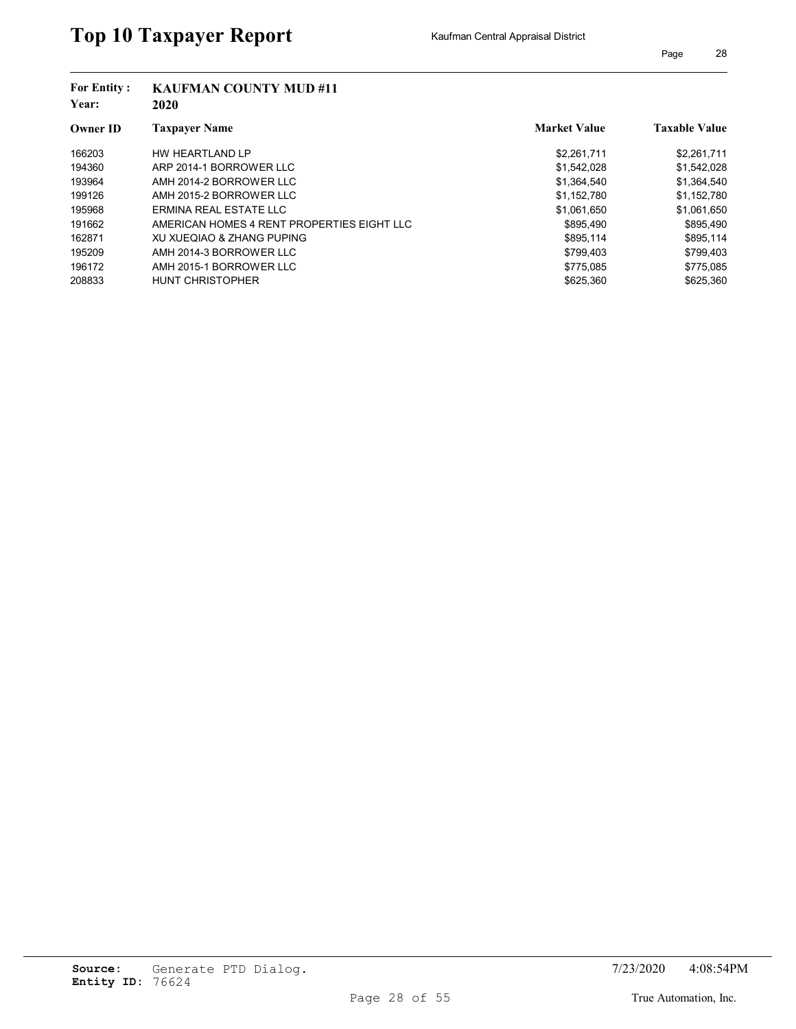# Top 10 Taxpayer Report

Kaufman Central Appraisal District

**For Entity :** KAUFMAN COUNTY MUD #11
**Year:** 2020

| Owner ID | Taxpayer Name | Market Value | Taxable Value |
|---|---|---|---|
| 166203 | HW HEARTLAND LP | $2,261,711 | $2,261,711 |
| 194360 | ARP 2014-1 BORROWER LLC | $1,542,028 | $1,542,028 |
| 193964 | AMH 2014-2 BORROWER LLC | $1,364,540 | $1,364,540 |
| 199126 | AMH 2015-2 BORROWER LLC | $1,152,780 | $1,152,780 |
| 195968 | ERMINA REAL ESTATE LLC | $1,061,650 | $1,061,650 |
| 191662 | AMERICAN HOMES 4 RENT PROPERTIES EIGHT LLC | $895,490 | $895,490 |
| 162871 | XU XUEQIAO & ZHANG PUPING | $895,114 | $895,114 |
| 195209 | AMH 2014-3 BORROWER LLC | $799,403 | $799,403 |
| 196172 | AMH 2015-1 BORROWER LLC | $775,085 | $775,085 |
| 208833 | HUNT CHRISTOPHER | $625,360 | $625,360 |

**Source:** Generate PTD Dialog.
**Entity ID:** 76624

7/23/2020 4:08:54PM

True Automation, Inc.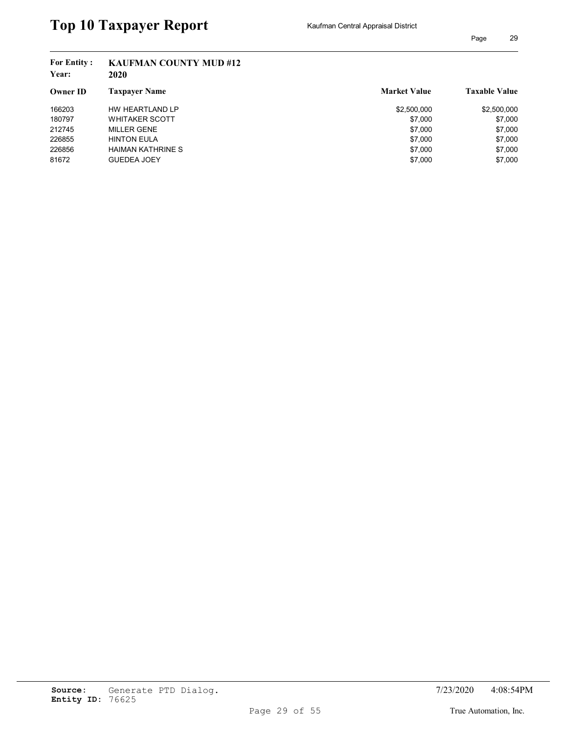# Top 10 Taxpayer Report

Kaufman Central Appraisal District

**For Entity :** **KAUFMAN COUNTY MUD #12**
**Year:** **2020**

| Owner ID | Taxpayer Name | Market Value | Taxable Value |
|---|---|---|---|
| 166203 | HW HEARTLAND LP | $2,500,000 | $2,500,000 |
| 180797 | WHITAKER SCOTT | $7,000 | $7,000 |
| 212745 | MILLER GENE | $7,000 | $7,000 |
| 226855 | HINTON EULA | $7,000 | $7,000 |
| 226856 | HAIMAN KATHRINE S | $7,000 | $7,000 |
| 81672 | GUEDEA JOEY | $7,000 | $7,000 |

**Source:** Generate PTD Dialog.
**Entity ID:** 76625

7/23/2020 4:08:54PM

True Automation, Inc.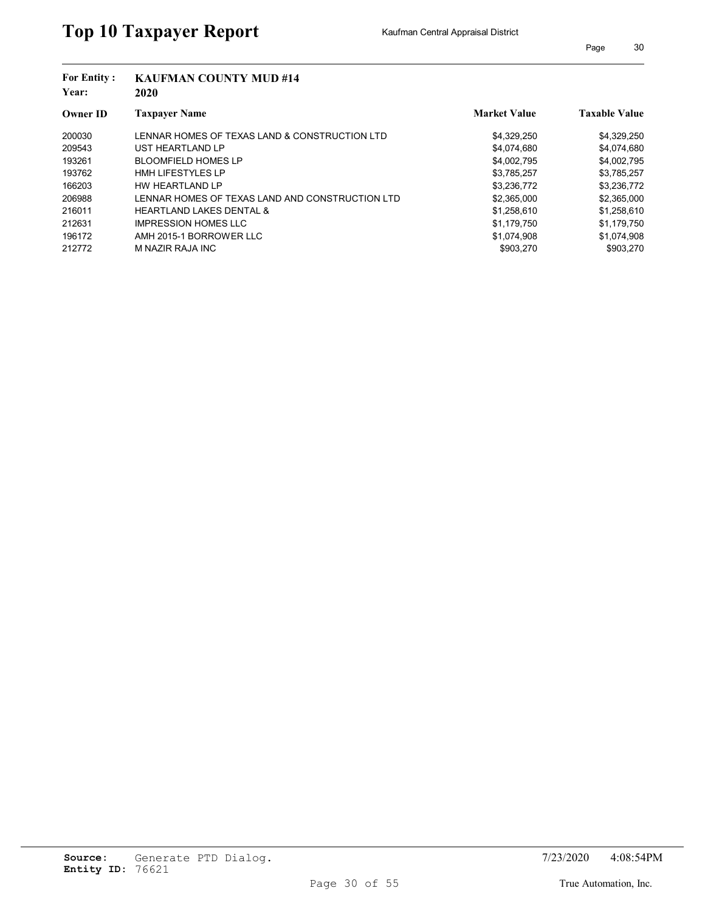# Top 10 Taxpayer Report

Kaufman Central Appraisal District

**For Entity :** **KAUFMAN COUNTY MUD #14**
**Year:** **2020**

| Owner ID | Taxpayer Name | Market Value | Taxable Value |
|---|---|---|---|
| 200030 | LENNAR HOMES OF TEXAS LAND & CONSTRUCTION LTD | $4,329,250 | $4,329,250 |
| 209543 | UST HEARTLAND LP | $4,074,680 | $4,074,680 |
| 193261 | BLOOMFIELD HOMES LP | $4,002,795 | $4,002,795 |
| 193762 | HMH LIFESTYLES LP | $3,785,257 | $3,785,257 |
| 166203 | HW HEARTLAND LP | $3,236,772 | $3,236,772 |
| 206988 | LENNAR HOMES OF TEXAS LAND AND CONSTRUCTION LTD | $2,365,000 | $2,365,000 |
| 216011 | HEARTLAND LAKES DENTAL & | $1,258,610 | $1,258,610 |
| 212631 | IMPRESSION HOMES LLC | $1,179,750 | $1,179,750 |
| 196172 | AMH 2015-1 BORROWER LLC | $1,074,908 | $1,074,908 |
| 212772 | M NAZIR RAJA INC | $903,270 | $903,270 |

**Source:** Generate PTD Dialog.
**Entity ID:** 76621

7/23/2020 4:08:54PM

True Automation, Inc.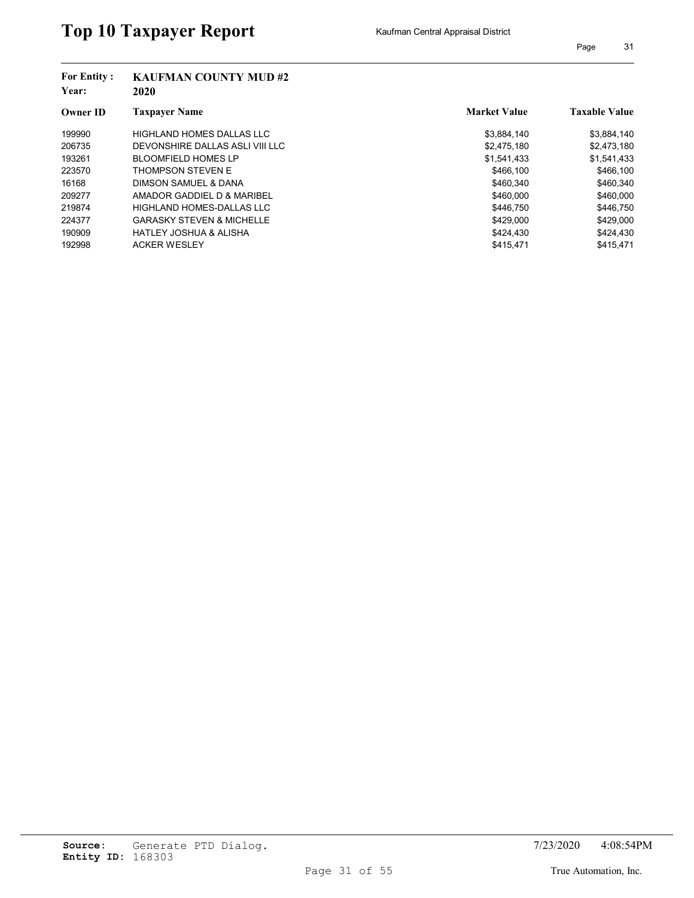# Top 10 Taxpayer Report

Kaufman Central Appraisal District

**For Entity :** KAUFMAN COUNTY MUD #2
**Year:** 2020

| Owner ID | Taxpayer Name | Market Value | Taxable Value |
|---|---|---|---|
| 199990 | HIGHLAND HOMES DALLAS LLC | $3,884,140 | $3,884,140 |
| 206735 | DEVONSHIRE DALLAS ASLI VIII LLC | $2,475,180 | $2,473,180 |
| 193261 | BLOOMFIELD HOMES LP | $1,541,433 | $1,541,433 |
| 223570 | THOMPSON STEVEN E | $466,100 | $466,100 |
| 16168 | DIMSON SAMUEL & DANA | $460,340 | $460,340 |
| 209277 | AMADOR GADDIEL D & MARIBEL | $460,000 | $460,000 |
| 219874 | HIGHLAND HOMES-DALLAS LLC | $446,750 | $446,750 |
| 224377 | GARASKY STEVEN & MICHELLE | $429,000 | $429,000 |
| 190909 | HATLEY JOSHUA & ALISHA | $424,430 | $424,430 |
| 192998 | ACKER WESLEY | $415,471 | $415,471 |

**Source:** Generate PTD Dialog.
**Entity ID:** 168303

7/23/2020 4:08:54PM

True Automation, Inc.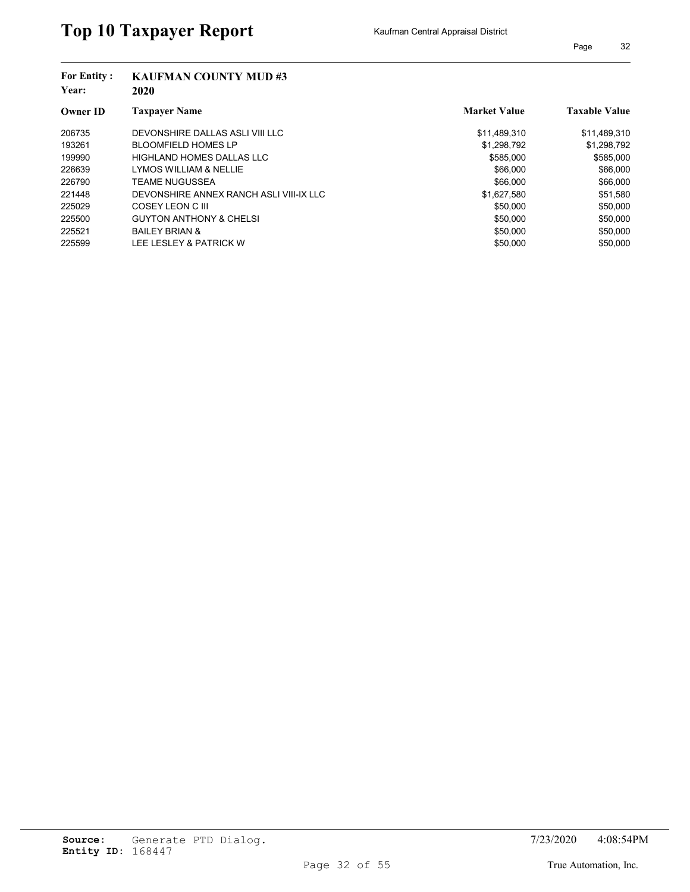# Top 10 Taxpayer Report

Kaufman Central Appraisal District

**For Entity :** KAUFMAN COUNTY MUD #3
**Year:** 2020

| Owner ID | Taxpayer Name | Market Value | Taxable Value |
|---|---|---|---|
| 206735 | DEVONSHIRE DALLAS ASLI VIII LLC | $11,489,310 | $11,489,310 |
| 193261 | BLOOMFIELD HOMES LP | $1,298,792 | $1,298,792 |
| 199990 | HIGHLAND HOMES DALLAS LLC | $585,000 | $585,000 |
| 226639 | LYMOS WILLIAM & NELLIE | $66,000 | $66,000 |
| 226790 | TEAME NUGUSSEA | $66,000 | $66,000 |
| 221448 | DEVONSHIRE ANNEX RANCH ASLI VIII-IX LLC | $1,627,580 | $51,580 |
| 225029 | COSEY LEON C III | $50,000 | $50,000 |
| 225500 | GUYTON ANTHONY & CHELSI | $50,000 | $50,000 |
| 225521 | BAILEY BRIAN & | $50,000 | $50,000 |
| 225599 | LEE LESLEY & PATRICK W | $50,000 | $50,000 |

**Source:** Generate PTD Dialog.
**Entity ID:** 168447

7/23/2020 4:08:54PM

True Automation, Inc.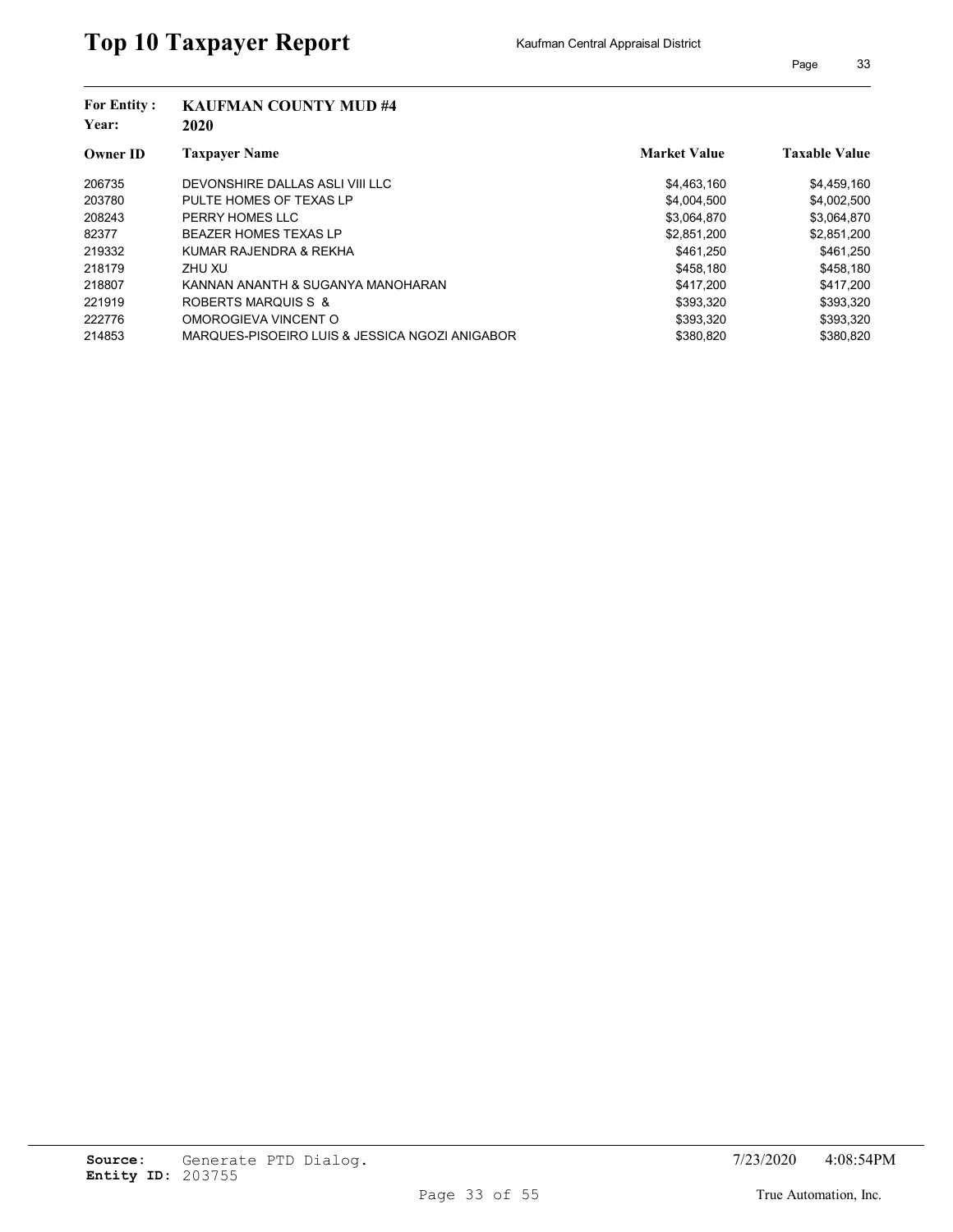# Top 10 Taxpayer Report

Kaufman Central Appraisal District

**For Entity :** **KAUFMAN COUNTY MUD #4**
**Year:** **2020**

| Owner ID | Taxpayer Name | Market Value | Taxable Value |
|---|---|---|---|
| 206735 | DEVONSHIRE DALLAS ASLI VIII LLC | $4,463,160 | $4,459,160 |
| 203780 | PULTE HOMES OF TEXAS LP | $4,004,500 | $4,002,500 |
| 208243 | PERRY HOMES LLC | $3,064,870 | $3,064,870 |
| 82377 | BEAZER HOMES TEXAS LP | $2,851,200 | $2,851,200 |
| 219332 | KUMAR RAJENDRA & REKHA | $461,250 | $461,250 |
| 218179 | ZHU XU | $458,180 | $458,180 |
| 218807 | KANNAN ANANTH & SUGANYA MANOHARAN | $417,200 | $417,200 |
| 221919 | ROBERTS MARQUIS S & | $393,320 | $393,320 |
| 222776 | OMOROGIEVA VINCENT O | $393,320 | $393,320 |
| 214853 | MARQUES-PISOEIRO LUIS & JESSICA NGOZI ANIGABOR | $380,820 | $380,820 |

**Source:** Generate PTD Dialog. 7/23/2020 4:08:54PM
**Entity ID:** 203755

True Automation, Inc.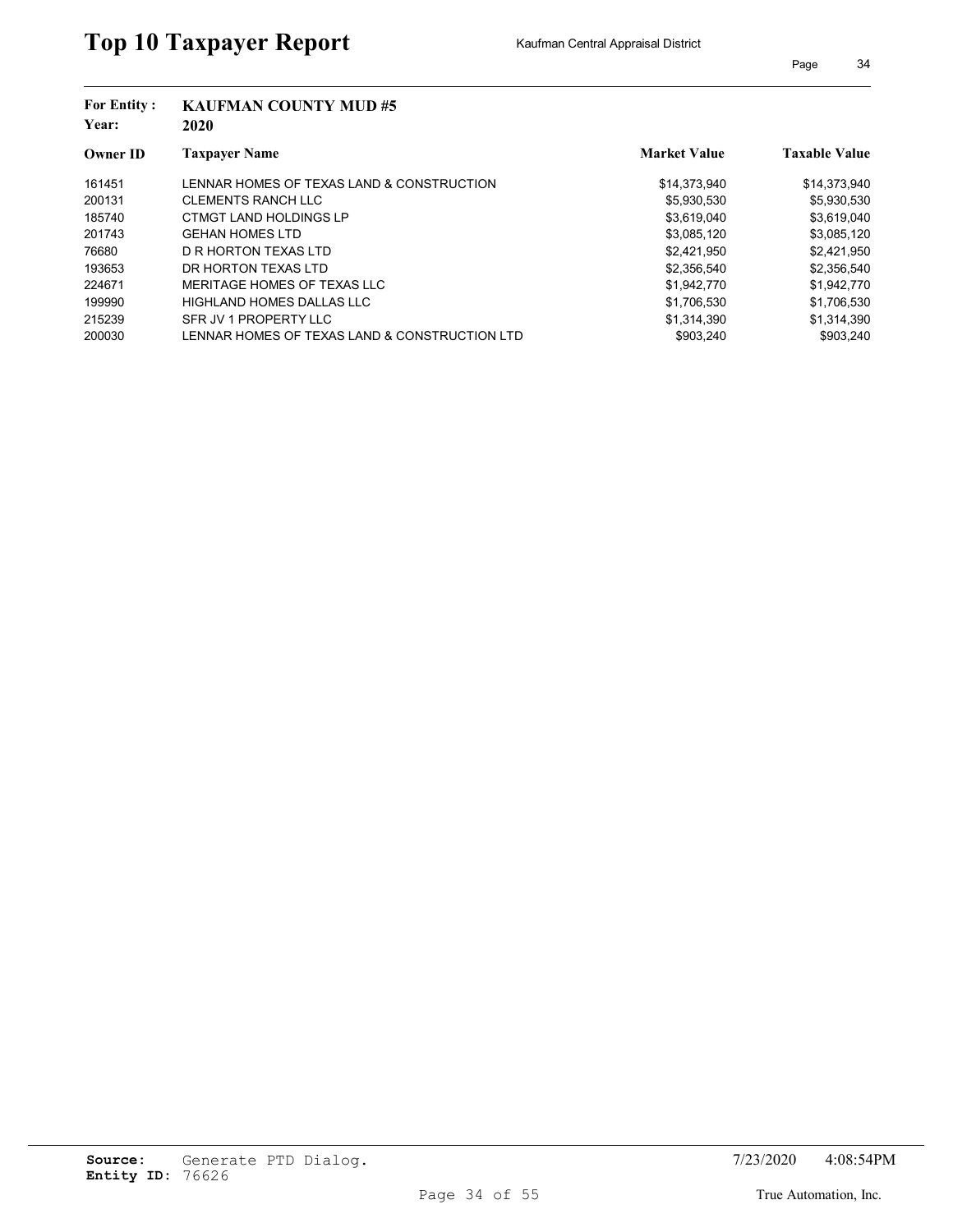# Top 10 Taxpayer Report

Kaufman Central Appraisal District

**For Entity :** **KAUFMAN COUNTY MUD #5**
**Year:** **2020**

| Owner ID | Taxpayer Name | Market Value | Taxable Value |
|---|---|---|---|
| 161451 | LENNAR HOMES OF TEXAS LAND & CONSTRUCTION | $14,373,940 | $14,373,940 |
| 200131 | CLEMENTS RANCH LLC | $5,930,530 | $5,930,530 |
| 185740 | CTMGT LAND HOLDINGS LP | $3,619,040 | $3,619,040 |
| 201743 | GEHAN HOMES LTD | $3,085,120 | $3,085,120 |
| 76680 | D R HORTON TEXAS LTD | $2,421,950 | $2,421,950 |
| 193653 | DR HORTON TEXAS LTD | $2,356,540 | $2,356,540 |
| 224671 | MERITAGE HOMES OF TEXAS LLC | $1,942,770 | $1,942,770 |
| 199990 | HIGHLAND HOMES DALLAS LLC | $1,706,530 | $1,706,530 |
| 215239 | SFR JV 1 PROPERTY LLC | $1,314,390 | $1,314,390 |
| 200030 | LENNAR HOMES OF TEXAS LAND & CONSTRUCTION LTD | $903,240 | $903,240 |

**Source:** Generate PTD Dialog.
**Entity ID:** 76626

7/23/2020 4:08:54PM

True Automation, Inc.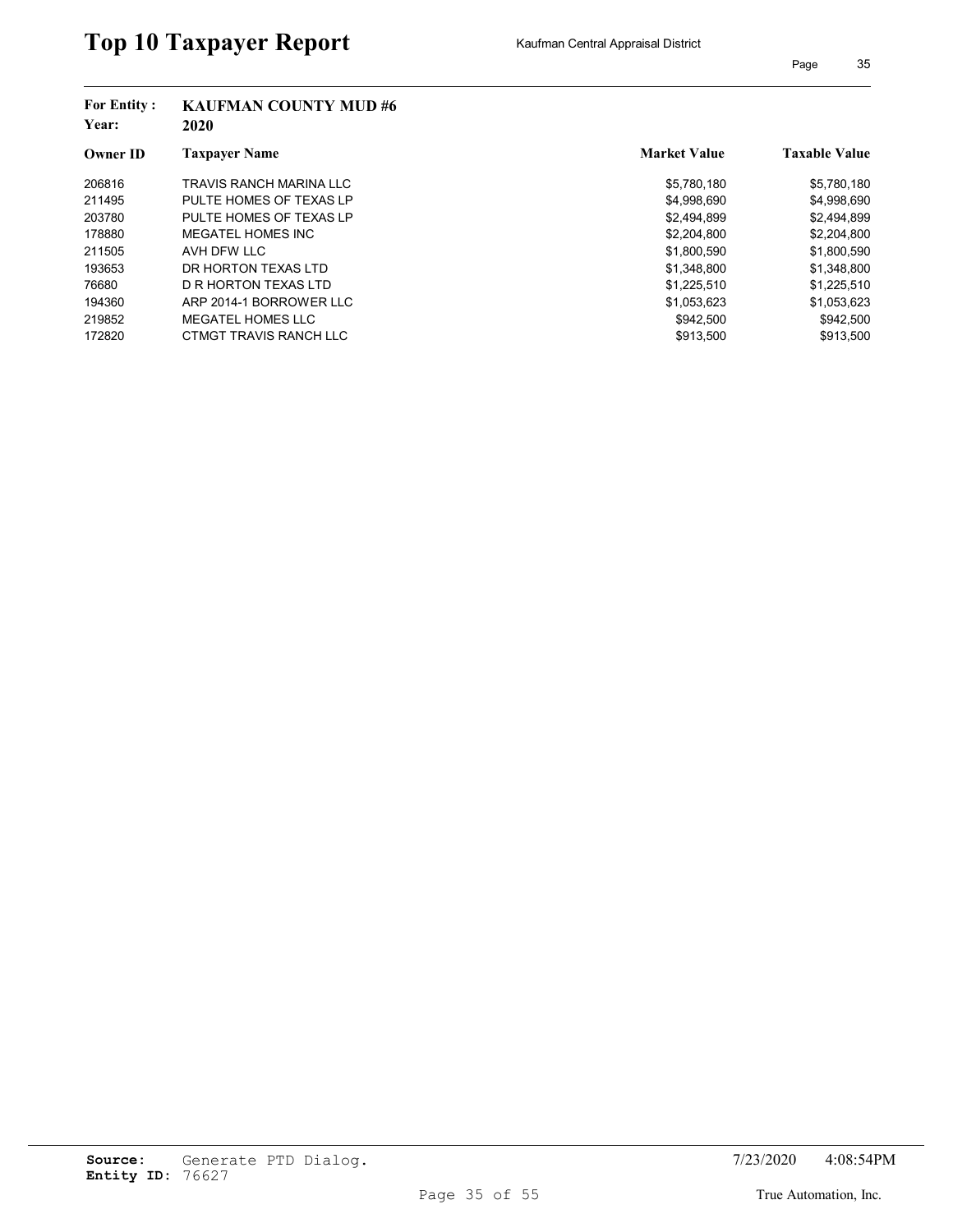# Top 10 Taxpayer Report

Kaufman Central Appraisal District

**For Entity :** KAUFMAN COUNTY MUD #6
**Year:** 2020

| Owner ID | Taxpayer Name | Market Value | Taxable Value |
|---|---|---|---|
| 206816 | TRAVIS RANCH MARINA LLC | $5,780,180 | $5,780,180 |
| 211495 | PULTE HOMES OF TEXAS LP | $4,998,690 | $4,998,690 |
| 203780 | PULTE HOMES OF TEXAS LP | $2,494,899 | $2,494,899 |
| 178880 | MEGATEL HOMES INC | $2,204,800 | $2,204,800 |
| 211505 | AVH DFW LLC | $1,800,590 | $1,800,590 |
| 193653 | DR HORTON TEXAS LTD | $1,348,800 | $1,348,800 |
| 76680 | D R HORTON TEXAS LTD | $1,225,510 | $1,225,510 |
| 194360 | ARP 2014-1 BORROWER LLC | $1,053,623 | $1,053,623 |
| 219852 | MEGATEL HOMES LLC | $942,500 | $942,500 |
| 172820 | CTMGT TRAVIS RANCH LLC | $913,500 | $913,500 |

**Source:** Generate PTD Dialog.
**Entity ID:** 76627

7/23/2020 4:08:54PM

True Automation, Inc.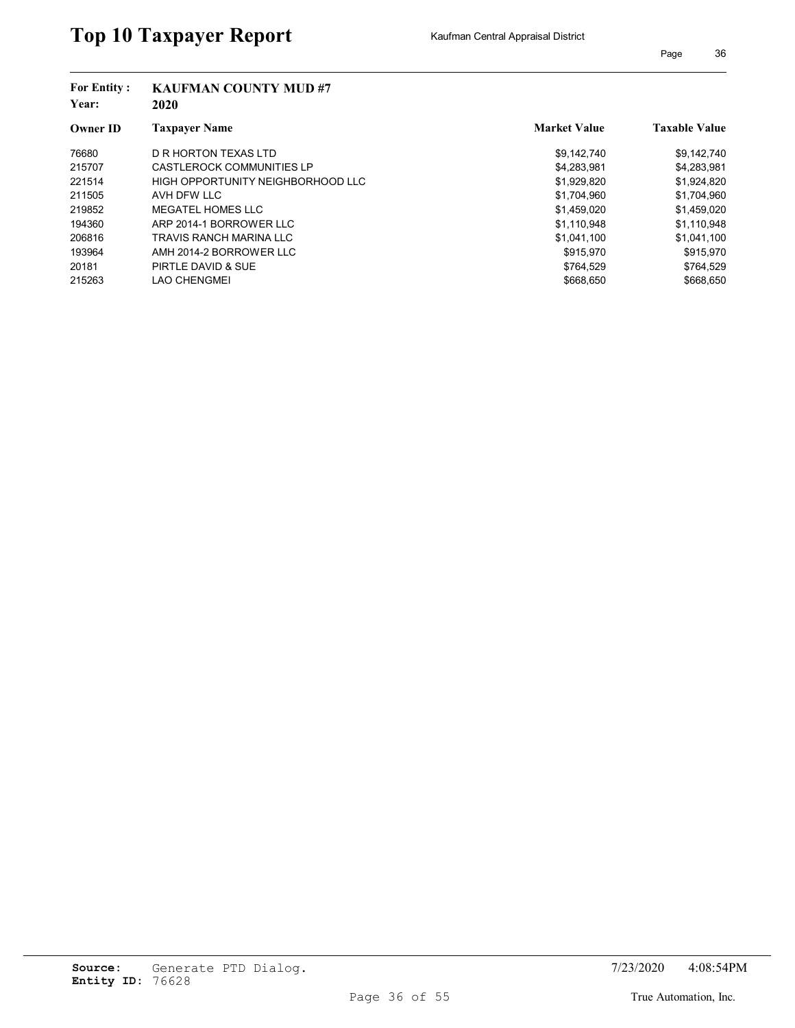# Top 10 Taxpayer Report

Kaufman Central Appraisal District

**For Entity :** **KAUFMAN COUNTY MUD #7**
**Year:** **2020**

| Owner ID | Taxpayer Name | Market Value | Taxable Value |
|---|---|---|---|
| 76680 | D R HORTON TEXAS LTD | $9,142,740 | $9,142,740 |
| 215707 | CASTLEROCK COMMUNITIES LP | $4,283,981 | $4,283,981 |
| 221514 | HIGH OPPORTUNITY NEIGHBORHOOD LLC | $1,929,820 | $1,924,820 |
| 211505 | AVH DFW LLC | $1,704,960 | $1,704,960 |
| 219852 | MEGATEL HOMES LLC | $1,459,020 | $1,459,020 |
| 194360 | ARP 2014-1 BORROWER LLC | $1,110,948 | $1,110,948 |
| 206816 | TRAVIS RANCH MARINA LLC | $1,041,100 | $1,041,100 |
| 193964 | AMH 2014-2 BORROWER LLC | $915,970 | $915,970 |
| 20181 | PIRTLE DAVID & SUE | $764,529 | $764,529 |
| 215263 | LAO CHENGMEI | $668,650 | $668,650 |

**Source:** Generate PTD Dialog.
**Entity ID:** 76628

7/23/2020 4:08:54PM

True Automation, Inc.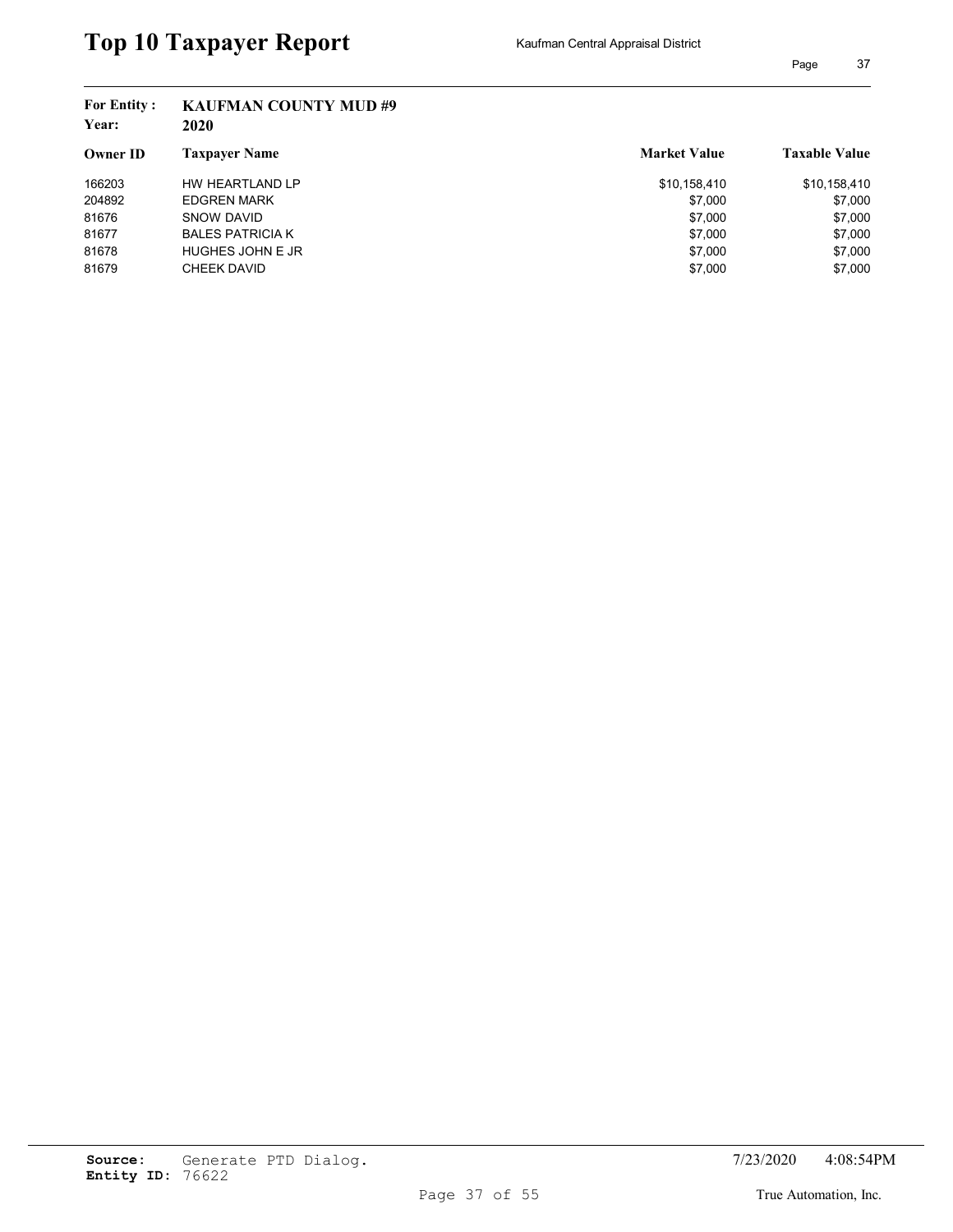# Top 10 Taxpayer Report

Kaufman Central Appraisal District

**For Entity :** KAUFMAN COUNTY MUD #9
**Year:** 2020

| Owner ID | Taxpayer Name | Market Value | Taxable Value |
|---|---|---|---|
| 166203 | HW HEARTLAND LP | $10,158,410 | $10,158,410 |
| 204892 | EDGREN MARK | $7,000 | $7,000 |
| 81676 | SNOW DAVID | $7,000 | $7,000 |
| 81677 | BALES PATRICIA K | $7,000 | $7,000 |
| 81678 | HUGHES JOHN E JR | $7,000 | $7,000 |
| 81679 | CHEEK DAVID | $7,000 | $7,000 |

**Source:** Generate PTD Dialog.
**Entity ID:** 76622

7/23/2020 4:08:54PM

True Automation, Inc.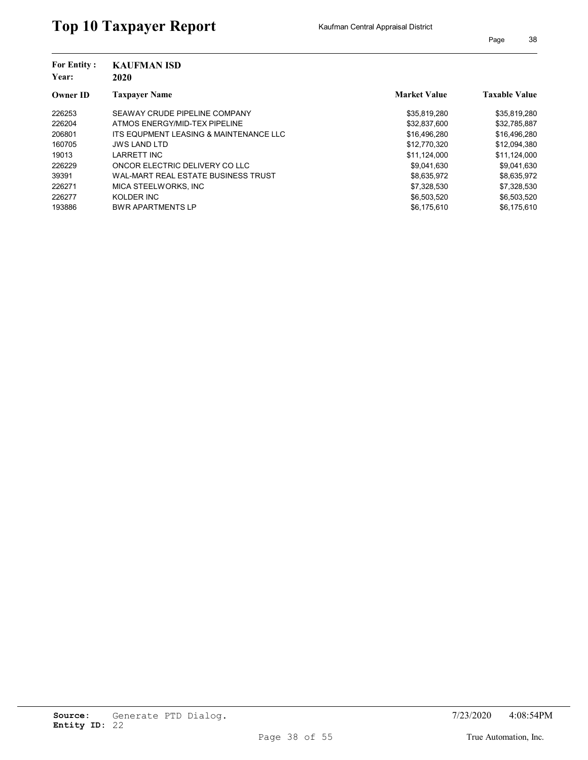# Top 10 Taxpayer Report

Kaufman Central Appraisal District

**For Entity :** KAUFMAN ISD
**Year:** 2020

| Owner ID | Taxpayer Name | Market Value | Taxable Value |
|---|---|---|---|
| 226253 | SEAWAY CRUDE PIPELINE COMPANY | $35,819,280 | $35,819,280 |
| 226204 | ATMOS ENERGY/MID-TEX PIPELINE | $32,837,600 | $32,785,887 |
| 206801 | ITS EQUPMENT LEASING & MAINTENANCE LLC | $16,496,280 | $16,496,280 |
| 160705 | JWS LAND LTD | $12,770,320 | $12,094,380 |
| 19013 | LARRETT INC | $11,124,000 | $11,124,000 |
| 226229 | ONCOR ELECTRIC DELIVERY CO LLC | $9,041,630 | $9,041,630 |
| 39391 | WAL-MART REAL ESTATE BUSINESS TRUST | $8,635,972 | $8,635,972 |
| 226271 | MICA STEELWORKS, INC | $7,328,530 | $7,328,530 |
| 226277 | KOLDER INC | $6,503,520 | $6,503,520 |
| 193886 | BWR APARTMENTS LP | $6,175,610 | $6,175,610 |

**Source:** Generate PTD Dialog.
**Entity ID:** 22

7/23/2020 4:08:54PM

True Automation, Inc.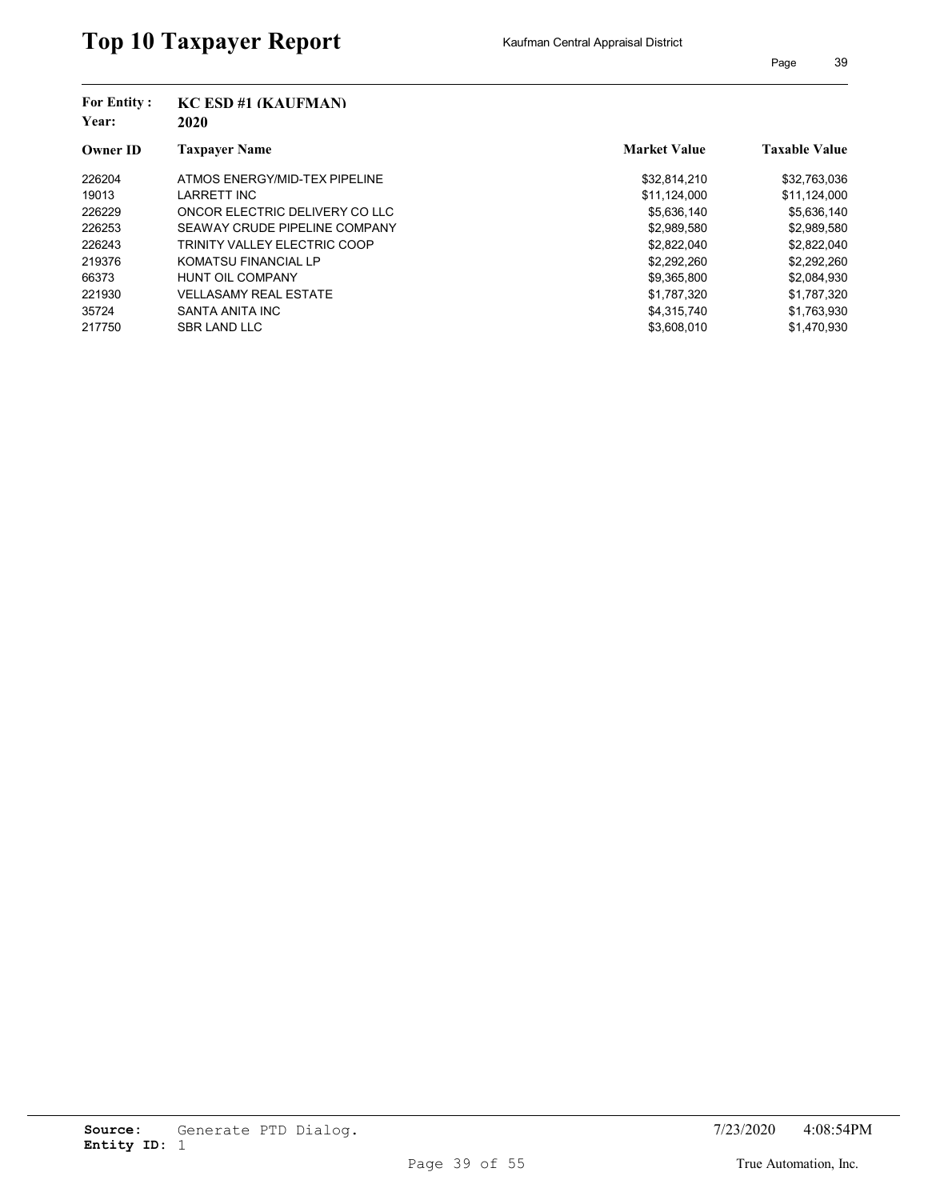# Top 10 Taxpayer Report

Kaufman Central Appraisal District

**For Entity :** KC ESD #1 (KAUFMAN)

**Year:** 2020

| Owner ID | Taxpayer Name | Market Value | Taxable Value |
|---|---|---|---|
| 226204 | ATMOS ENERGY/MID-TEX PIPELINE | $32,814,210 | $32,763,036 |
| 19013 | LARRETT INC | $11,124,000 | $11,124,000 |
| 226229 | ONCOR ELECTRIC DELIVERY CO LLC | $5,636,140 | $5,636,140 |
| 226253 | SEAWAY CRUDE PIPELINE COMPANY | $2,989,580 | $2,989,580 |
| 226243 | TRINITY VALLEY ELECTRIC COOP | $2,822,040 | $2,822,040 |
| 219376 | KOMATSU FINANCIAL LP | $2,292,260 | $2,292,260 |
| 66373 | HUNT OIL COMPANY | $9,365,800 | $2,084,930 |
| 221930 | VELLASAMY REAL ESTATE | $1,787,320 | $1,787,320 |
| 35724 | SANTA ANITA INC | $4,315,740 | $1,763,930 |
| 217750 | SBR LAND LLC | $3,608,010 | $1,470,930 |

**Source:** Generate PTD Dialog.
**Entity ID:** 1

7/23/2020 4:08:54PM

True Automation, Inc.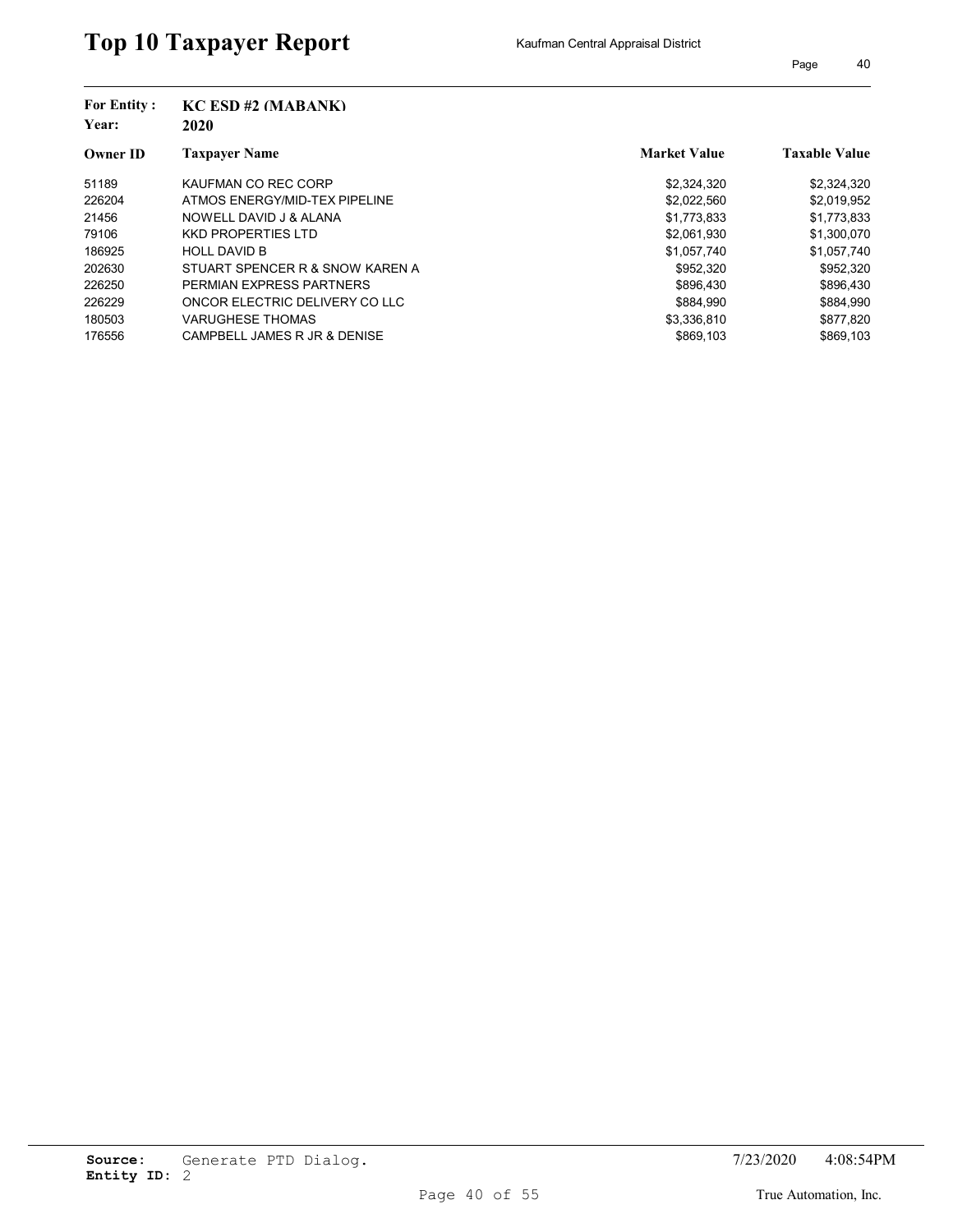# Top 10 Taxpayer Report

Kaufman Central Appraisal District

**For Entity :** KC ESD #2 (MABANK)
**Year:** 2020

| Owner ID | Taxpayer Name | Market Value | Taxable Value |
|---|---|---|---|
| 51189 | KAUFMAN CO REC CORP | $2,324,320 | $2,324,320 |
| 226204 | ATMOS ENERGY/MID-TEX PIPELINE | $2,022,560 | $2,019,952 |
| 21456 | NOWELL DAVID J & ALANA | $1,773,833 | $1,773,833 |
| 79106 | KKD PROPERTIES LTD | $2,061,930 | $1,300,070 |
| 186925 | HOLL DAVID B | $1,057,740 | $1,057,740 |
| 202630 | STUART SPENCER R & SNOW KAREN A | $952,320 | $952,320 |
| 226250 | PERMIAN EXPRESS PARTNERS | $896,430 | $896,430 |
| 226229 | ONCOR ELECTRIC DELIVERY CO LLC | $884,990 | $884,990 |
| 180503 | VARUGHESE THOMAS | $3,336,810 | $877,820 |
| 176556 | CAMPBELL JAMES R JR & DENISE | $869,103 | $869,103 |

**Source:** Generate PTD Dialog.
**Entity ID:** 2

7/23/2020 4:08:54PM

True Automation, Inc.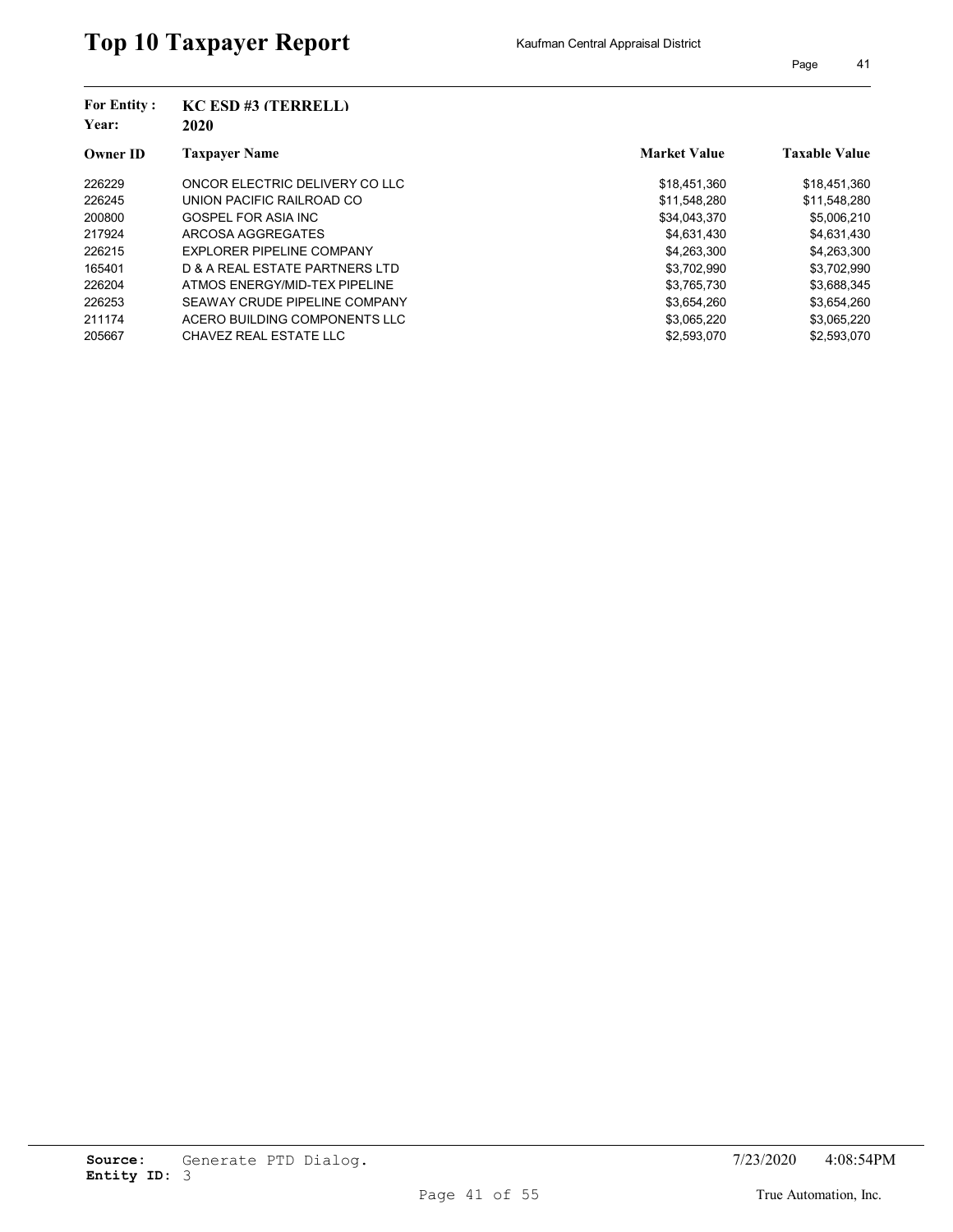# Top 10 Taxpayer Report

Kaufman Central Appraisal District

**For Entity :** KC ESD #3 (TERRELL)
**Year:** 2020

| Owner ID | Taxpayer Name | Market Value | Taxable Value |
|---|---|---|---|
| 226229 | ONCOR ELECTRIC DELIVERY CO LLC | $18,451,360 | $18,451,360 |
| 226245 | UNION PACIFIC RAILROAD CO | $11,548,280 | $11,548,280 |
| 200800 | GOSPEL FOR ASIA INC | $34,043,370 | $5,006,210 |
| 217924 | ARCOSA AGGREGATES | $4,631,430 | $4,631,430 |
| 226215 | EXPLORER PIPELINE COMPANY | $4,263,300 | $4,263,300 |
| 165401 | D & A REAL ESTATE PARTNERS LTD | $3,702,990 | $3,702,990 |
| 226204 | ATMOS ENERGY/MID-TEX PIPELINE | $3,765,730 | $3,688,345 |
| 226253 | SEAWAY CRUDE PIPELINE COMPANY | $3,654,260 | $3,654,260 |
| 211174 | ACERO BUILDING COMPONENTS LLC | $3,065,220 | $3,065,220 |
| 205667 | CHAVEZ REAL ESTATE LLC | $2,593,070 | $2,593,070 |

**Source:** Generate PTD Dialog.
**Entity ID:** 3

7/23/2020 4:08:54PM

True Automation, Inc.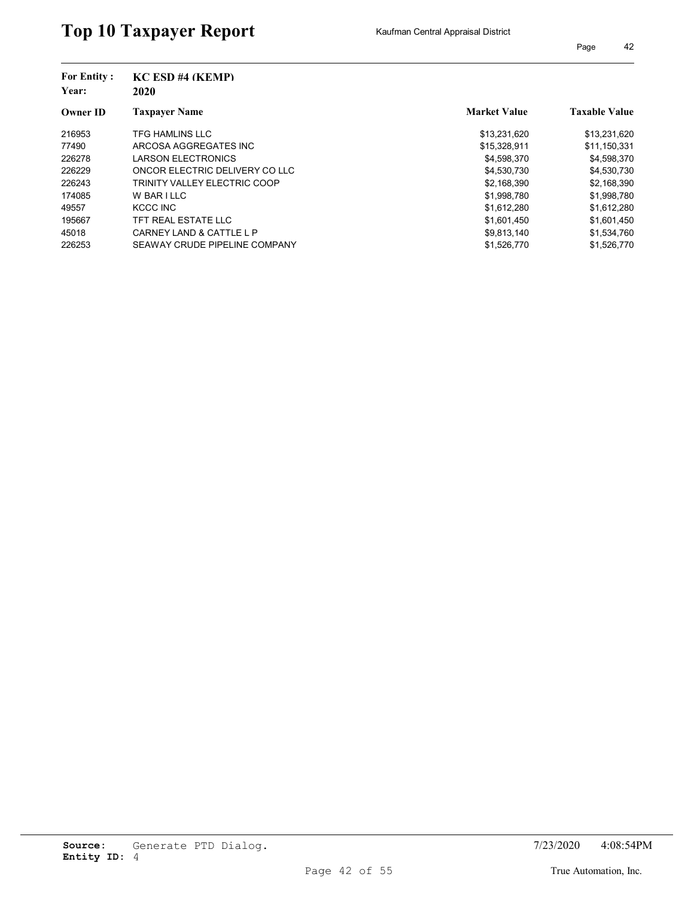# Top 10 Taxpayer Report

Kaufman Central Appraisal District

**For Entity :** KC ESD #4 (KEMP)
**Year:** 2020

| Owner ID | Taxpayer Name | Market Value | Taxable Value |
|---|---|---|---|
| 216953 | TFG HAMLINS LLC | $13,231,620 | $13,231,620 |
| 77490 | ARCOSA AGGREGATES INC | $15,328,911 | $11,150,331 |
| 226278 | LARSON ELECTRONICS | $4,598,370 | $4,598,370 |
| 226229 | ONCOR ELECTRIC DELIVERY CO LLC | $4,530,730 | $4,530,730 |
| 226243 | TRINITY VALLEY ELECTRIC COOP | $2,168,390 | $2,168,390 |
| 174085 | W BAR I LLC | $1,998,780 | $1,998,780 |
| 49557 | KCCC INC | $1,612,280 | $1,612,280 |
| 195667 | TFT REAL ESTATE LLC | $1,601,450 | $1,601,450 |
| 45018 | CARNEY LAND & CATTLE L P | $9,813,140 | $1,534,760 |
| 226253 | SEAWAY CRUDE PIPELINE COMPANY | $1,526,770 | $1,526,770 |

**Source:** Generate PTD Dialog.
**Entity ID:** 4

7/23/2020 4:08:54PM

True Automation, Inc.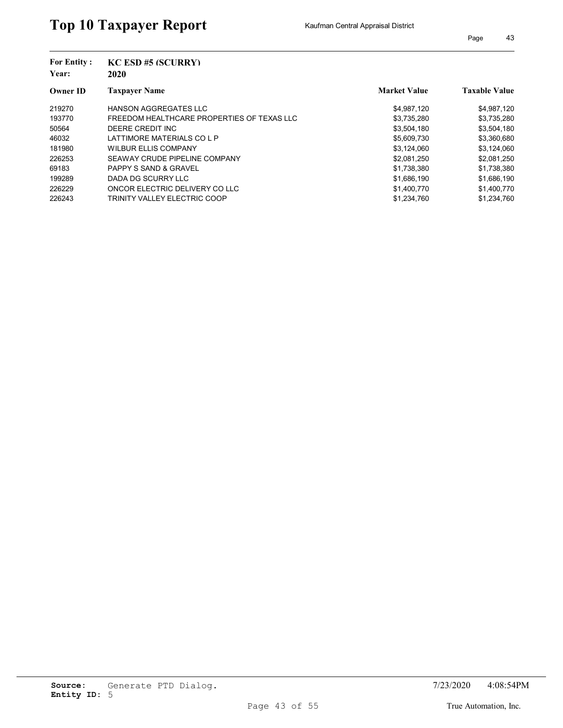# Top 10 Taxpayer Report

Kaufman Central Appraisal District

**For Entity :** KC ESD #5 (SCURRY)

**Year:** 2020

| Owner ID | Taxpayer Name | Market Value | Taxable Value |
|---|---|---|---|
| 219270 | HANSON AGGREGATES LLC | $4,987,120 | $4,987,120 |
| 193770 | FREEDOM HEALTHCARE PROPERTIES OF TEXAS LLC | $3,735,280 | $3,735,280 |
| 50564 | DEERE CREDIT INC | $3,504,180 | $3,504,180 |
| 46032 | LATTIMORE MATERIALS CO L P | $5,609,730 | $3,360,680 |
| 181980 | WILBUR ELLIS COMPANY | $3,124,060 | $3,124,060 |
| 226253 | SEAWAY CRUDE PIPELINE COMPANY | $2,081,250 | $2,081,250 |
| 69183 | PAPPY S SAND & GRAVEL | $1,738,380 | $1,738,380 |
| 199289 | DADA DG SCURRY LLC | $1,686,190 | $1,686,190 |
| 226229 | ONCOR ELECTRIC DELIVERY CO LLC | $1,400,770 | $1,400,770 |
| 226243 | TRINITY VALLEY ELECTRIC COOP | $1,234,760 | $1,234,760 |

**Source:** Generate PTD Dialog.
**Entity ID:** 5

7/23/2020 4:08:54PM

True Automation, Inc.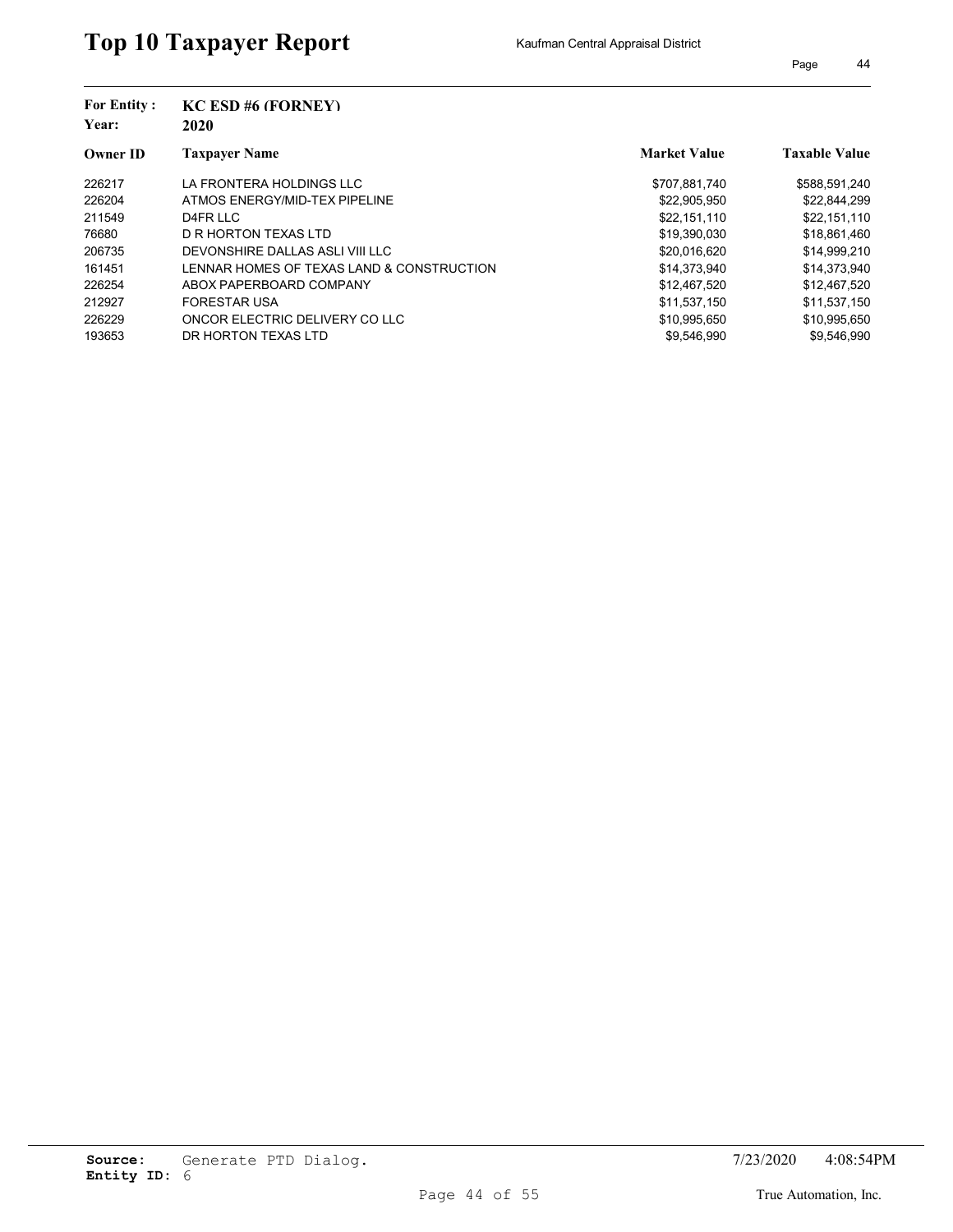# Top 10 Taxpayer Report

Kaufman Central Appraisal District

**For Entity :** KC ESD #6 (FORNEY)
**Year:** 2020

| Owner ID | Taxpayer Name | Market Value | Taxable Value |
|---|---|---|---|
| 226217 | LA FRONTERA HOLDINGS LLC | $707,881,740 | $588,591,240 |
| 226204 | ATMOS ENERGY/MID-TEX PIPELINE | $22,905,950 | $22,844,299 |
| 211549 | D4FR LLC | $22,151,110 | $22,151,110 |
| 76680 | D R HORTON TEXAS LTD | $19,390,030 | $18,861,460 |
| 206735 | DEVONSHIRE DALLAS ASLI VIII LLC | $20,016,620 | $14,999,210 |
| 161451 | LENNAR HOMES OF TEXAS LAND & CONSTRUCTION | $14,373,940 | $14,373,940 |
| 226254 | ABOX PAPERBOARD COMPANY | $12,467,520 | $12,467,520 |
| 212927 | FORESTAR USA | $11,537,150 | $11,537,150 |
| 226229 | ONCOR ELECTRIC DELIVERY CO LLC | $10,995,650 | $10,995,650 |
| 193653 | DR HORTON TEXAS LTD | $9,546,990 | $9,546,990 |

**Source:** Generate PTD Dialog.
**Entity ID:** 6

7/23/2020 4:08:54PM

True Automation, Inc.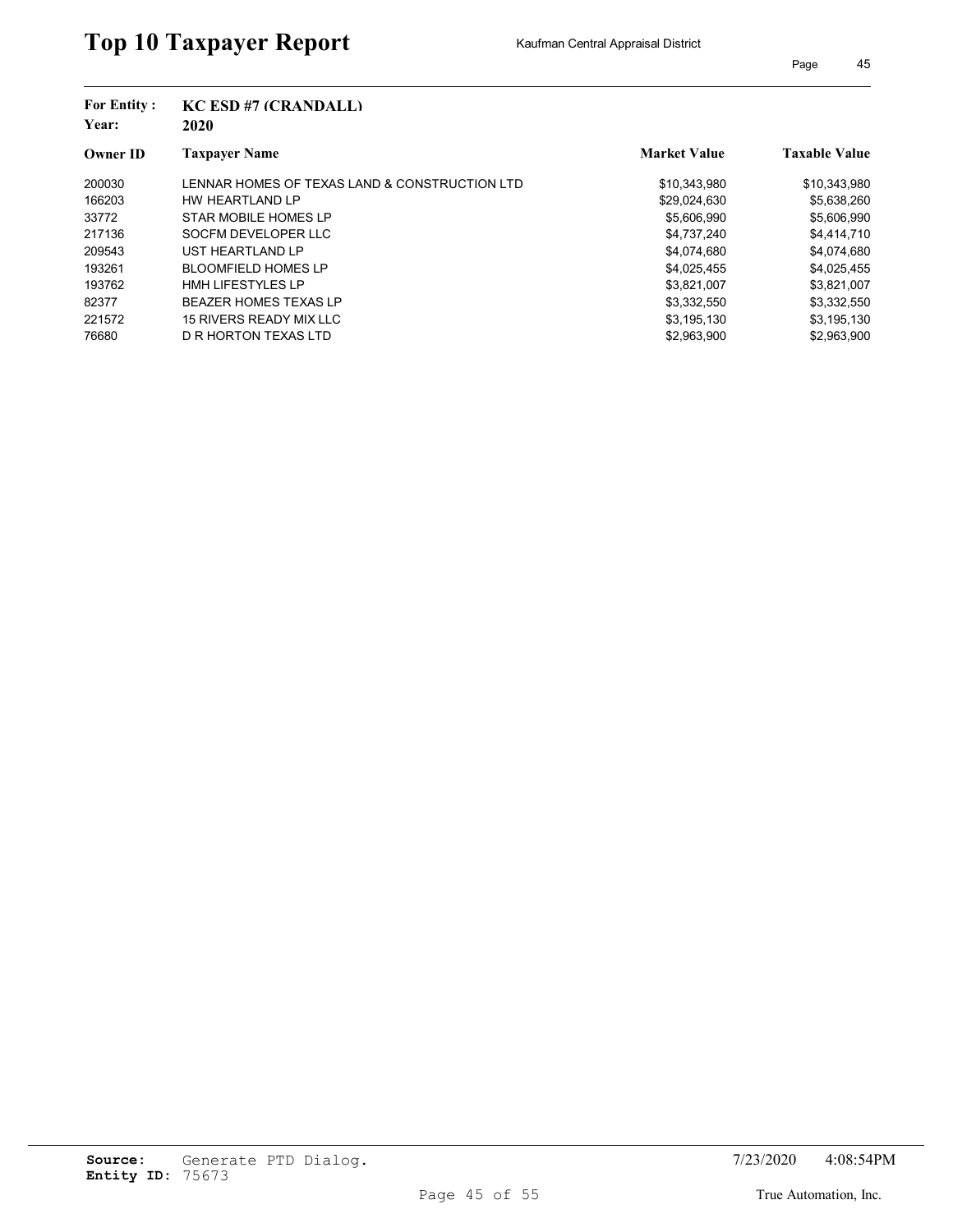# Top 10 Taxpayer Report

Kaufman Central Appraisal District

**For Entity :** KC ESD #7 (CRANDALL)
**Year:** 2020

| Owner ID | Taxpayer Name | Market Value | Taxable Value |
|---|---|---|---|
| 200030 | LENNAR HOMES OF TEXAS LAND & CONSTRUCTION LTD | $10,343,980 | $10,343,980 |
| 166203 | HW HEARTLAND LP | $29,024,630 | $5,638,260 |
| 33772 | STAR MOBILE HOMES LP | $5,606,990 | $5,606,990 |
| 217136 | SOCFM DEVELOPER LLC | $4,737,240 | $4,414,710 |
| 209543 | UST HEARTLAND LP | $4,074,680 | $4,074,680 |
| 193261 | BLOOMFIELD HOMES LP | $4,025,455 | $4,025,455 |
| 193762 | HMH LIFESTYLES LP | $3,821,007 | $3,821,007 |
| 82377 | BEAZER HOMES TEXAS LP | $3,332,550 | $3,332,550 |
| 221572 | 15 RIVERS READY MIX LLC | $3,195,130 | $3,195,130 |
| 76680 | D R HORTON TEXAS LTD | $2,963,900 | $2,963,900 |

**Source:** Generate PTD Dialog.
**Entity ID:** 75673

7/23/2020 4:08:54PM

True Automation, Inc.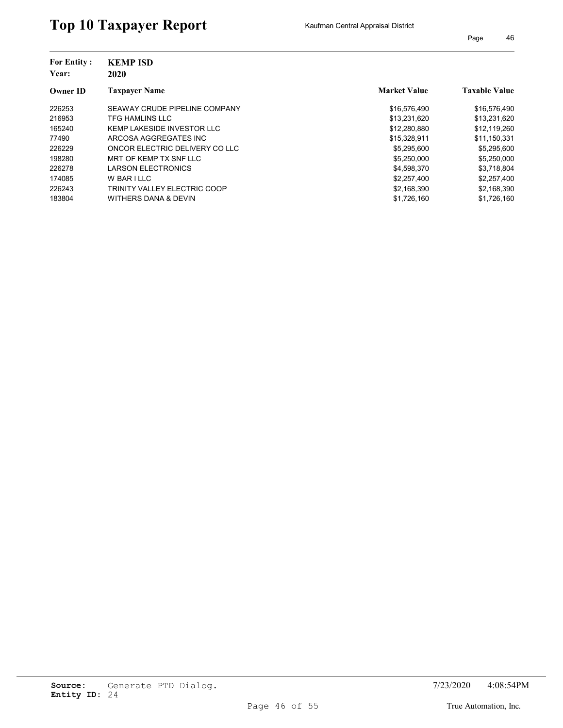# Top 10 Taxpayer Report

Kaufman Central Appraisal District

**For Entity :** **KEMP ISD**
**Year:** **2020**

| Owner ID | Taxpayer Name | Market Value | Taxable Value |
|---|---|---|---|
| 226253 | SEAWAY CRUDE PIPELINE COMPANY | $16,576,490 | $16,576,490 |
| 216953 | TFG HAMLINS LLC | $13,231,620 | $13,231,620 |
| 165240 | KEMP LAKESIDE INVESTOR LLC | $12,280,880 | $12,119,260 |
| 77490 | ARCOSA AGGREGATES INC | $15,328,911 | $11,150,331 |
| 226229 | ONCOR ELECTRIC DELIVERY CO LLC | $5,295,600 | $5,295,600 |
| 198280 | MRT OF KEMP TX SNF LLC | $5,250,000 | $5,250,000 |
| 226278 | LARSON ELECTRONICS | $4,598,370 | $3,718,804 |
| 174085 | W BAR I LLC | $2,257,400 | $2,257,400 |
| 226243 | TRINITY VALLEY ELECTRIC COOP | $2,168,390 | $2,168,390 |
| 183804 | WITHERS DANA & DEVIN | $1,726,160 | $1,726,160 |

**Source:** Generate PTD Dialog.
**Entity ID:** 24

7/23/2020 4:08:54PM

True Automation, Inc.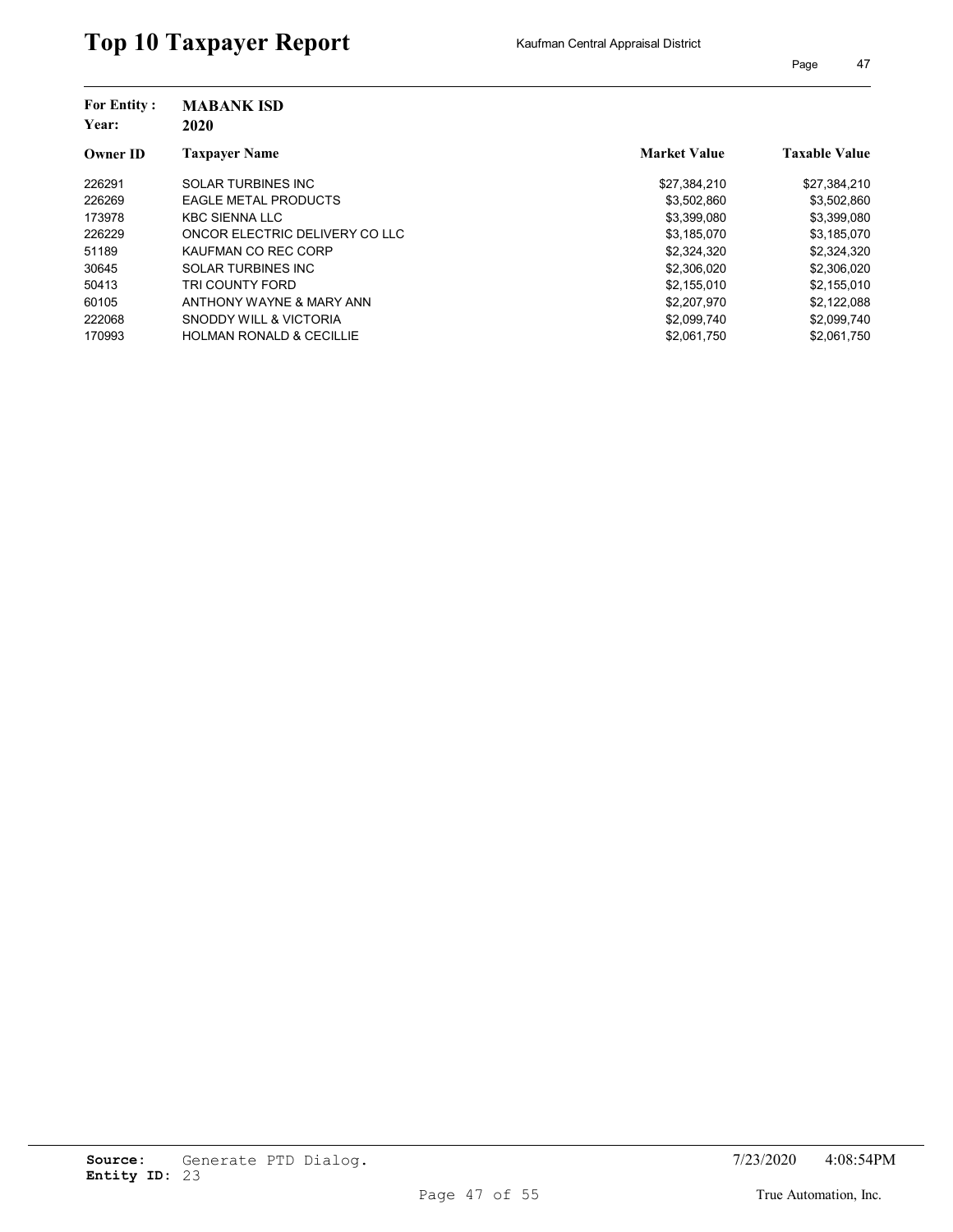# Top 10 Taxpayer Report

Kaufman Central Appraisal District

**For Entity :** **MABANK ISD**
**Year:** **2020**

| Owner ID | Taxpayer Name | Market Value | Taxable Value |
|---|---|---|---|
| 226291 | SOLAR TURBINES INC | $27,384,210 | $27,384,210 |
| 226269 | EAGLE METAL PRODUCTS | $3,502,860 | $3,502,860 |
| 173978 | KBC SIENNA LLC | $3,399,080 | $3,399,080 |
| 226229 | ONCOR ELECTRIC DELIVERY CO LLC | $3,185,070 | $3,185,070 |
| 51189 | KAUFMAN CO REC CORP | $2,324,320 | $2,324,320 |
| 30645 | SOLAR TURBINES INC | $2,306,020 | $2,306,020 |
| 50413 | TRI COUNTY FORD | $2,155,010 | $2,155,010 |
| 60105 | ANTHONY WAYNE & MARY ANN | $2,207,970 | $2,122,088 |
| 222068 | SNODDY WILL & VICTORIA | $2,099,740 | $2,099,740 |
| 170993 | HOLMAN RONALD & CECILLIE | $2,061,750 | $2,061,750 |

**Source:** Generate PTD Dialog.
**Entity ID:** 23

7/23/2020 4:08:54PM

True Automation, Inc.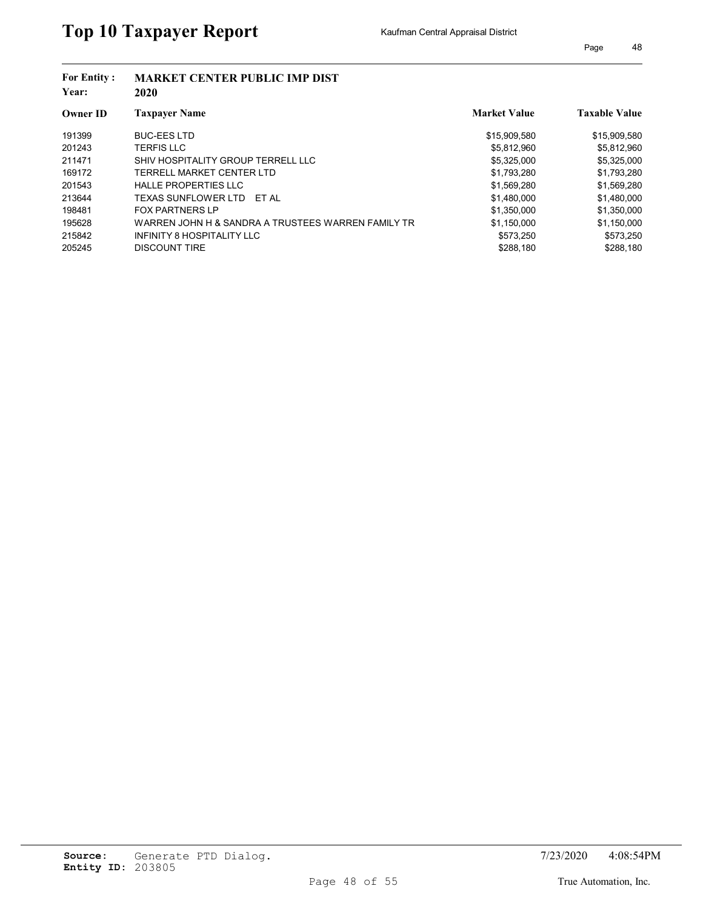# Top 10 Taxpayer Report

Kaufman Central Appraisal District

**For Entity :** MARKET CENTER PUBLIC IMP DIST
**Year:** 2020

| Owner ID | Taxpayer Name | Market Value | Taxable Value |
|---|---|---|---|
| 191399 | BUC-EES LTD | $15,909,580 | $15,909,580 |
| 201243 | TERFIS LLC | $5,812,960 | $5,812,960 |
| 211471 | SHIV HOSPITALITY GROUP TERRELL LLC | $5,325,000 | $5,325,000 |
| 169172 | TERRELL MARKET CENTER LTD | $1,793,280 | $1,793,280 |
| 201543 | HALLE PROPERTIES LLC | $1,569,280 | $1,569,280 |
| 213644 | TEXAS SUNFLOWER LTD ET AL | $1,480,000 | $1,480,000 |
| 198481 | FOX PARTNERS LP | $1,350,000 | $1,350,000 |
| 195628 | WARREN JOHN H & SANDRA A TRUSTEES WARREN FAMILY TR | $1,150,000 | $1,150,000 |
| 215842 | INFINITY 8 HOSPITALITY LLC | $573,250 | $573,250 |
| 205245 | DISCOUNT TIRE | $288,180 | $288,180 |

**Source:** Generate PTD Dialog.
**Entity ID:** 203805

7/23/2020 4:08:54PM

True Automation, Inc.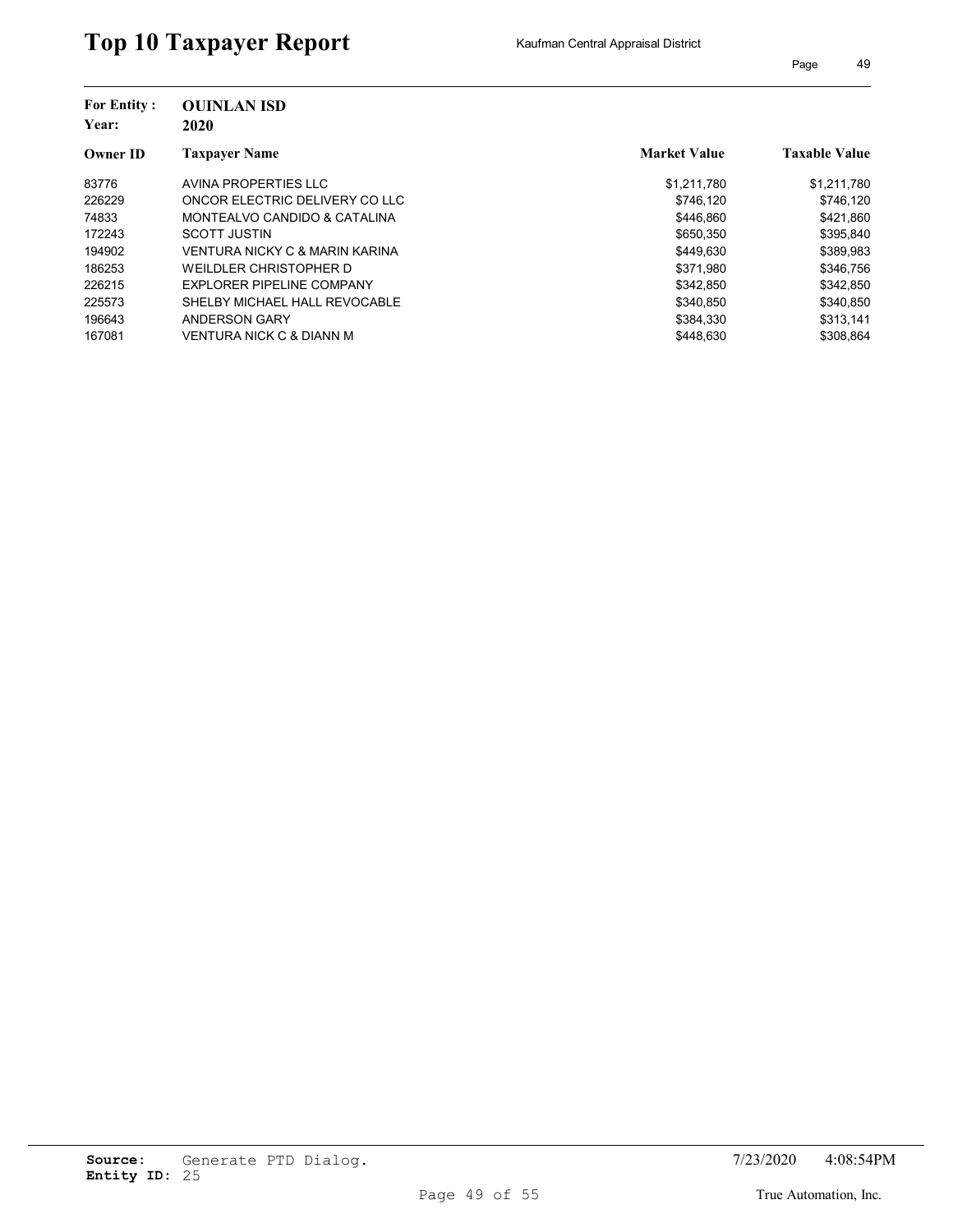# Top 10 Taxpayer Report

Kaufman Central Appraisal District

**For Entity :** **OUINLAN ISD**
**Year:** **2020**

| Owner ID | Taxpayer Name | Market Value | Taxable Value |
|---|---|---|---|
| 83776 | AVINA PROPERTIES LLC | $1,211,780 | $1,211,780 |
| 226229 | ONCOR ELECTRIC DELIVERY CO LLC | $746,120 | $746,120 |
| 74833 | MONTEALVO CANDIDO & CATALINA | $446,860 | $421,860 |
| 172243 | SCOTT JUSTIN | $650,350 | $395,840 |
| 194902 | VENTURA NICKY C & MARIN KARINA | $449,630 | $389,983 |
| 186253 | WEILDLER CHRISTOPHER D | $371,980 | $346,756 |
| 226215 | EXPLORER PIPELINE COMPANY | $342,850 | $342,850 |
| 225573 | SHELBY MICHAEL HALL REVOCABLE | $340,850 | $340,850 |
| 196643 | ANDERSON GARY | $384,330 | $313,141 |
| 167081 | VENTURA NICK C & DIANN M | $448,630 | $308,864 |

**Source:** Generate PTD Dialog.
**Entity ID:** 25

7/23/2020 4:08:54PM

True Automation, Inc.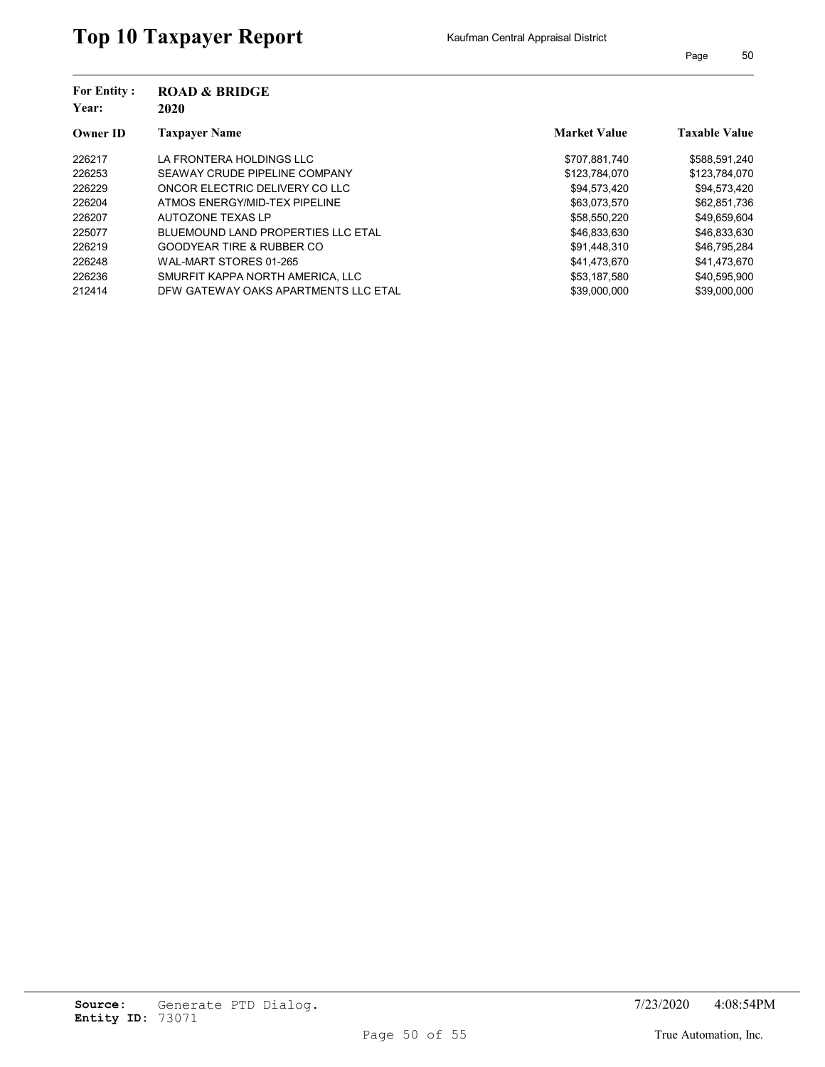# Top 10 Taxpayer Report

Kaufman Central Appraisal District

**For Entity :** ROAD & BRIDGE
**Year:** 2020

| Owner ID | Taxpayer Name | Market Value | Taxable Value |
|---|---|---|---|
| 226217 | LA FRONTERA HOLDINGS LLC | $707,881,740 | $588,591,240 |
| 226253 | SEAWAY CRUDE PIPELINE COMPANY | $123,784,070 | $123,784,070 |
| 226229 | ONCOR ELECTRIC DELIVERY CO LLC | $94,573,420 | $94,573,420 |
| 226204 | ATMOS ENERGY/MID-TEX PIPELINE | $63,073,570 | $62,851,736 |
| 226207 | AUTOZONE TEXAS LP | $58,550,220 | $49,659,604 |
| 225077 | BLUEMOUND LAND PROPERTIES LLC ETAL | $46,833,630 | $46,833,630 |
| 226219 | GOODYEAR TIRE & RUBBER CO | $91,448,310 | $46,795,284 |
| 226248 | WAL-MART STORES 01-265 | $41,473,670 | $41,473,670 |
| 226236 | SMURFIT KAPPA NORTH AMERICA, LLC | $53,187,580 | $40,595,900 |
| 212414 | DFW GATEWAY OAKS APARTMENTS LLC ETAL | $39,000,000 | $39,000,000 |

**Source:** Generate PTD Dialog.
**Entity ID:** 73071

7/23/2020 4:08:54PM

True Automation, Inc.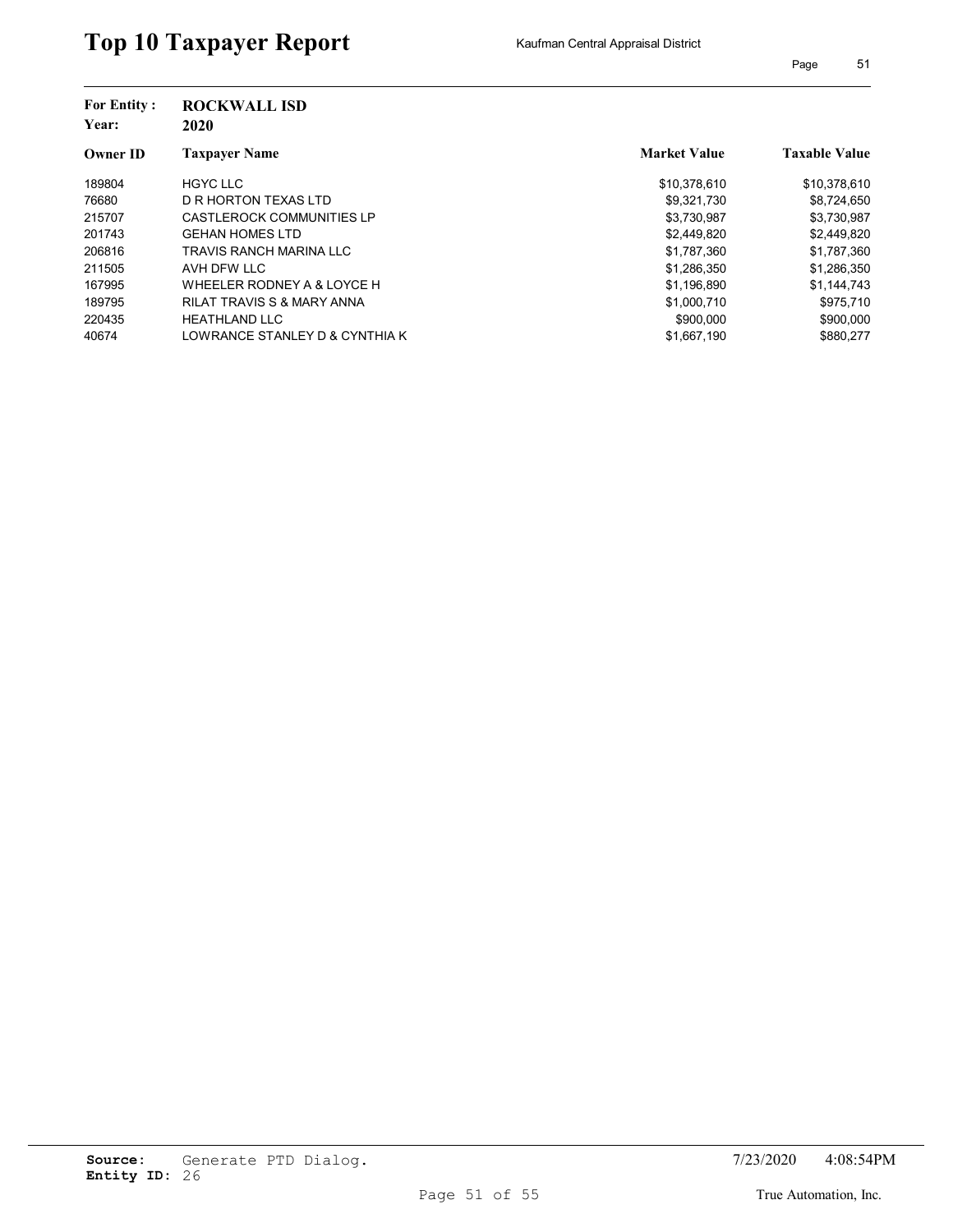# Top 10 Taxpayer Report

Kaufman Central Appraisal District

**For Entity :** ROCKWALL ISD
**Year:** 2020

| Owner ID | Taxpayer Name | Market Value | Taxable Value |
|---|---|---|---|
| 189804 | HGYC LLC | $10,378,610 | $10,378,610 |
| 76680 | D R HORTON TEXAS LTD | $9,321,730 | $8,724,650 |
| 215707 | CASTLEROCK COMMUNITIES LP | $3,730,987 | $3,730,987 |
| 201743 | GEHAN HOMES LTD | $2,449,820 | $2,449,820 |
| 206816 | TRAVIS RANCH MARINA LLC | $1,787,360 | $1,787,360 |
| 211505 | AVH DFW LLC | $1,286,350 | $1,286,350 |
| 167995 | WHEELER RODNEY A & LOYCE H | $1,196,890 | $1,144,743 |
| 189795 | RILAT TRAVIS S & MARY ANNA | $1,000,710 | $975,710 |
| 220435 | HEATHLAND LLC | $900,000 | $900,000 |
| 40674 | LOWRANCE STANLEY D & CYNTHIA K | $1,667,190 | $880,277 |

**Source:** Generate PTD Dialog.
**Entity ID:** 26

7/23/2020 4:08:54PM

True Automation, Inc.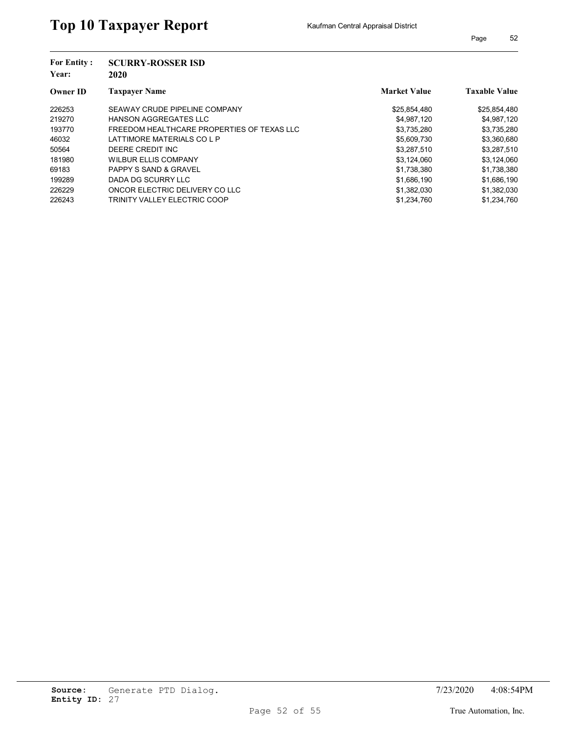# Top 10 Taxpayer Report

Kaufman Central Appraisal District

**For Entity :** SCURRY-ROSSER ISD
**Year:** 2020

| Owner ID | Taxpayer Name | Market Value | Taxable Value |
|---|---|---|---|
| 226253 | SEAWAY CRUDE PIPELINE COMPANY | $25,854,480 | $25,854,480 |
| 219270 | HANSON AGGREGATES LLC | $4,987,120 | $4,987,120 |
| 193770 | FREEDOM HEALTHCARE PROPERTIES OF TEXAS LLC | $3,735,280 | $3,735,280 |
| 46032 | LATTIMORE MATERIALS CO L P | $5,609,730 | $3,360,680 |
| 50564 | DEERE CREDIT INC | $3,287,510 | $3,287,510 |
| 181980 | WILBUR ELLIS COMPANY | $3,124,060 | $3,124,060 |
| 69183 | PAPPY S SAND & GRAVEL | $1,738,380 | $1,738,380 |
| 199289 | DADA DG SCURRY LLC | $1,686,190 | $1,686,190 |
| 226229 | ONCOR ELECTRIC DELIVERY CO LLC | $1,382,030 | $1,382,030 |
| 226243 | TRINITY VALLEY ELECTRIC COOP | $1,234,760 | $1,234,760 |

**Source:** Generate PTD Dialog.
**Entity ID:** 27

7/23/2020 4:08:54PM

True Automation, Inc.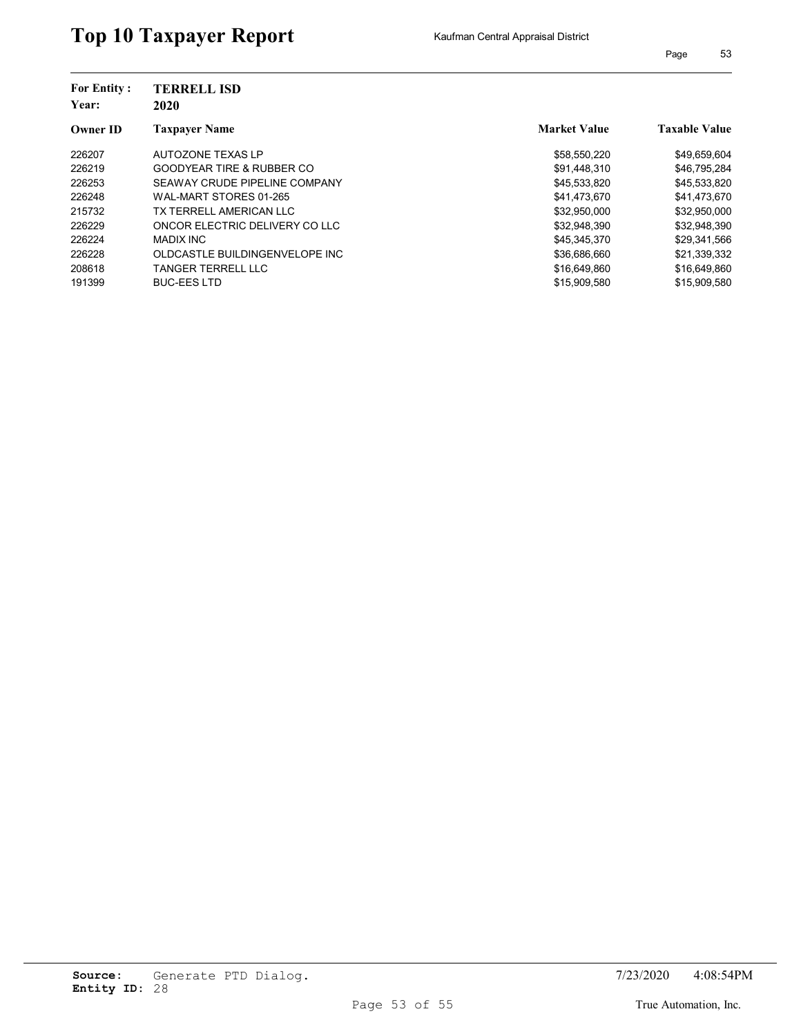# Top 10 Taxpayer Report

Kaufman Central Appraisal District

**For Entity :** **TERRELL ISD**
**Year:** **2020**

| Owner ID | Taxpayer Name | Market Value | Taxable Value |
|---|---|---|---|
| 226207 | AUTOZONE TEXAS LP | $58,550,220 | $49,659,604 |
| 226219 | GOODYEAR TIRE & RUBBER CO | $91,448,310 | $46,795,284 |
| 226253 | SEAWAY CRUDE PIPELINE COMPANY | $45,533,820 | $45,533,820 |
| 226248 | WAL-MART STORES 01-265 | $41,473,670 | $41,473,670 |
| 215732 | TX TERRELL AMERICAN LLC | $32,950,000 | $32,950,000 |
| 226229 | ONCOR ELECTRIC DELIVERY CO LLC | $32,948,390 | $32,948,390 |
| 226224 | MADIX INC | $45,345,370 | $29,341,566 |
| 226228 | OLDCASTLE BUILDINGENVELOPE INC | $36,686,660 | $21,339,332 |
| 208618 | TANGER TERRELL LLC | $16,649,860 | $16,649,860 |
| 191399 | BUC-EES LTD | $15,909,580 | $15,909,580 |

**Source:** Generate PTD Dialog.
**Entity ID:** 28

7/23/2020 4:08:54PM

True Automation, Inc.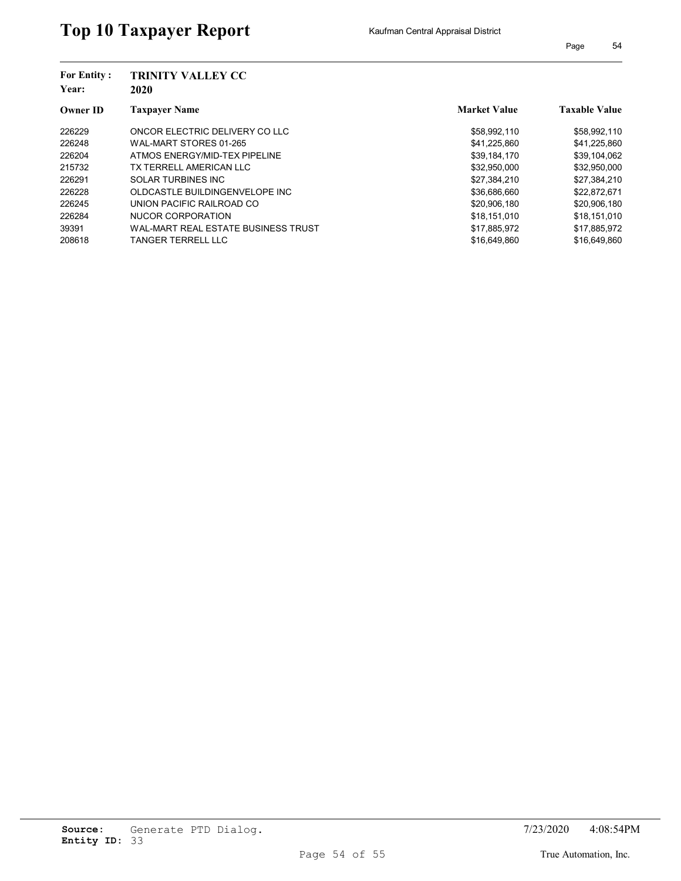# Top 10 Taxpayer Report

Kaufman Central Appraisal District

**For Entity :** **TRINITY VALLEY CC**
**Year:** **2020**

| Owner ID | Taxpayer Name | Market Value | Taxable Value |
|---|---|---|---|
| 226229 | ONCOR ELECTRIC DELIVERY CO LLC | $58,992,110 | $58,992,110 |
| 226248 | WAL-MART STORES 01-265 | $41,225,860 | $41,225,860 |
| 226204 | ATMOS ENERGY/MID-TEX PIPELINE | $39,184,170 | $39,104,062 |
| 215732 | TX TERRELL AMERICAN LLC | $32,950,000 | $32,950,000 |
| 226291 | SOLAR TURBINES INC | $27,384,210 | $27,384,210 |
| 226228 | OLDCASTLE BUILDINGENVELOPE INC | $36,686,660 | $22,872,671 |
| 226245 | UNION PACIFIC RAILROAD CO | $20,906,180 | $20,906,180 |
| 226284 | NUCOR CORPORATION | $18,151,010 | $18,151,010 |
| 39391 | WAL-MART REAL ESTATE BUSINESS TRUST | $17,885,972 | $17,885,972 |
| 208618 | TANGER TERRELL LLC | $16,649,860 | $16,649,860 |

**Source:** Generate PTD Dialog.
**Entity ID:** 33

7/23/2020 4:08:54PM

True Automation, Inc.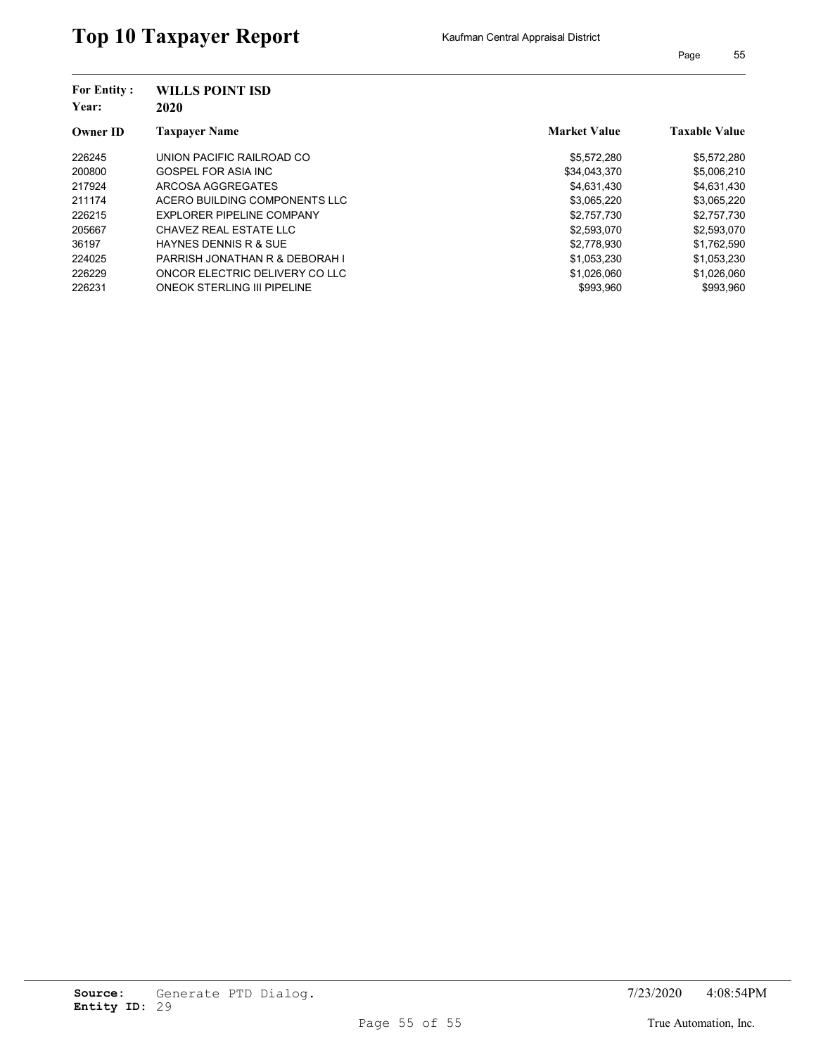# Top 10 Taxpayer Report

Kaufman Central Appraisal District

**For Entity :** **WILLS POINT ISD**
**Year:** **2020**

| Owner ID | Taxpayer Name | Market Value | Taxable Value |
|---|---|---|---|
| 226245 | UNION PACIFIC RAILROAD CO | $5,572,280 | $5,572,280 |
| 200800 | GOSPEL FOR ASIA INC | $34,043,370 | $5,006,210 |
| 217924 | ARCOSA AGGREGATES | $4,631,430 | $4,631,430 |
| 211174 | ACERO BUILDING COMPONENTS LLC | $3,065,220 | $3,065,220 |
| 226215 | EXPLORER PIPELINE COMPANY | $2,757,730 | $2,757,730 |
| 205667 | CHAVEZ REAL ESTATE LLC | $2,593,070 | $2,593,070 |
| 36197 | HAYNES DENNIS R & SUE | $2,778,930 | $1,762,590 |
| 224025 | PARRISH JONATHAN R & DEBORAH I | $1,053,230 | $1,053,230 |
| 226229 | ONCOR ELECTRIC DELIVERY CO LLC | $1,026,060 | $1,026,060 |
| 226231 | ONEOK STERLING III PIPELINE | $993,960 | $993,960 |

**Source:** Generate PTD Dialog.
**Entity ID:** 29

7/23/2020 4:08:54PM

True Automation, Inc.